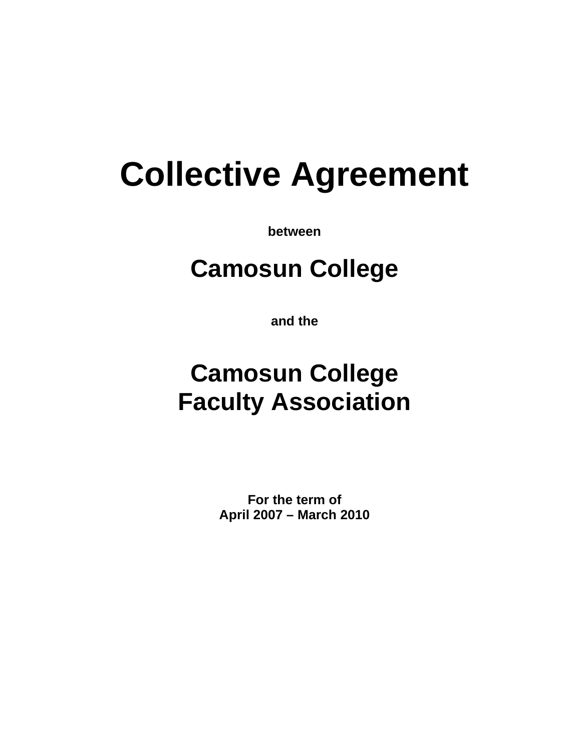# Collective Agreement

**between**

## Camosun College

**and the**

## Camosun College
## Faculty Association

**For the term of**
**April 2007 – March 2010**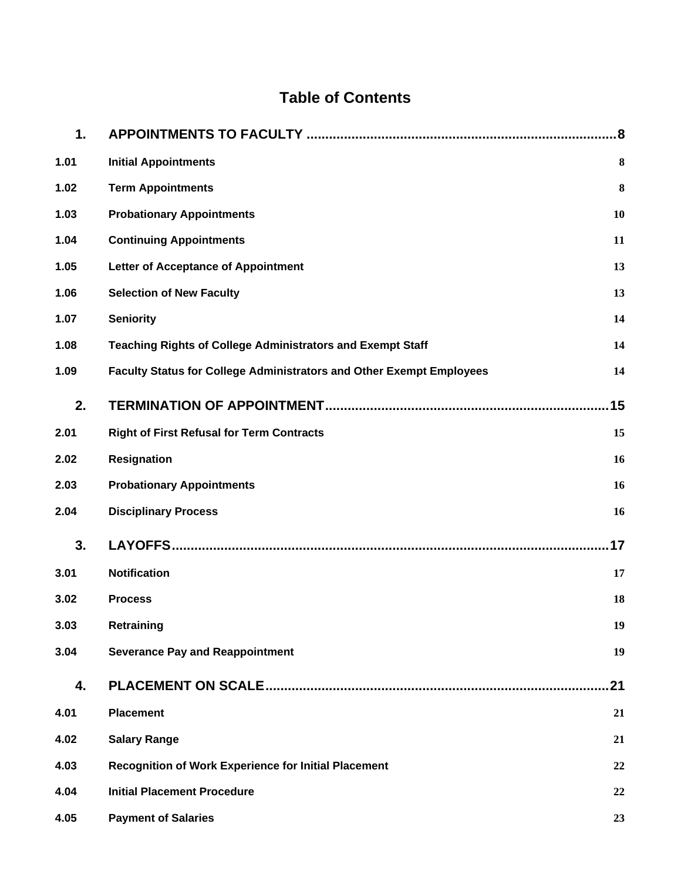# Table of Contents

| | | |
|---|---|---|
| **1.** | **APPOINTMENTS TO FACULTY** | **8** |
| 1.01 | Initial Appointments | 8 |
| 1.02 | Term Appointments | 8 |
| 1.03 | Probationary Appointments | 10 |
| 1.04 | Continuing Appointments | 11 |
| 1.05 | Letter of Acceptance of Appointment | 13 |
| 1.06 | Selection of New Faculty | 13 |
| 1.07 | Seniority | 14 |
| 1.08 | Teaching Rights of College Administrators and Exempt Staff | 14 |
| 1.09 | Faculty Status for College Administrators and Other Exempt Employees | 14 |
| **2.** | **TERMINATION OF APPOINTMENT** | **15** |
| 2.01 | Right of First Refusal for Term Contracts | 15 |
| 2.02 | Resignation | 16 |
| 2.03 | Probationary Appointments | 16 |
| 2.04 | Disciplinary Process | 16 |
| **3.** | **LAYOFFS** | **17** |
| 3.01 | Notification | 17 |
| 3.02 | Process | 18 |
| 3.03 | Retraining | 19 |
| 3.04 | Severance Pay and Reappointment | 19 |
| **4.** | **PLACEMENT ON SCALE** | **21** |
| 4.01 | Placement | 21 |
| 4.02 | Salary Range | 21 |
| 4.03 | Recognition of Work Experience for Initial Placement | 22 |
| 4.04 | Initial Placement Procedure | 22 |
| 4.05 | Payment of Salaries | 23 |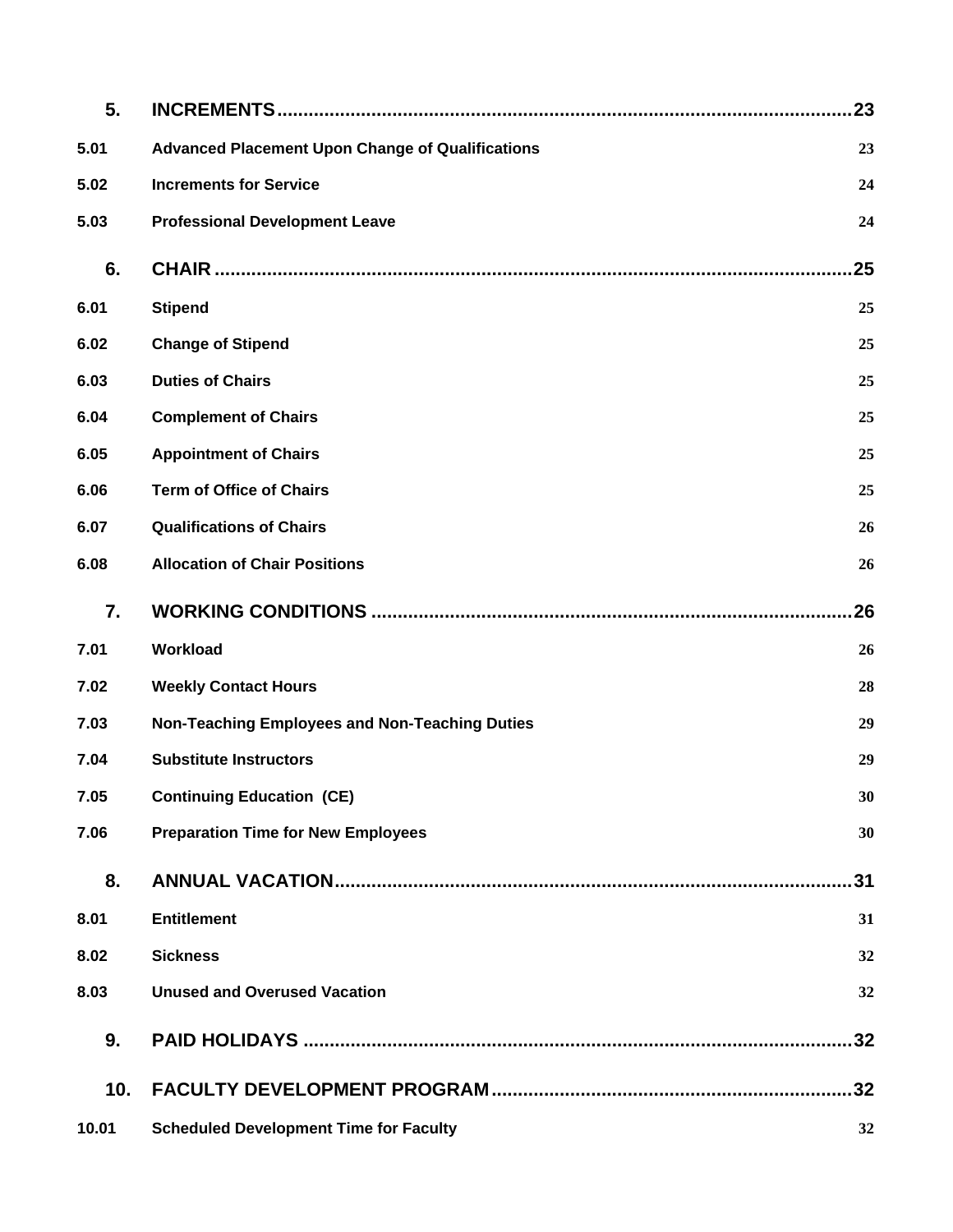| | | |
|---|---|---|
| **5.** | **INCREMENTS** | **23** |
| **5.01** | **Advanced Placement Upon Change of Qualifications** | **23** |
| **5.02** | **Increments for Service** | **24** |
| **5.03** | **Professional Development Leave** | **24** |
| **6.** | **CHAIR** | **25** |
| **6.01** | **Stipend** | **25** |
| **6.02** | **Change of Stipend** | **25** |
| **6.03** | **Duties of Chairs** | **25** |
| **6.04** | **Complement of Chairs** | **25** |
| **6.05** | **Appointment of Chairs** | **25** |
| **6.06** | **Term of Office of Chairs** | **25** |
| **6.07** | **Qualifications of Chairs** | **26** |
| **6.08** | **Allocation of Chair Positions** | **26** |
| **7.** | **WORKING CONDITIONS** | **26** |
| **7.01** | **Workload** | **26** |
| **7.02** | **Weekly Contact Hours** | **28** |
| **7.03** | **Non-Teaching Employees and Non-Teaching Duties** | **29** |
| **7.04** | **Substitute Instructors** | **29** |
| **7.05** | **Continuing Education (CE)** | **30** |
| **7.06** | **Preparation Time for New Employees** | **30** |
| **8.** | **ANNUAL VACATION** | **31** |
| **8.01** | **Entitlement** | **31** |
| **8.02** | **Sickness** | **32** |
| **8.03** | **Unused and Overused Vacation** | **32** |
| **9.** | **PAID HOLIDAYS** | **32** |
| **10.** | **FACULTY DEVELOPMENT PROGRAM** | **32** |
| **10.01** | **Scheduled Development Time for Faculty** | **32** |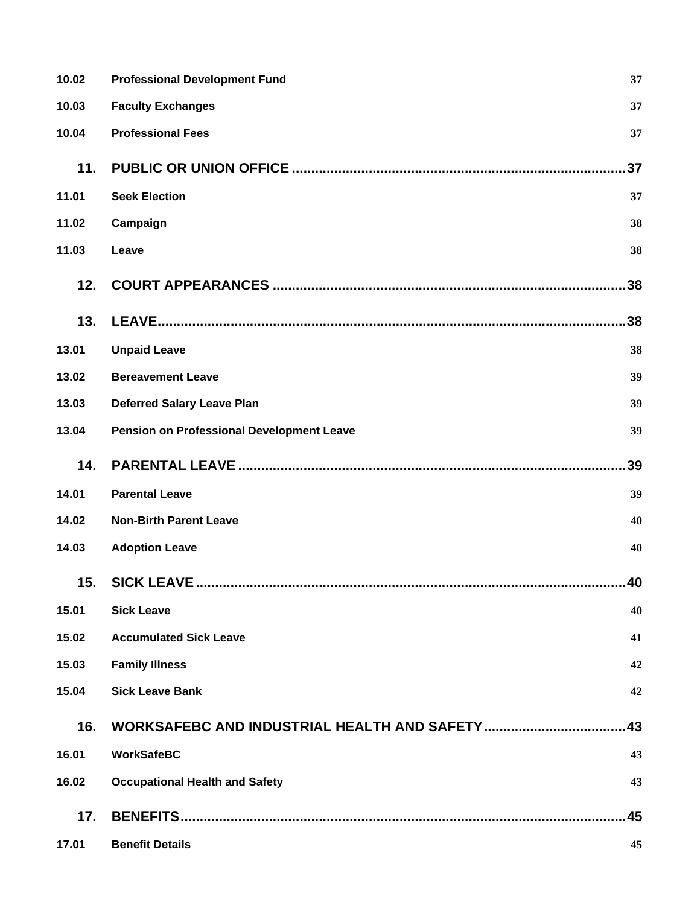| | | |
|---|---|---|
| 10.02 | **Professional Development Fund** | 37 |
| 10.03 | **Faculty Exchanges** | 37 |
| 10.04 | **Professional Fees** | 37 |
| **11.** | **PUBLIC OR UNION OFFICE** | **37** |
| 11.01 | **Seek Election** | 37 |
| 11.02 | **Campaign** | 38 |
| 11.03 | **Leave** | 38 |
| **12.** | **COURT APPEARANCES** | **38** |
| **13.** | **LEAVE** | **38** |
| 13.01 | **Unpaid Leave** | 38 |
| 13.02 | **Bereavement Leave** | 39 |
| 13.03 | **Deferred Salary Leave Plan** | 39 |
| 13.04 | **Pension on Professional Development Leave** | 39 |
| **14.** | **PARENTAL LEAVE** | **39** |
| 14.01 | **Parental Leave** | 39 |
| 14.02 | **Non-Birth Parent Leave** | 40 |
| 14.03 | **Adoption Leave** | 40 |
| **15.** | **SICK LEAVE** | **40** |
| 15.01 | **Sick Leave** | 40 |
| 15.02 | **Accumulated Sick Leave** | 41 |
| 15.03 | **Family Illness** | 42 |
| 15.04 | **Sick Leave Bank** | 42 |
| **16.** | **WORKSAFEBC AND INDUSTRIAL HEALTH AND SAFETY** | **43** |
| 16.01 | **WorkSafeBC** | 43 |
| 16.02 | **Occupational Health and Safety** | 43 |
| **17.** | **BENEFITS** | **45** |
| 17.01 | **Benefit Details** | 45 |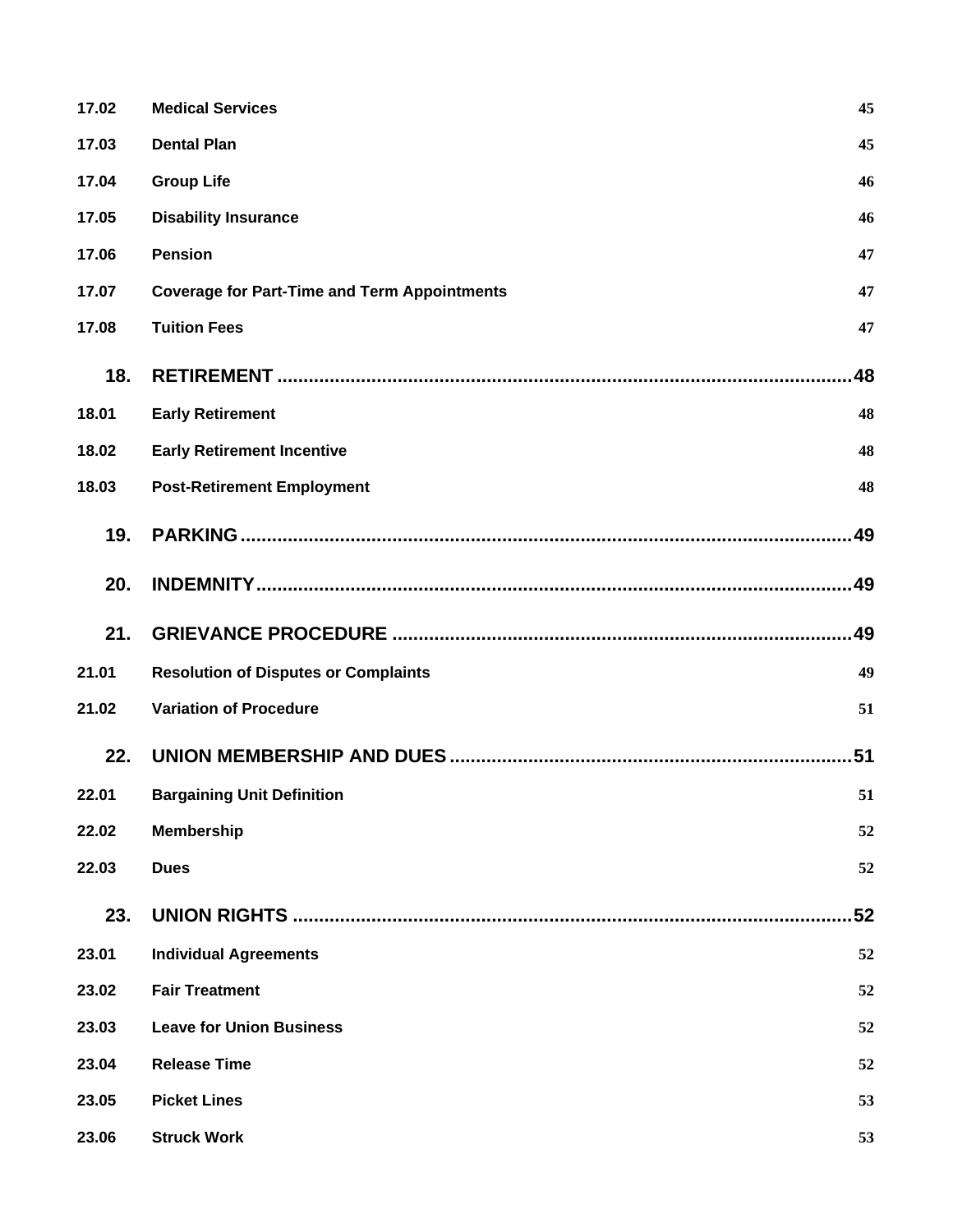| | | |
|---|---|---|
| 17.02 | **Medical Services** | 45 |
| 17.03 | **Dental Plan** | 45 |
| 17.04 | **Group Life** | 46 |
| 17.05 | **Disability Insurance** | 46 |
| 17.06 | **Pension** | 47 |
| 17.07 | **Coverage for Part-Time and Term Appointments** | 47 |
| 17.08 | **Tuition Fees** | 47 |
| **18.** | **RETIREMENT** | **48** |
| 18.01 | **Early Retirement** | 48 |
| 18.02 | **Early Retirement Incentive** | 48 |
| 18.03 | **Post-Retirement Employment** | 48 |
| **19.** | **PARKING** | **49** |
| **20.** | **INDEMNITY** | **49** |
| **21.** | **GRIEVANCE PROCEDURE** | **49** |
| 21.01 | **Resolution of Disputes or Complaints** | 49 |
| 21.02 | **Variation of Procedure** | 51 |
| **22.** | **UNION MEMBERSHIP AND DUES** | **51** |
| 22.01 | **Bargaining Unit Definition** | 51 |
| 22.02 | **Membership** | 52 |
| 22.03 | **Dues** | 52 |
| **23.** | **UNION RIGHTS** | **52** |
| 23.01 | **Individual Agreements** | 52 |
| 23.02 | **Fair Treatment** | 52 |
| 23.03 | **Leave for Union Business** | 52 |
| 23.04 | **Release Time** | 52 |
| 23.05 | **Picket Lines** | 53 |
| 23.06 | **Struck Work** | 53 |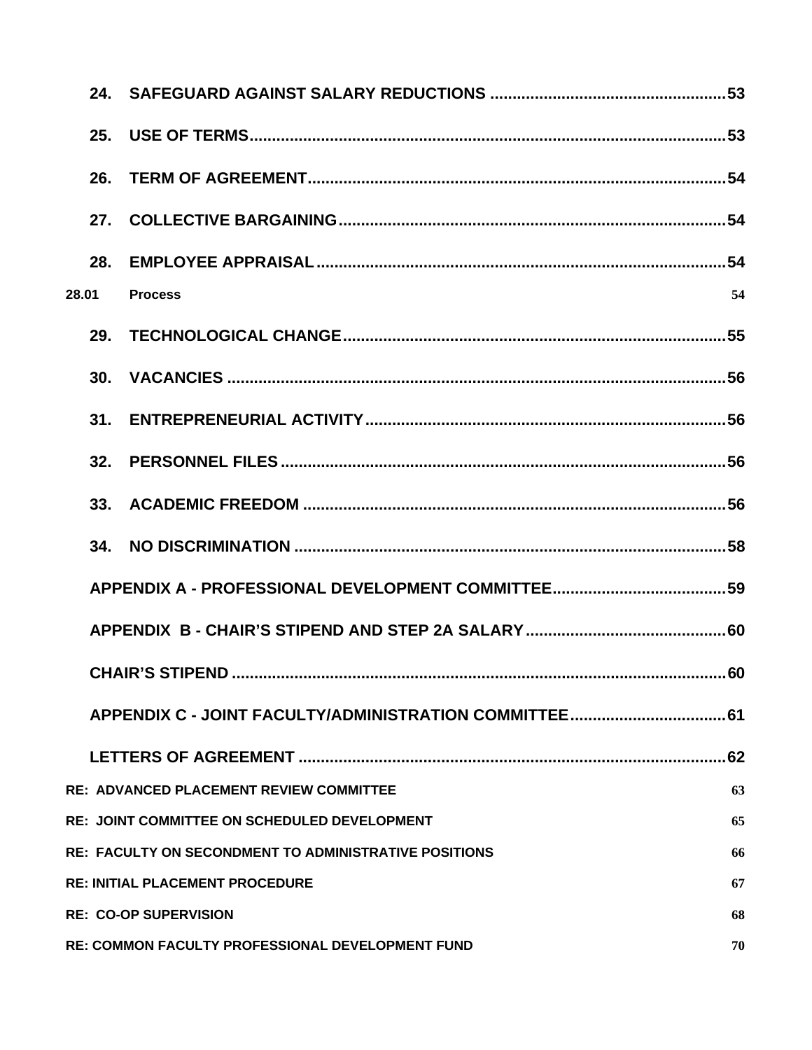| | | |
|---|---|---|
| **24.** | **SAFEGUARD AGAINST SALARY REDUCTIONS** | **53** |
| **25.** | **USE OF TERMS** | **53** |
| **26.** | **TERM OF AGREEMENT** | **54** |
| **27.** | **COLLECTIVE BARGAINING** | **54** |
| **28.** | **EMPLOYEE APPRAISAL** | **54** |
| **28.01** | **Process** | **54** |
| **29.** | **TECHNOLOGICAL CHANGE** | **55** |
| **30.** | **VACANCIES** | **56** |
| **31.** | **ENTREPRENEURIAL ACTIVITY** | **56** |
| **32.** | **PERSONNEL FILES** | **56** |
| **33.** | **ACADEMIC FREEDOM** | **56** |
| **34.** | **NO DISCRIMINATION** | **58** |
| | **APPENDIX A - PROFESSIONAL DEVELOPMENT COMMITTEE** | **59** |
| | **APPENDIX B - CHAIR'S STIPEND AND STEP 2A SALARY** | **60** |
| | **CHAIR'S STIPEND** | **60** |
| | **APPENDIX C - JOINT FACULTY/ADMINISTRATION COMMITTEE** | **61** |
| | **LETTERS OF AGREEMENT** | **62** |
| | **RE: ADVANCED PLACEMENT REVIEW COMMITTEE** | **63** |
| | **RE: JOINT COMMITTEE ON SCHEDULED DEVELOPMENT** | **65** |
| | **RE: FACULTY ON SECONDMENT TO ADMINISTRATIVE POSITIONS** | **66** |
| | **RE: INITIAL PLACEMENT PROCEDURE** | **67** |
| | **RE: CO-OP SUPERVISION** | **68** |
| | **RE: COMMON FACULTY PROFESSIONAL DEVELOPMENT FUND** | **70** |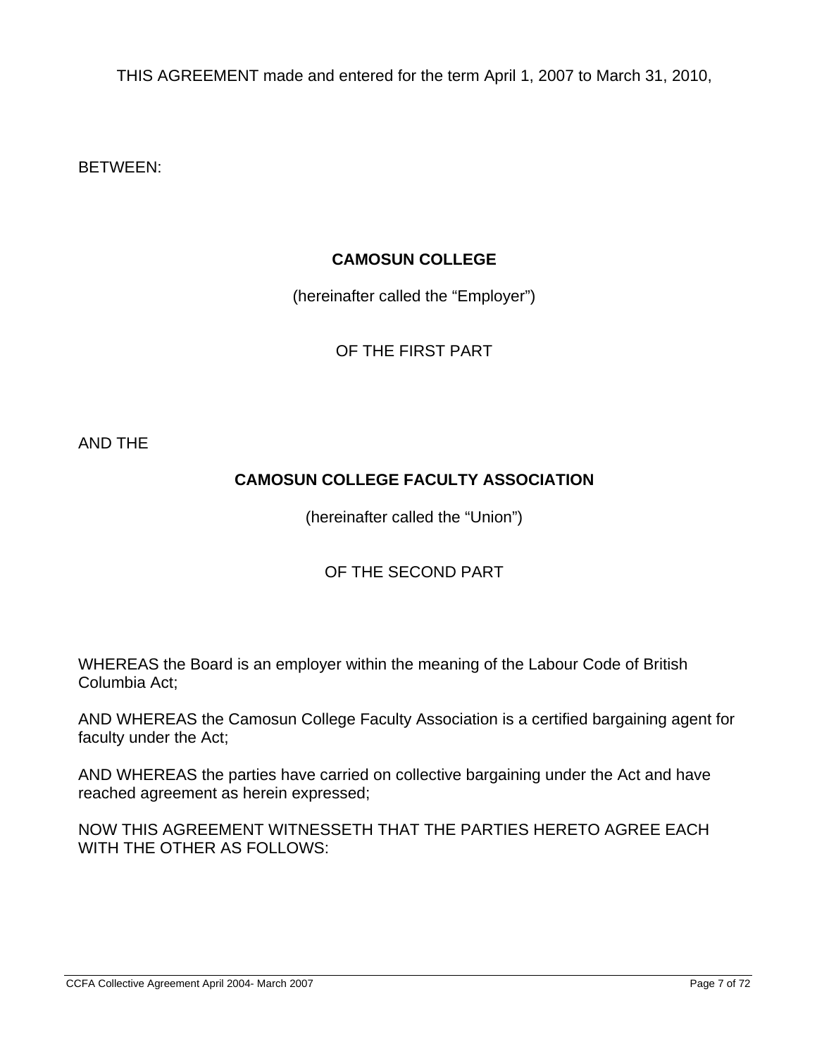THIS AGREEMENT made and entered for the term April 1, 2007 to March 31, 2010,

BETWEEN:

**CAMOSUN COLLEGE**

(hereinafter called the "Employer")

OF THE FIRST PART

AND THE

**CAMOSUN COLLEGE FACULTY ASSOCIATION**

(hereinafter called the "Union")

OF THE SECOND PART

WHEREAS the Board is an employer within the meaning of the Labour Code of British Columbia Act;

AND WHEREAS the Camosun College Faculty Association is a certified bargaining agent for faculty under the Act;

AND WHEREAS the parties have carried on collective bargaining under the Act and have reached agreement as herein expressed;

NOW THIS AGREEMENT WITNESSETH THAT THE PARTIES HERETO AGREE EACH WITH THE OTHER AS FOLLOWS: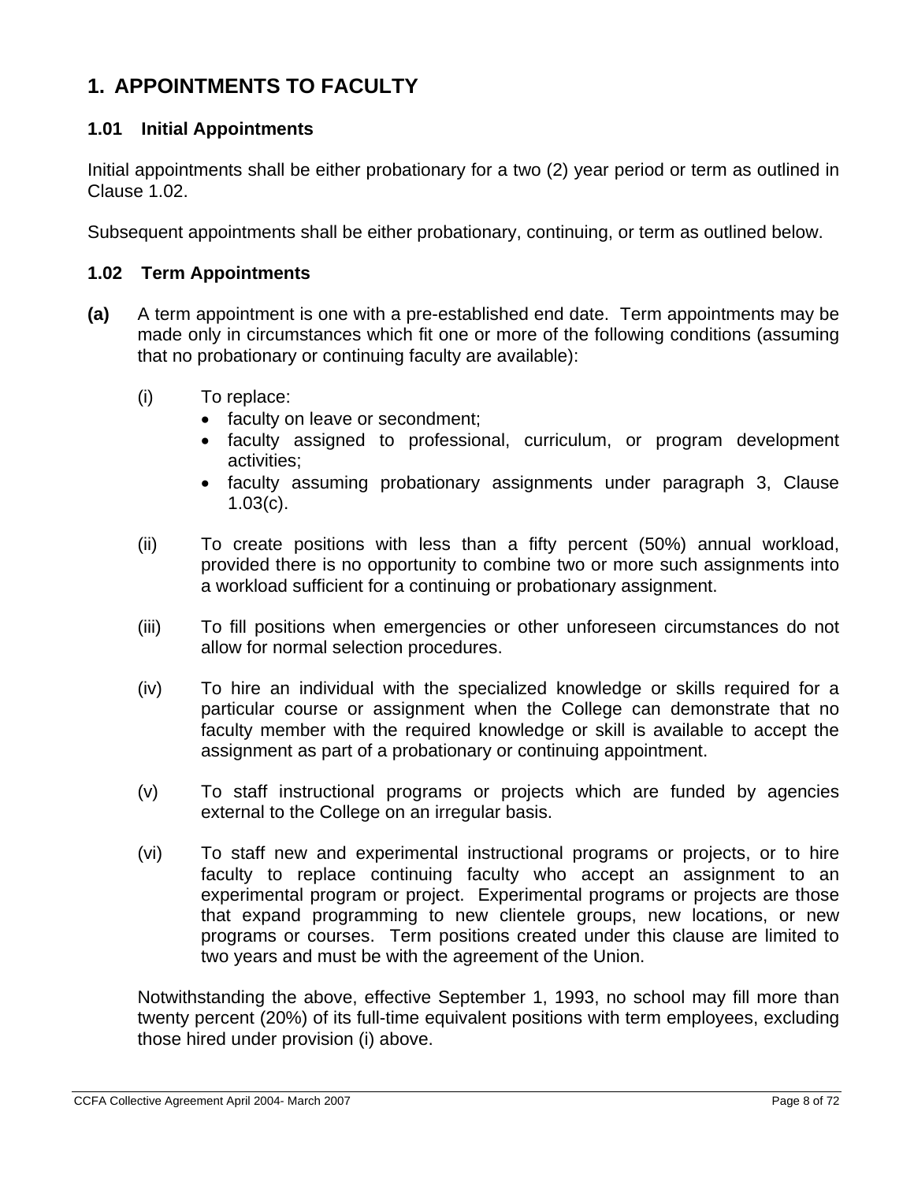# 1. APPOINTMENTS TO FACULTY

### 1.01 Initial Appointments

Initial appointments shall be either probationary for a two (2) year period or term as outlined in Clause 1.02.

Subsequent appointments shall be either probationary, continuing, or term as outlined below.

### 1.02 Term Appointments

**(a)** A term appointment is one with a pre-established end date. Term appointments may be made only in circumstances which fit one or more of the following conditions (assuming that no probationary or continuing faculty are available):

(i) To replace:

- faculty on leave or secondment;
- faculty assigned to professional, curriculum, or program development activities;
- faculty assuming probationary assignments under paragraph 3, Clause 1.03(c).

(ii) To create positions with less than a fifty percent (50%) annual workload, provided there is no opportunity to combine two or more such assignments into a workload sufficient for a continuing or probationary assignment.

(iii) To fill positions when emergencies or other unforeseen circumstances do not allow for normal selection procedures.

(iv) To hire an individual with the specialized knowledge or skills required for a particular course or assignment when the College can demonstrate that no faculty member with the required knowledge or skill is available to accept the assignment as part of a probationary or continuing appointment.

(v) To staff instructional programs or projects which are funded by agencies external to the College on an irregular basis.

(vi) To staff new and experimental instructional programs or projects, or to hire faculty to replace continuing faculty who accept an assignment to an experimental program or project. Experimental programs or projects are those that expand programming to new clientele groups, new locations, or new programs or courses. Term positions created under this clause are limited to two years and must be with the agreement of the Union.

Notwithstanding the above, effective September 1, 1993, no school may fill more than twenty percent (20%) of its full-time equivalent positions with term employees, excluding those hired under provision (i) above.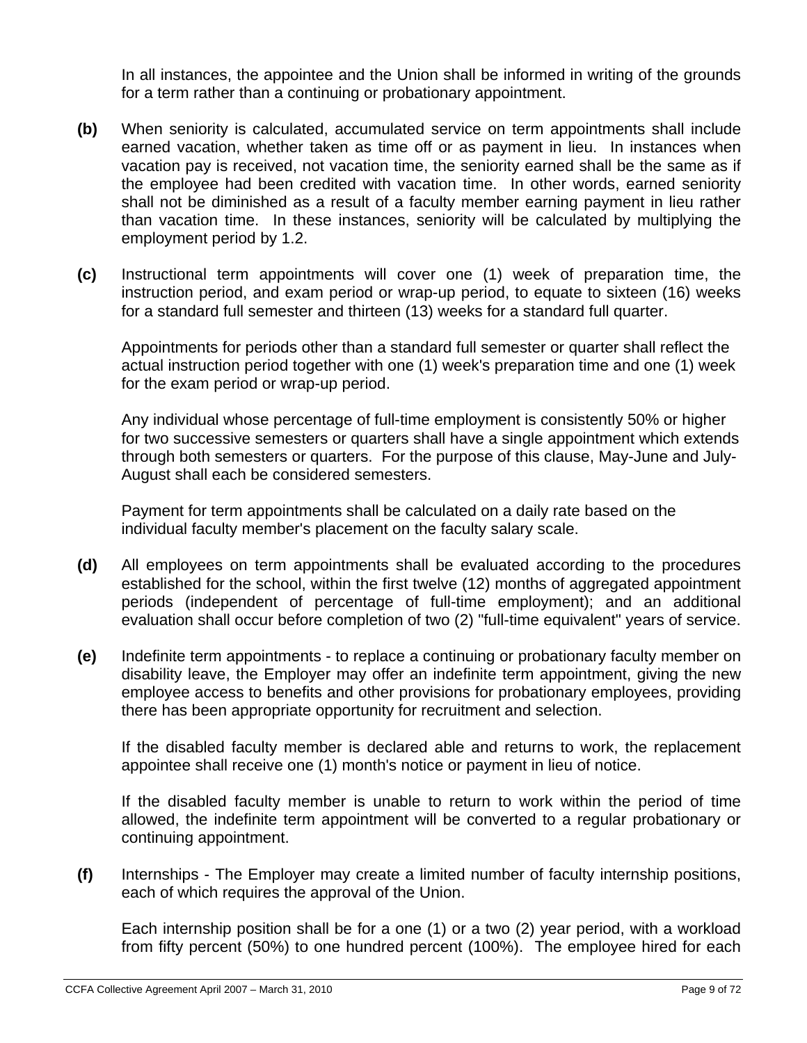In all instances, the appointee and the Union shall be informed in writing of the grounds for a term rather than a continuing or probationary appointment.

**(b)** When seniority is calculated, accumulated service on term appointments shall include earned vacation, whether taken as time off or as payment in lieu. In instances when vacation pay is received, not vacation time, the seniority earned shall be the same as if the employee had been credited with vacation time. In other words, earned seniority shall not be diminished as a result of a faculty member earning payment in lieu rather than vacation time. In these instances, seniority will be calculated by multiplying the employment period by 1.2.

**(c)** Instructional term appointments will cover one (1) week of preparation time, the instruction period, and exam period or wrap-up period, to equate to sixteen (16) weeks for a standard full semester and thirteen (13) weeks for a standard full quarter.

Appointments for periods other than a standard full semester or quarter shall reflect the actual instruction period together with one (1) week's preparation time and one (1) week for the exam period or wrap-up period.

Any individual whose percentage of full-time employment is consistently 50% or higher for two successive semesters or quarters shall have a single appointment which extends through both semesters or quarters. For the purpose of this clause, May-June and July-August shall each be considered semesters.

Payment for term appointments shall be calculated on a daily rate based on the individual faculty member's placement on the faculty salary scale.

**(d)** All employees on term appointments shall be evaluated according to the procedures established for the school, within the first twelve (12) months of aggregated appointment periods (independent of percentage of full-time employment); and an additional evaluation shall occur before completion of two (2) "full-time equivalent" years of service.

**(e)** Indefinite term appointments - to replace a continuing or probationary faculty member on disability leave, the Employer may offer an indefinite term appointment, giving the new employee access to benefits and other provisions for probationary employees, providing there has been appropriate opportunity for recruitment and selection.

If the disabled faculty member is declared able and returns to work, the replacement appointee shall receive one (1) month's notice or payment in lieu of notice.

If the disabled faculty member is unable to return to work within the period of time allowed, the indefinite term appointment will be converted to a regular probationary or continuing appointment.

**(f)** Internships - The Employer may create a limited number of faculty internship positions, each of which requires the approval of the Union.

Each internship position shall be for a one (1) or a two (2) year period, with a workload from fifty percent (50%) to one hundred percent (100%). The employee hired for each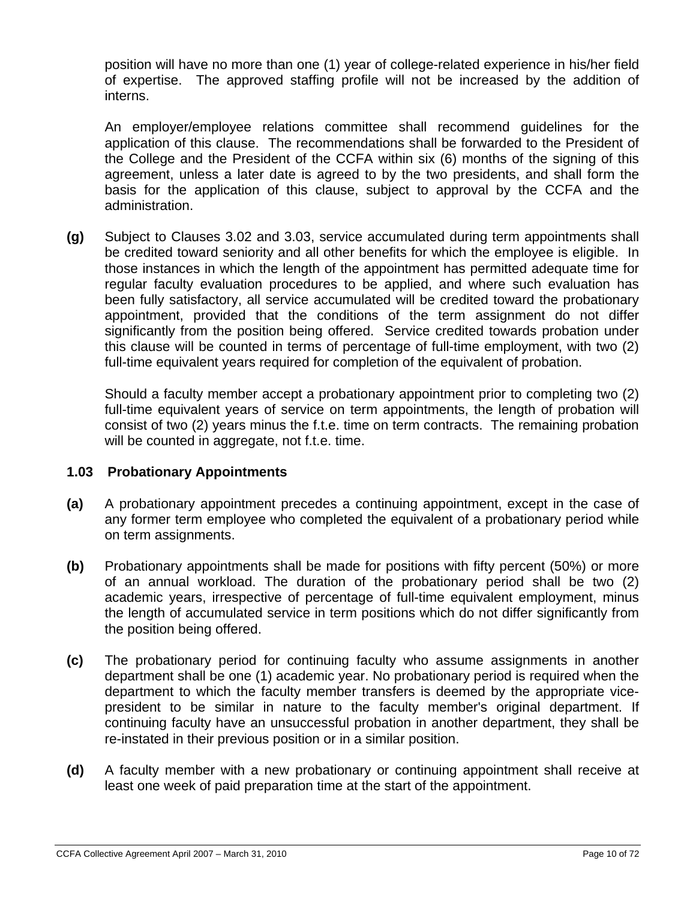position will have no more than one (1) year of college-related experience in his/her field of expertise. The approved staffing profile will not be increased by the addition of interns.

An employer/employee relations committee shall recommend guidelines for the application of this clause. The recommendations shall be forwarded to the President of the College and the President of the CCFA within six (6) months of the signing of this agreement, unless a later date is agreed to by the two presidents, and shall form the basis for the application of this clause, subject to approval by the CCFA and the administration.

**(g)** Subject to Clauses 3.02 and 3.03, service accumulated during term appointments shall be credited toward seniority and all other benefits for which the employee is eligible. In those instances in which the length of the appointment has permitted adequate time for regular faculty evaluation procedures to be applied, and where such evaluation has been fully satisfactory, all service accumulated will be credited toward the probationary appointment, provided that the conditions of the term assignment do not differ significantly from the position being offered. Service credited towards probation under this clause will be counted in terms of percentage of full-time employment, with two (2) full-time equivalent years required for completion of the equivalent of probation.

Should a faculty member accept a probationary appointment prior to completing two (2) full-time equivalent years of service on term appointments, the length of probation will consist of two (2) years minus the f.t.e. time on term contracts. The remaining probation will be counted in aggregate, not f.t.e. time.

### 1.03 Probationary Appointments

**(a)** A probationary appointment precedes a continuing appointment, except in the case of any former term employee who completed the equivalent of a probationary period while on term assignments.

**(b)** Probationary appointments shall be made for positions with fifty percent (50%) or more of an annual workload. The duration of the probationary period shall be two (2) academic years, irrespective of percentage of full-time equivalent employment, minus the length of accumulated service in term positions which do not differ significantly from the position being offered.

**(c)** The probationary period for continuing faculty who assume assignments in another department shall be one (1) academic year. No probationary period is required when the department to which the faculty member transfers is deemed by the appropriate vice-president to be similar in nature to the faculty member's original department. If continuing faculty have an unsuccessful probation in another department, they shall be re-instated in their previous position or in a similar position.

**(d)** A faculty member with a new probationary or continuing appointment shall receive at least one week of paid preparation time at the start of the appointment.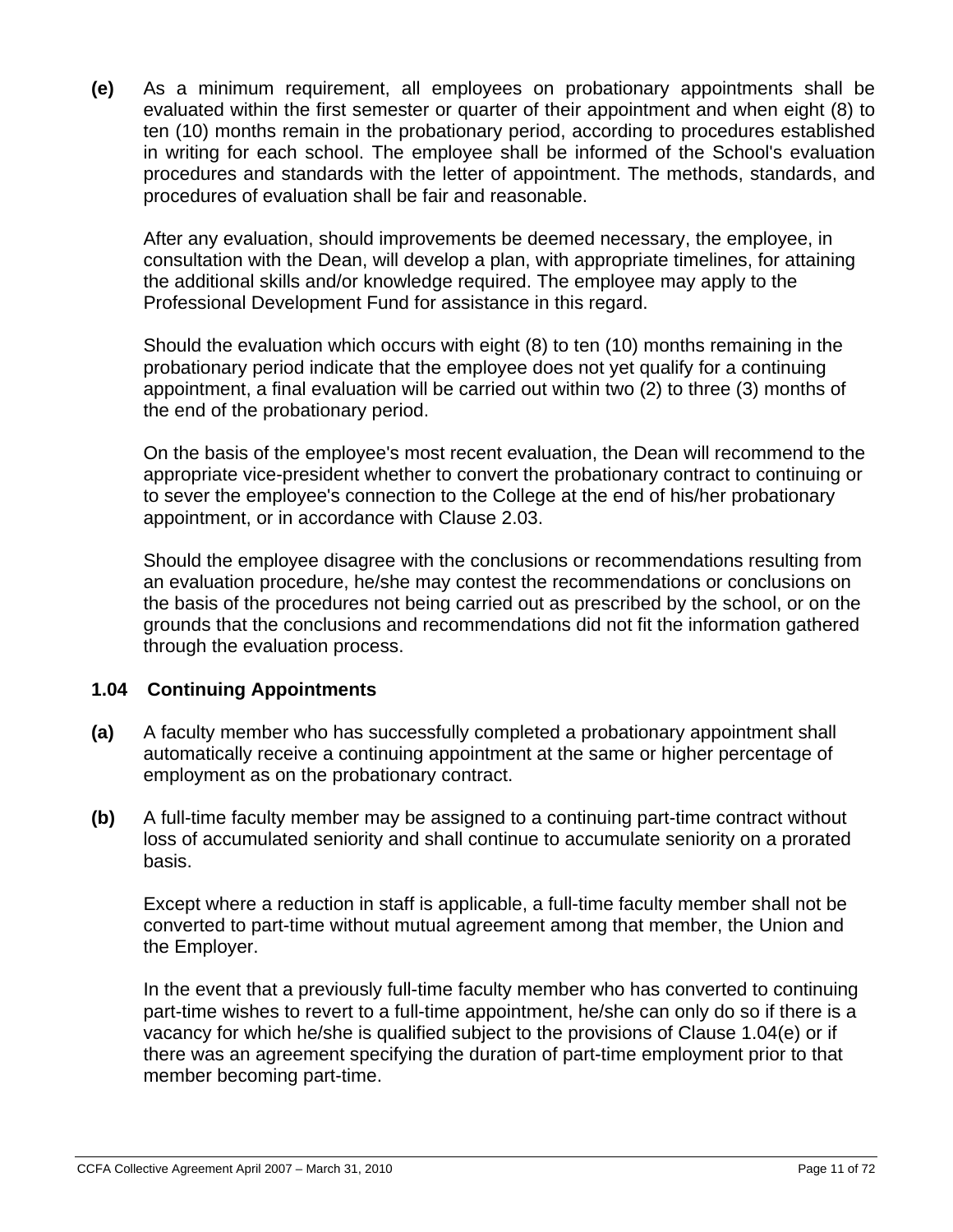**(e)** As a minimum requirement, all employees on probationary appointments shall be evaluated within the first semester or quarter of their appointment and when eight (8) to ten (10) months remain in the probationary period, according to procedures established in writing for each school. The employee shall be informed of the School's evaluation procedures and standards with the letter of appointment. The methods, standards, and procedures of evaluation shall be fair and reasonable.

After any evaluation, should improvements be deemed necessary, the employee, in consultation with the Dean, will develop a plan, with appropriate timelines, for attaining the additional skills and/or knowledge required. The employee may apply to the Professional Development Fund for assistance in this regard.

Should the evaluation which occurs with eight (8) to ten (10) months remaining in the probationary period indicate that the employee does not yet qualify for a continuing appointment, a final evaluation will be carried out within two (2) to three (3) months of the end of the probationary period.

On the basis of the employee's most recent evaluation, the Dean will recommend to the appropriate vice-president whether to convert the probationary contract to continuing or to sever the employee's connection to the College at the end of his/her probationary appointment, or in accordance with Clause 2.03.

Should the employee disagree with the conclusions or recommendations resulting from an evaluation procedure, he/she may contest the recommendations or conclusions on the basis of the procedures not being carried out as prescribed by the school, or on the grounds that the conclusions and recommendations did not fit the information gathered through the evaluation process.

### 1.04 Continuing Appointments

**(a)** A faculty member who has successfully completed a probationary appointment shall automatically receive a continuing appointment at the same or higher percentage of employment as on the probationary contract.

**(b)** A full-time faculty member may be assigned to a continuing part-time contract without loss of accumulated seniority and shall continue to accumulate seniority on a prorated basis.

Except where a reduction in staff is applicable, a full-time faculty member shall not be converted to part-time without mutual agreement among that member, the Union and the Employer.

In the event that a previously full-time faculty member who has converted to continuing part-time wishes to revert to a full-time appointment, he/she can only do so if there is a vacancy for which he/she is qualified subject to the provisions of Clause 1.04(e) or if there was an agreement specifying the duration of part-time employment prior to that member becoming part-time.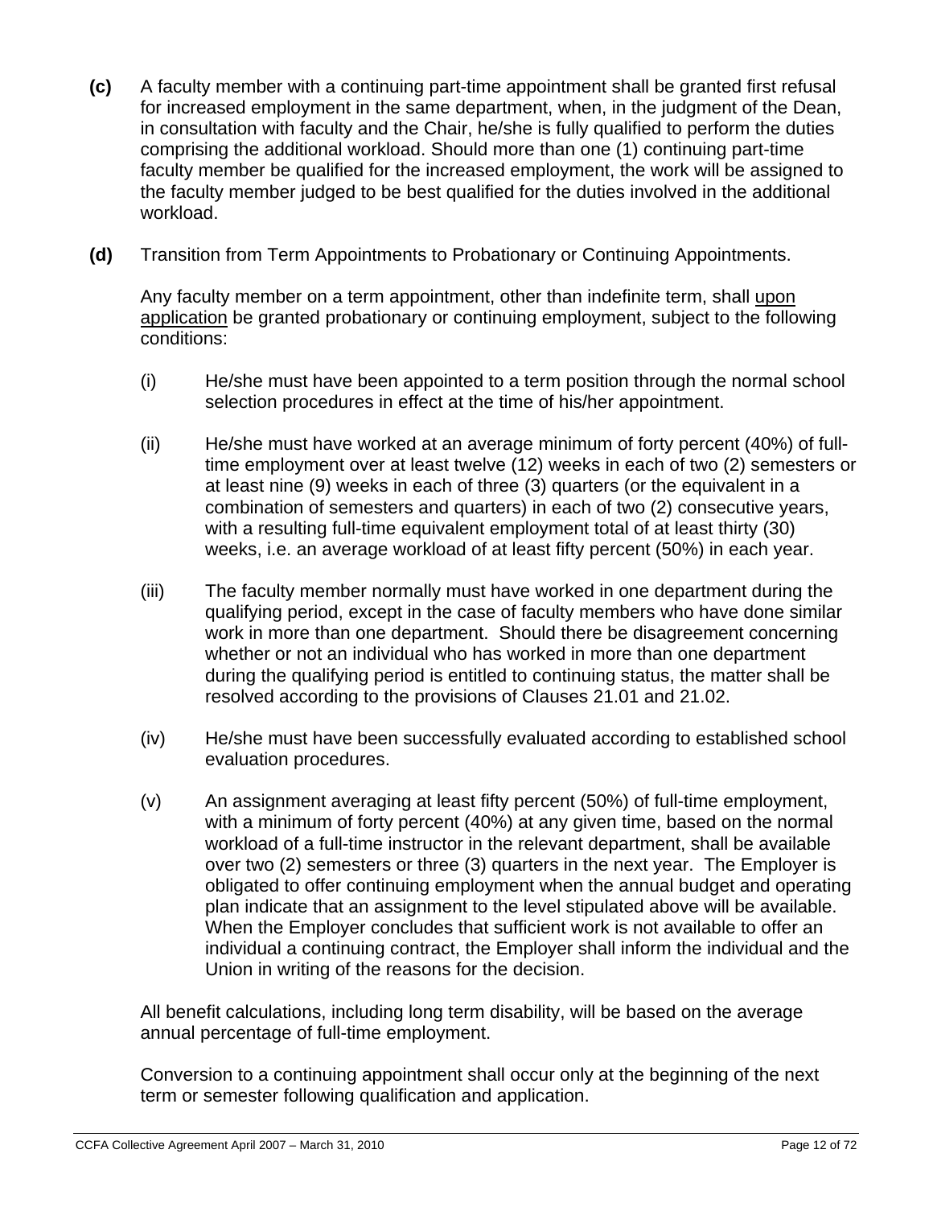**(c)** A faculty member with a continuing part-time appointment shall be granted first refusal for increased employment in the same department, when, in the judgment of the Dean, in consultation with faculty and the Chair, he/she is fully qualified to perform the duties comprising the additional workload. Should more than one (1) continuing part-time faculty member be qualified for the increased employment, the work will be assigned to the faculty member judged to be best qualified for the duties involved in the additional workload.

**(d)** Transition from Term Appointments to Probationary or Continuing Appointments.

Any faculty member on a term appointment, other than indefinite term, shall <u>upon application</u> be granted probationary or continuing employment, subject to the following conditions:

(i) He/she must have been appointed to a term position through the normal school selection procedures in effect at the time of his/her appointment.

(ii) He/she must have worked at an average minimum of forty percent (40%) of full-time employment over at least twelve (12) weeks in each of two (2) semesters or at least nine (9) weeks in each of three (3) quarters (or the equivalent in a combination of semesters and quarters) in each of two (2) consecutive years, with a resulting full-time equivalent employment total of at least thirty (30) weeks, i.e. an average workload of at least fifty percent (50%) in each year.

(iii) The faculty member normally must have worked in one department during the qualifying period, except in the case of faculty members who have done similar work in more than one department. Should there be disagreement concerning whether or not an individual who has worked in more than one department during the qualifying period is entitled to continuing status, the matter shall be resolved according to the provisions of Clauses 21.01 and 21.02.

(iv) He/she must have been successfully evaluated according to established school evaluation procedures.

(v) An assignment averaging at least fifty percent (50%) of full-time employment, with a minimum of forty percent (40%) at any given time, based on the normal workload of a full-time instructor in the relevant department, shall be available over two (2) semesters or three (3) quarters in the next year. The Employer is obligated to offer continuing employment when the annual budget and operating plan indicate that an assignment to the level stipulated above will be available. When the Employer concludes that sufficient work is not available to offer an individual a continuing contract, the Employer shall inform the individual and the Union in writing of the reasons for the decision.

All benefit calculations, including long term disability, will be based on the average annual percentage of full-time employment.

Conversion to a continuing appointment shall occur only at the beginning of the next term or semester following qualification and application.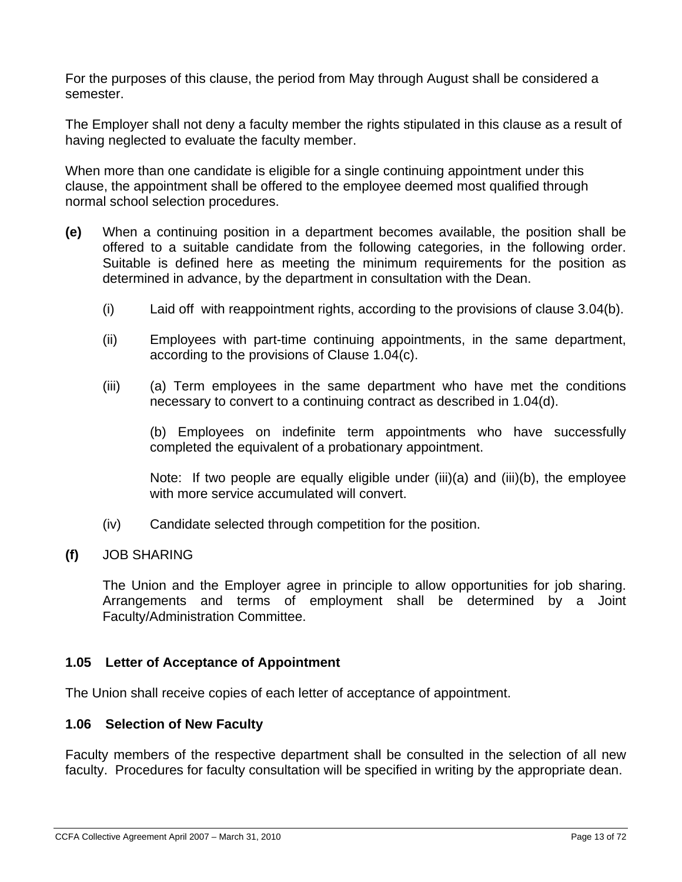For the purposes of this clause, the period from May through August shall be considered a semester.

The Employer shall not deny a faculty member the rights stipulated in this clause as a result of having neglected to evaluate the faculty member.

When more than one candidate is eligible for a single continuing appointment under this clause, the appointment shall be offered to the employee deemed most qualified through normal school selection procedures.

**(e)** When a continuing position in a department becomes available, the position shall be offered to a suitable candidate from the following categories, in the following order. Suitable is defined here as meeting the minimum requirements for the position as determined in advance, by the department in consultation with the Dean.

(i) Laid off with reappointment rights, according to the provisions of clause 3.04(b).

(ii) Employees with part-time continuing appointments, in the same department, according to the provisions of Clause 1.04(c).

(iii) (a) Term employees in the same department who have met the conditions necessary to convert to a continuing contract as described in 1.04(d).

(b) Employees on indefinite term appointments who have successfully completed the equivalent of a probationary appointment.

Note: If two people are equally eligible under (iii)(a) and (iii)(b), the employee with more service accumulated will convert.

(iv) Candidate selected through competition for the position.

**(f)** JOB SHARING

The Union and the Employer agree in principle to allow opportunities for job sharing. Arrangements and terms of employment shall be determined by a Joint Faculty/Administration Committee.

### 1.05 Letter of Acceptance of Appointment

The Union shall receive copies of each letter of acceptance of appointment.

### 1.06 Selection of New Faculty

Faculty members of the respective department shall be consulted in the selection of all new faculty. Procedures for faculty consultation will be specified in writing by the appropriate dean.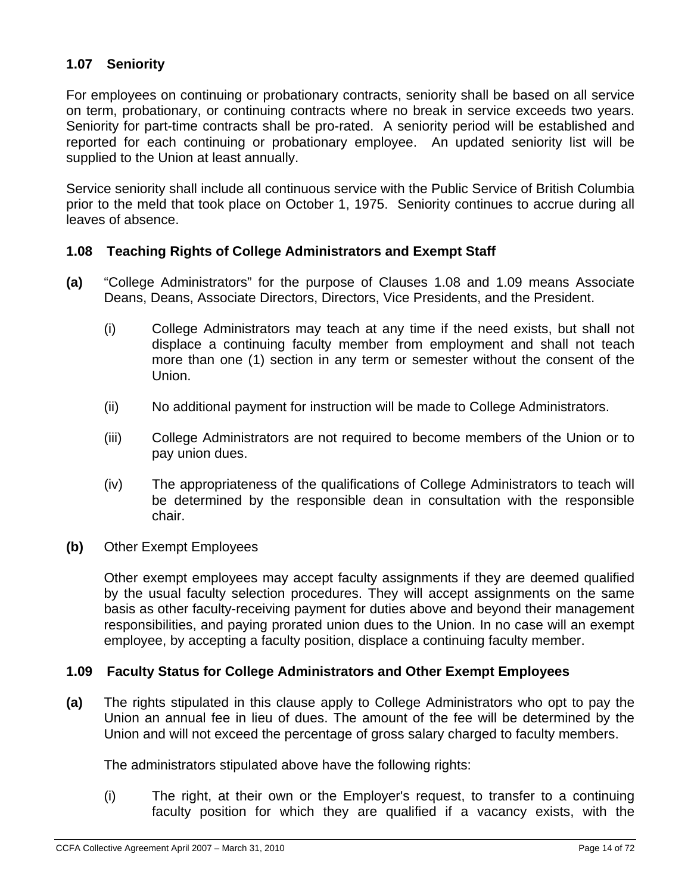### 1.07 Seniority

For employees on continuing or probationary contracts, seniority shall be based on all service on term, probationary, or continuing contracts where no break in service exceeds two years. Seniority for part-time contracts shall be pro-rated. A seniority period will be established and reported for each continuing or probationary employee. An updated seniority list will be supplied to the Union at least annually.

Service seniority shall include all continuous service with the Public Service of British Columbia prior to the meld that took place on October 1, 1975. Seniority continues to accrue during all leaves of absence.

### 1.08 Teaching Rights of College Administrators and Exempt Staff

**(a)** "College Administrators" for the purpose of Clauses 1.08 and 1.09 means Associate Deans, Deans, Associate Directors, Directors, Vice Presidents, and the President.

(i) College Administrators may teach at any time if the need exists, but shall not displace a continuing faculty member from employment and shall not teach more than one (1) section in any term or semester without the consent of the Union.

(ii) No additional payment for instruction will be made to College Administrators.

(iii) College Administrators are not required to become members of the Union or to pay union dues.

(iv) The appropriateness of the qualifications of College Administrators to teach will be determined by the responsible dean in consultation with the responsible chair.

**(b)** Other Exempt Employees

Other exempt employees may accept faculty assignments if they are deemed qualified by the usual faculty selection procedures. They will accept assignments on the same basis as other faculty-receiving payment for duties above and beyond their management responsibilities, and paying prorated union dues to the Union. In no case will an exempt employee, by accepting a faculty position, displace a continuing faculty member.

### 1.09 Faculty Status for College Administrators and Other Exempt Employees

**(a)** The rights stipulated in this clause apply to College Administrators who opt to pay the Union an annual fee in lieu of dues. The amount of the fee will be determined by the Union and will not exceed the percentage of gross salary charged to faculty members.

The administrators stipulated above have the following rights:

(i) The right, at their own or the Employer's request, to transfer to a continuing faculty position for which they are qualified if a vacancy exists, with the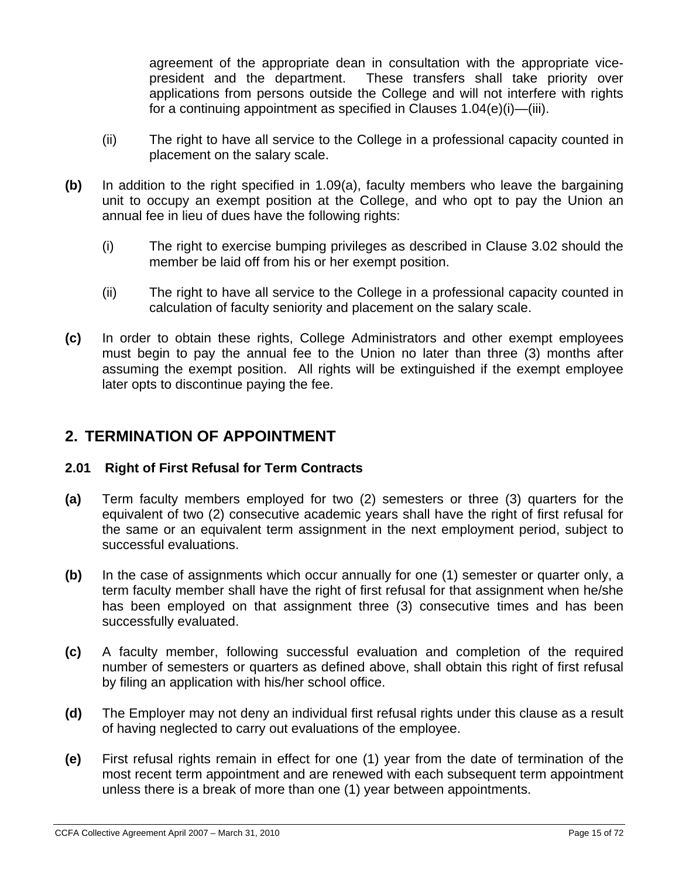agreement of the appropriate dean in consultation with the appropriate vice-president and the department. These transfers shall take priority over applications from persons outside the College and will not interfere with rights for a continuing appointment as specified in Clauses 1.04(e)(i)—(iii).

(ii) The right to have all service to the College in a professional capacity counted in placement on the salary scale.

**(b)** In addition to the right specified in 1.09(a), faculty members who leave the bargaining unit to occupy an exempt position at the College, and who opt to pay the Union an annual fee in lieu of dues have the following rights:

(i) The right to exercise bumping privileges as described in Clause 3.02 should the member be laid off from his or her exempt position.

(ii) The right to have all service to the College in a professional capacity counted in calculation of faculty seniority and placement on the salary scale.

**(c)** In order to obtain these rights, College Administrators and other exempt employees must begin to pay the annual fee to the Union no later than three (3) months after assuming the exempt position. All rights will be extinguished if the exempt employee later opts to discontinue paying the fee.

## 2. TERMINATION OF APPOINTMENT

### 2.01 Right of First Refusal for Term Contracts

**(a)** Term faculty members employed for two (2) semesters or three (3) quarters for the equivalent of two (2) consecutive academic years shall have the right of first refusal for the same or an equivalent term assignment in the next employment period, subject to successful evaluations.

**(b)** In the case of assignments which occur annually for one (1) semester or quarter only, a term faculty member shall have the right of first refusal for that assignment when he/she has been employed on that assignment three (3) consecutive times and has been successfully evaluated.

**(c)** A faculty member, following successful evaluation and completion of the required number of semesters or quarters as defined above, shall obtain this right of first refusal by filing an application with his/her school office.

**(d)** The Employer may not deny an individual first refusal rights under this clause as a result of having neglected to carry out evaluations of the employee.

**(e)** First refusal rights remain in effect for one (1) year from the date of termination of the most recent term appointment and are renewed with each subsequent term appointment unless there is a break of more than one (1) year between appointments.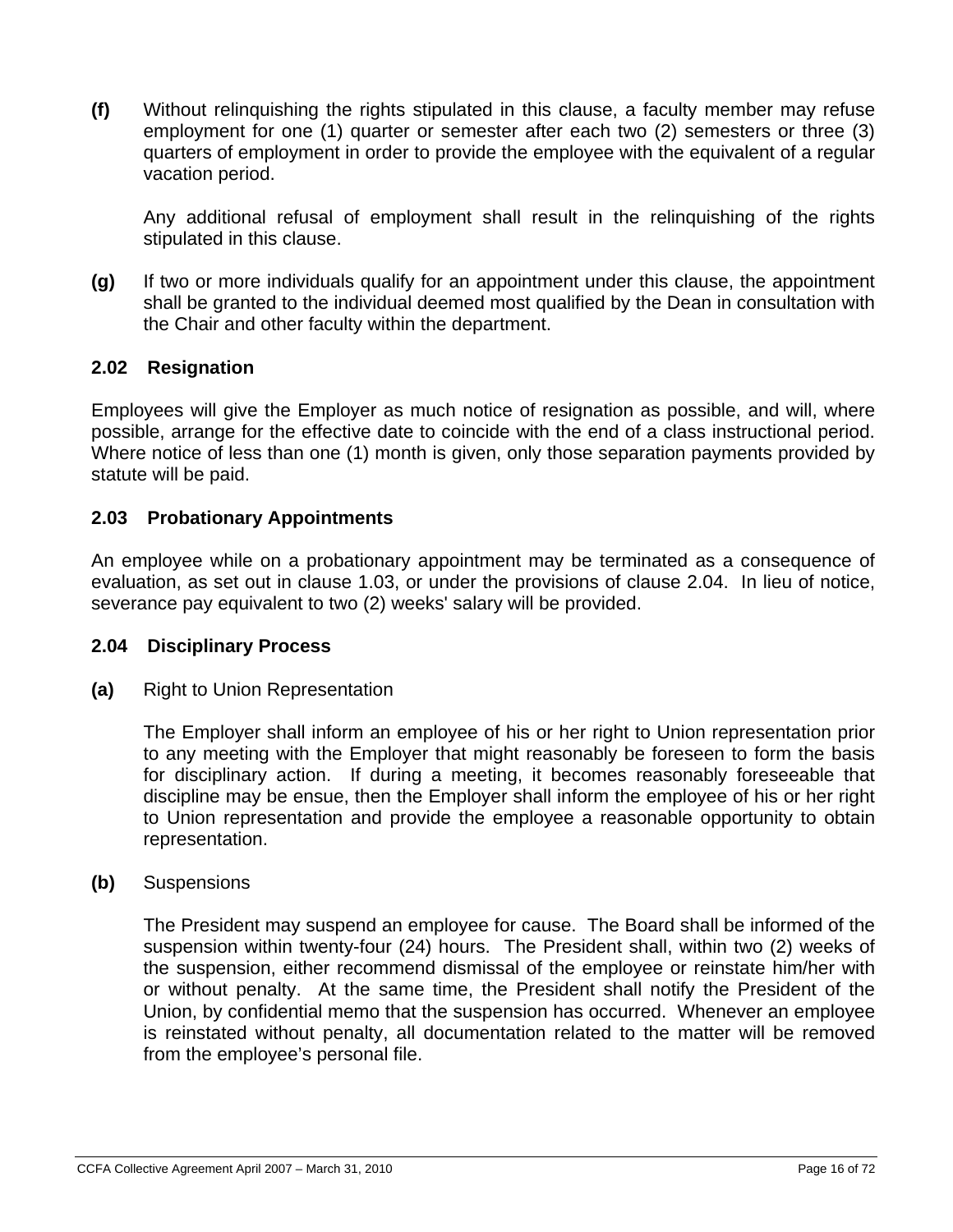**(f)** Without relinquishing the rights stipulated in this clause, a faculty member may refuse employment for one (1) quarter or semester after each two (2) semesters or three (3) quarters of employment in order to provide the employee with the equivalent of a regular vacation period.

Any additional refusal of employment shall result in the relinquishing of the rights stipulated in this clause.

**(g)** If two or more individuals qualify for an appointment under this clause, the appointment shall be granted to the individual deemed most qualified by the Dean in consultation with the Chair and other faculty within the department.

### 2.02 Resignation

Employees will give the Employer as much notice of resignation as possible, and will, where possible, arrange for the effective date to coincide with the end of a class instructional period. Where notice of less than one (1) month is given, only those separation payments provided by statute will be paid.

### 2.03 Probationary Appointments

An employee while on a probationary appointment may be terminated as a consequence of evaluation, as set out in clause 1.03, or under the provisions of clause 2.04. In lieu of notice, severance pay equivalent to two (2) weeks' salary will be provided.

### 2.04 Disciplinary Process

**(a)** Right to Union Representation

The Employer shall inform an employee of his or her right to Union representation prior to any meeting with the Employer that might reasonably be foreseen to form the basis for disciplinary action. If during a meeting, it becomes reasonably foreseeable that discipline may be ensue, then the Employer shall inform the employee of his or her right to Union representation and provide the employee a reasonable opportunity to obtain representation.

**(b)** Suspensions

The President may suspend an employee for cause. The Board shall be informed of the suspension within twenty-four (24) hours. The President shall, within two (2) weeks of the suspension, either recommend dismissal of the employee or reinstate him/her with or without penalty. At the same time, the President shall notify the President of the Union, by confidential memo that the suspension has occurred. Whenever an employee is reinstated without penalty, all documentation related to the matter will be removed from the employee's personal file.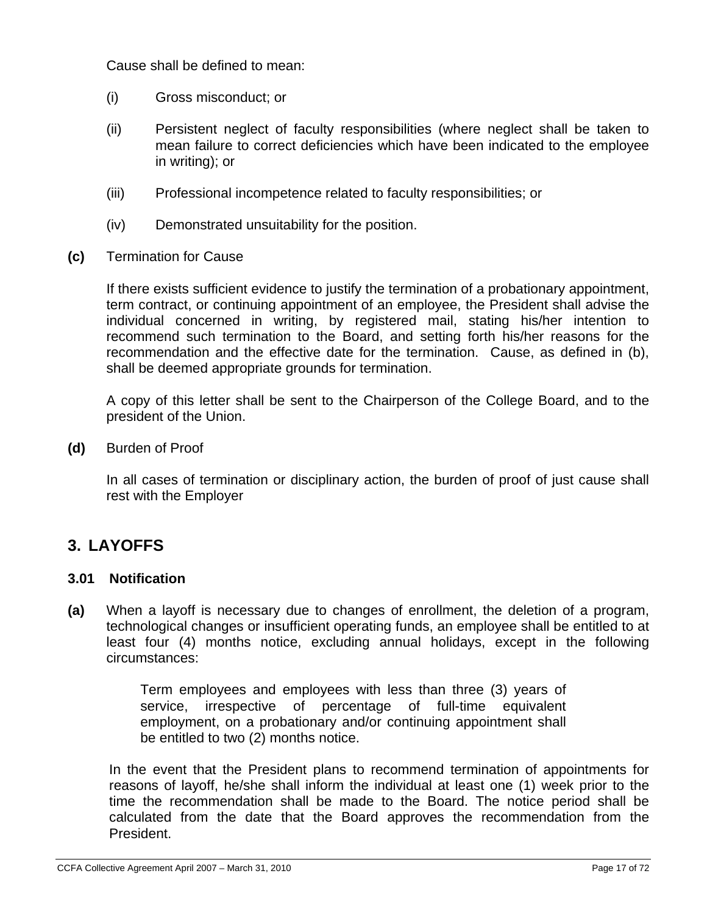Cause shall be defined to mean:

(i) Gross misconduct; or

(ii) Persistent neglect of faculty responsibilities (where neglect shall be taken to mean failure to correct deficiencies which have been indicated to the employee in writing); or

(iii) Professional incompetence related to faculty responsibilities; or

(iv) Demonstrated unsuitability for the position.

**(c)** Termination for Cause

If there exists sufficient evidence to justify the termination of a probationary appointment, term contract, or continuing appointment of an employee, the President shall advise the individual concerned in writing, by registered mail, stating his/her intention to recommend such termination to the Board, and setting forth his/her reasons for the recommendation and the effective date for the termination. Cause, as defined in (b), shall be deemed appropriate grounds for termination.

A copy of this letter shall be sent to the Chairperson of the College Board, and to the president of the Union.

**(d)** Burden of Proof

In all cases of termination or disciplinary action, the burden of proof of just cause shall rest with the Employer

## 3. LAYOFFS

### 3.01 Notification

**(a)** When a layoff is necessary due to changes of enrollment, the deletion of a program, technological changes or insufficient operating funds, an employee shall be entitled to at least four (4) months notice, excluding annual holidays, except in the following circumstances:

> Term employees and employees with less than three (3) years of service, irrespective of percentage of full-time equivalent employment, on a probationary and/or continuing appointment shall be entitled to two (2) months notice.

In the event that the President plans to recommend termination of appointments for reasons of layoff, he/she shall inform the individual at least one (1) week prior to the time the recommendation shall be made to the Board. The notice period shall be calculated from the date that the Board approves the recommendation from the President.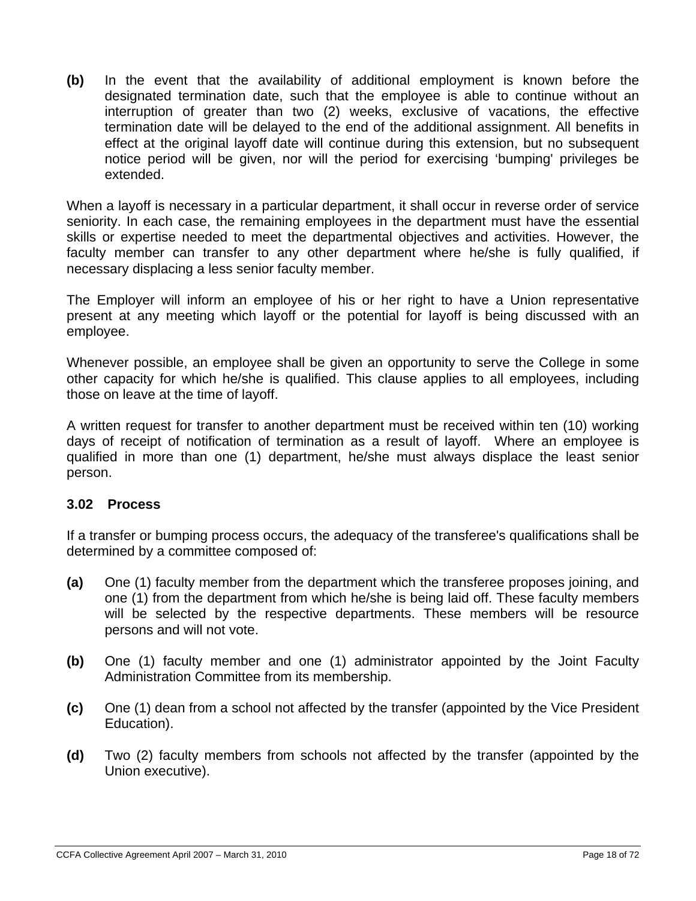**(b)** In the event that the availability of additional employment is known before the designated termination date, such that the employee is able to continue without an interruption of greater than two (2) weeks, exclusive of vacations, the effective termination date will be delayed to the end of the additional assignment. All benefits in effect at the original layoff date will continue during this extension, but no subsequent notice period will be given, nor will the period for exercising 'bumping' privileges be extended.

When a layoff is necessary in a particular department, it shall occur in reverse order of service seniority. In each case, the remaining employees in the department must have the essential skills or expertise needed to meet the departmental objectives and activities. However, the faculty member can transfer to any other department where he/she is fully qualified, if necessary displacing a less senior faculty member.

The Employer will inform an employee of his or her right to have a Union representative present at any meeting which layoff or the potential for layoff is being discussed with an employee.

Whenever possible, an employee shall be given an opportunity to serve the College in some other capacity for which he/she is qualified. This clause applies to all employees, including those on leave at the time of layoff.

A written request for transfer to another department must be received within ten (10) working days of receipt of notification of termination as a result of layoff. Where an employee is qualified in more than one (1) department, he/she must always displace the least senior person.

### 3.02 Process

If a transfer or bumping process occurs, the adequacy of the transferee's qualifications shall be determined by a committee composed of:

**(a)** One (1) faculty member from the department which the transferee proposes joining, and one (1) from the department from which he/she is being laid off. These faculty members will be selected by the respective departments. These members will be resource persons and will not vote.

**(b)** One (1) faculty member and one (1) administrator appointed by the Joint Faculty Administration Committee from its membership.

**(c)** One (1) dean from a school not affected by the transfer (appointed by the Vice President Education).

**(d)** Two (2) faculty members from schools not affected by the transfer (appointed by the Union executive).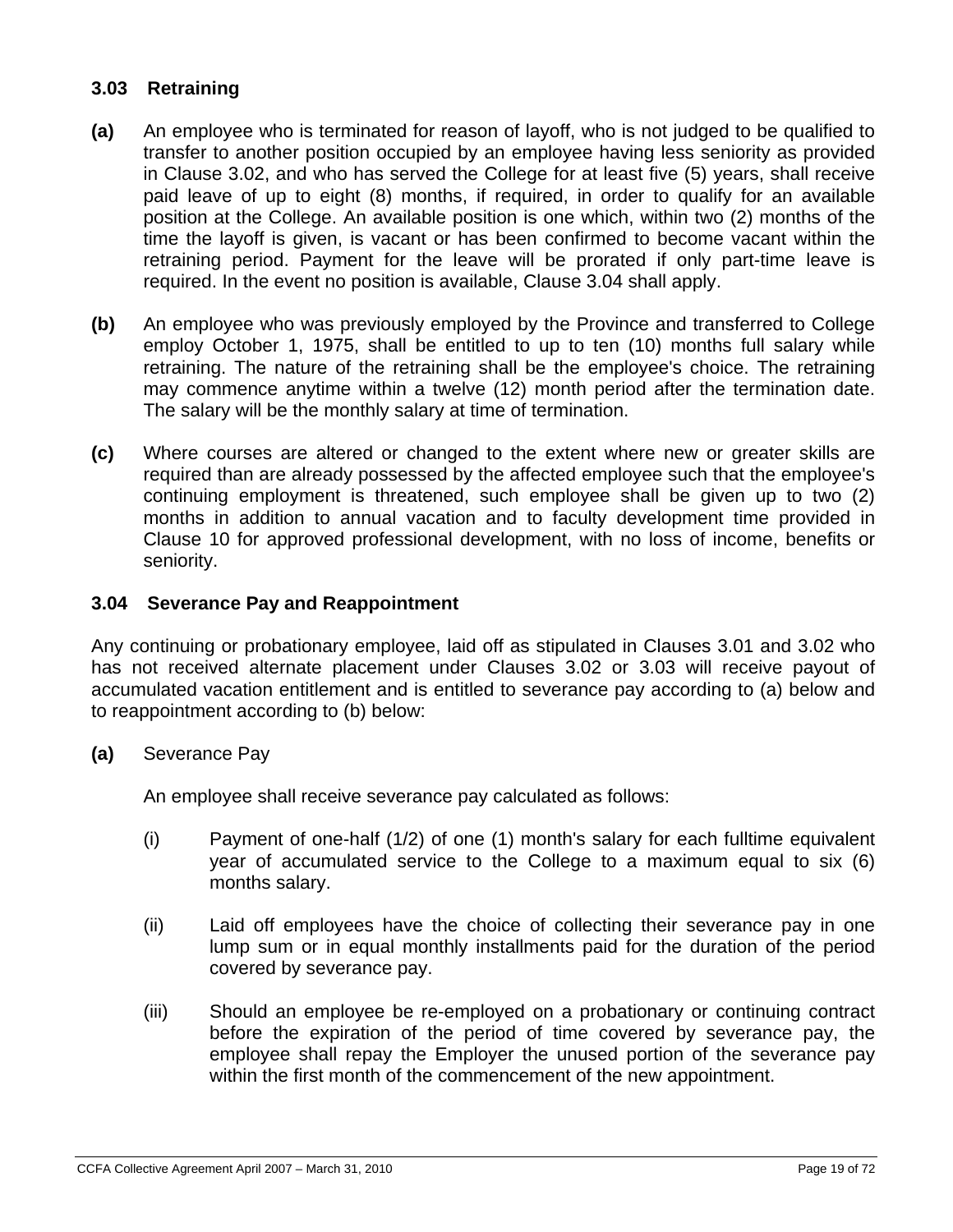### 3.03 Retraining

**(a)** An employee who is terminated for reason of layoff, who is not judged to be qualified to transfer to another position occupied by an employee having less seniority as provided in Clause 3.02, and who has served the College for at least five (5) years, shall receive paid leave of up to eight (8) months, if required, in order to qualify for an available position at the College. An available position is one which, within two (2) months of the time the layoff is given, is vacant or has been confirmed to become vacant within the retraining period. Payment for the leave will be prorated if only part-time leave is required. In the event no position is available, Clause 3.04 shall apply.

**(b)** An employee who was previously employed by the Province and transferred to College employ October 1, 1975, shall be entitled to up to ten (10) months full salary while retraining. The nature of the retraining shall be the employee's choice. The retraining may commence anytime within a twelve (12) month period after the termination date. The salary will be the monthly salary at time of termination.

**(c)** Where courses are altered or changed to the extent where new or greater skills are required than are already possessed by the affected employee such that the employee's continuing employment is threatened, such employee shall be given up to two (2) months in addition to annual vacation and to faculty development time provided in Clause 10 for approved professional development, with no loss of income, benefits or seniority.

### 3.04 Severance Pay and Reappointment

Any continuing or probationary employee, laid off as stipulated in Clauses 3.01 and 3.02 who has not received alternate placement under Clauses 3.02 or 3.03 will receive payout of accumulated vacation entitlement and is entitled to severance pay according to (a) below and to reappointment according to (b) below:

**(a)** Severance Pay

An employee shall receive severance pay calculated as follows:

(i) Payment of one-half (1/2) of one (1) month's salary for each fulltime equivalent year of accumulated service to the College to a maximum equal to six (6) months salary.

(ii) Laid off employees have the choice of collecting their severance pay in one lump sum or in equal monthly installments paid for the duration of the period covered by severance pay.

(iii) Should an employee be re-employed on a probationary or continuing contract before the expiration of the period of time covered by severance pay, the employee shall repay the Employer the unused portion of the severance pay within the first month of the commencement of the new appointment.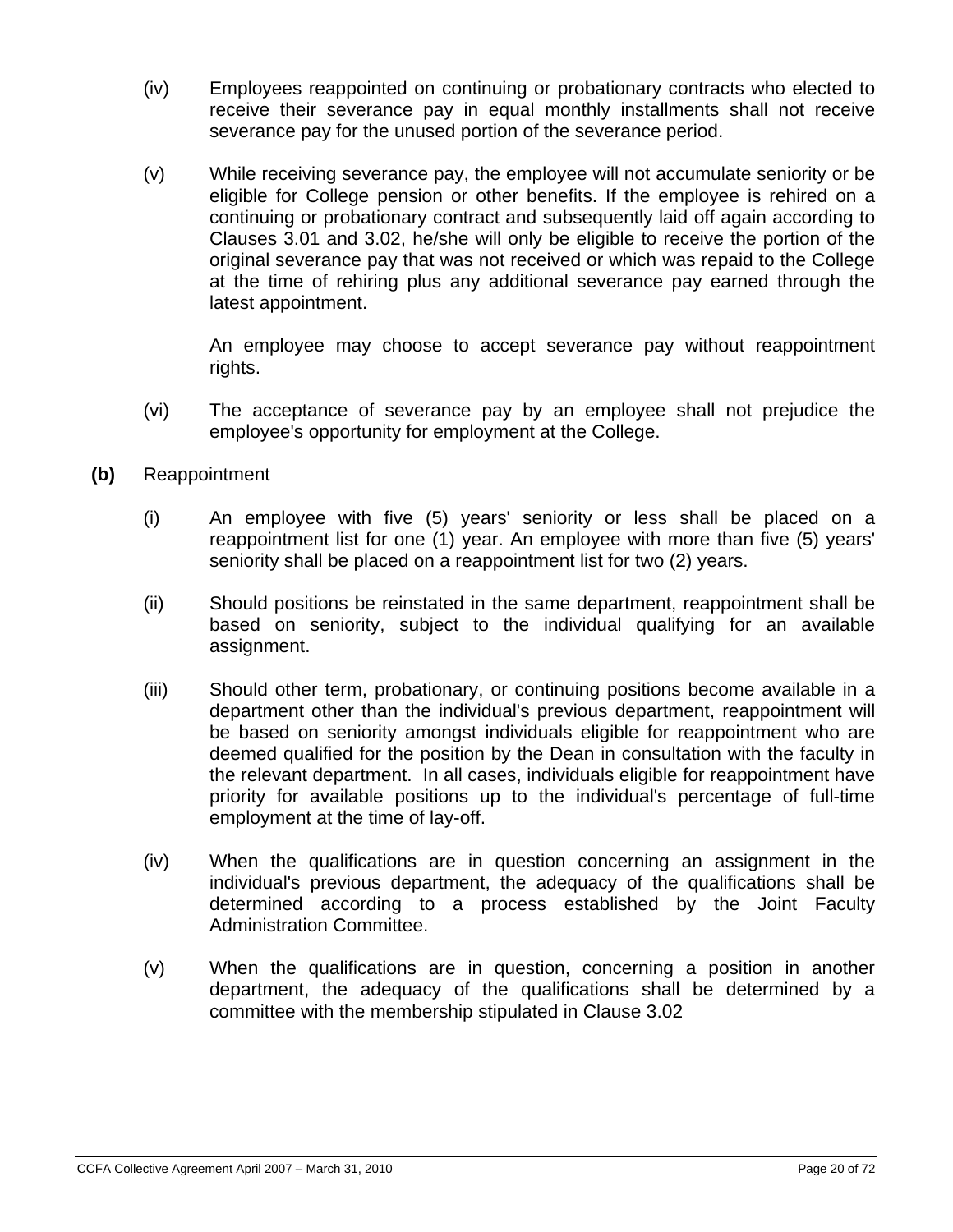(iv) Employees reappointed on continuing or probationary contracts who elected to receive their severance pay in equal monthly installments shall not receive severance pay for the unused portion of the severance period.

(v) While receiving severance pay, the employee will not accumulate seniority or be eligible for College pension or other benefits. If the employee is rehired on a continuing or probationary contract and subsequently laid off again according to Clauses 3.01 and 3.02, he/she will only be eligible to receive the portion of the original severance pay that was not received or which was repaid to the College at the time of rehiring plus any additional severance pay earned through the latest appointment.

An employee may choose to accept severance pay without reappointment rights.

(vi) The acceptance of severance pay by an employee shall not prejudice the employee's opportunity for employment at the College.

**(b)** Reappointment

(i) An employee with five (5) years' seniority or less shall be placed on a reappointment list for one (1) year. An employee with more than five (5) years' seniority shall be placed on a reappointment list for two (2) years.

(ii) Should positions be reinstated in the same department, reappointment shall be based on seniority, subject to the individual qualifying for an available assignment.

(iii) Should other term, probationary, or continuing positions become available in a department other than the individual's previous department, reappointment will be based on seniority amongst individuals eligible for reappointment who are deemed qualified for the position by the Dean in consultation with the faculty in the relevant department. In all cases, individuals eligible for reappointment have priority for available positions up to the individual's percentage of full-time employment at the time of lay-off.

(iv) When the qualifications are in question concerning an assignment in the individual's previous department, the adequacy of the qualifications shall be determined according to a process established by the Joint Faculty Administration Committee.

(v) When the qualifications are in question, concerning a position in another department, the adequacy of the qualifications shall be determined by a committee with the membership stipulated in Clause 3.02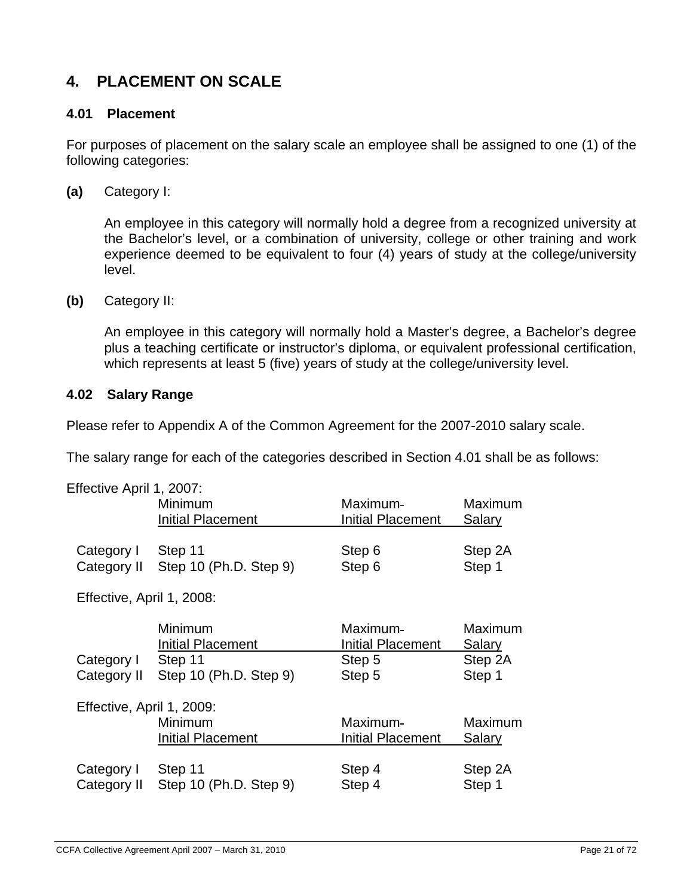## 4. PLACEMENT ON SCALE

### 4.01 Placement

For purposes of placement on the salary scale an employee shall be assigned to one (1) of the following categories:

**(a)** Category I:

An employee in this category will normally hold a degree from a recognized university at the Bachelor's level, or a combination of university, college or other training and work experience deemed to be equivalent to four (4) years of study at the college/university level.

**(b)** Category II:

An employee in this category will normally hold a Master's degree, a Bachelor's degree plus a teaching certificate or instructor's diploma, or equivalent professional certification, which represents at least 5 (five) years of study at the college/university level.

### 4.02 Salary Range

Please refer to Appendix A of the Common Agreement for the 2007-2010 salary scale.

The salary range for each of the categories described in Section 4.01 shall be as follows:

Effective April 1, 2007:

| | Minimum Initial Placement | Maximum-Initial Placement | Maximum Salary |
|---|---|---|---|
| Category I | Step 11 | Step 6 | Step 2A |
| Category II | Step 10 (Ph.D. Step 9) | Step 6 | Step 1 |

Effective, April 1, 2008:

| | Minimum Initial Placement | Maximum-Initial Placement | Maximum Salary |
|---|---|---|---|
| Category I | Step 11 | Step 5 | Step 2A |
| Category II | Step 10 (Ph.D. Step 9) | Step 5 | Step 1 |

Effective, April 1, 2009:

| | Minimum Initial Placement | Maximum-Initial Placement | Maximum Salary |
|---|---|---|---|
| Category I | Step 11 | Step 4 | Step 2A |
| Category II | Step 10 (Ph.D. Step 9) | Step 4 | Step 1 |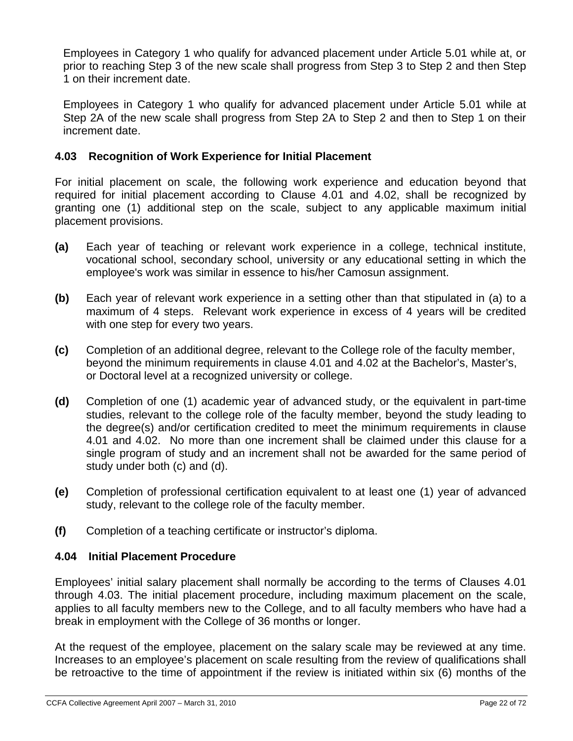Employees in Category 1 who qualify for advanced placement under Article 5.01 while at, or prior to reaching Step 3 of the new scale shall progress from Step 3 to Step 2 and then Step 1 on their increment date.

Employees in Category 1 who qualify for advanced placement under Article 5.01 while at Step 2A of the new scale shall progress from Step 2A to Step 2 and then to Step 1 on their increment date.

### 4.03 Recognition of Work Experience for Initial Placement

For initial placement on scale, the following work experience and education beyond that required for initial placement according to Clause 4.01 and 4.02, shall be recognized by granting one (1) additional step on the scale, subject to any applicable maximum initial placement provisions.

**(a)** Each year of teaching or relevant work experience in a college, technical institute, vocational school, secondary school, university or any educational setting in which the employee's work was similar in essence to his/her Camosun assignment.

**(b)** Each year of relevant work experience in a setting other than that stipulated in (a) to a maximum of 4 steps. Relevant work experience in excess of 4 years will be credited with one step for every two years.

**(c)** Completion of an additional degree, relevant to the College role of the faculty member, beyond the minimum requirements in clause 4.01 and 4.02 at the Bachelor's, Master's, or Doctoral level at a recognized university or college.

**(d)** Completion of one (1) academic year of advanced study, or the equivalent in part-time studies, relevant to the college role of the faculty member, beyond the study leading to the degree(s) and/or certification credited to meet the minimum requirements in clause 4.01 and 4.02. No more than one increment shall be claimed under this clause for a single program of study and an increment shall not be awarded for the same period of study under both (c) and (d).

**(e)** Completion of professional certification equivalent to at least one (1) year of advanced study, relevant to the college role of the faculty member.

**(f)** Completion of a teaching certificate or instructor's diploma.

### 4.04 Initial Placement Procedure

Employees' initial salary placement shall normally be according to the terms of Clauses 4.01 through 4.03. The initial placement procedure, including maximum placement on the scale, applies to all faculty members new to the College, and to all faculty members who have had a break in employment with the College of 36 months or longer.

At the request of the employee, placement on the salary scale may be reviewed at any time. Increases to an employee's placement on scale resulting from the review of qualifications shall be retroactive to the time of appointment if the review is initiated within six (6) months of the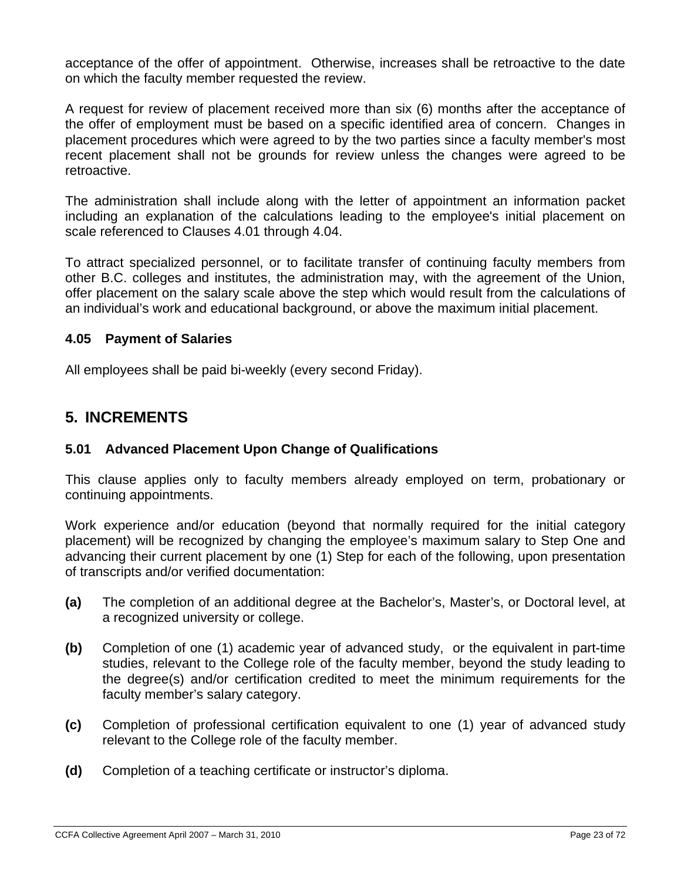acceptance of the offer of appointment. Otherwise, increases shall be retroactive to the date on which the faculty member requested the review.

A request for review of placement received more than six (6) months after the acceptance of the offer of employment must be based on a specific identified area of concern. Changes in placement procedures which were agreed to by the two parties since a faculty member's most recent placement shall not be grounds for review unless the changes were agreed to be retroactive.

The administration shall include along with the letter of appointment an information packet including an explanation of the calculations leading to the employee's initial placement on scale referenced to Clauses 4.01 through 4.04.

To attract specialized personnel, or to facilitate transfer of continuing faculty members from other B.C. colleges and institutes, the administration may, with the agreement of the Union, offer placement on the salary scale above the step which would result from the calculations of an individual's work and educational background, or above the maximum initial placement.

### 4.05 Payment of Salaries

All employees shall be paid bi-weekly (every second Friday).

## 5. INCREMENTS

### 5.01 Advanced Placement Upon Change of Qualifications

This clause applies only to faculty members already employed on term, probationary or continuing appointments.

Work experience and/or education (beyond that normally required for the initial category placement) will be recognized by changing the employee's maximum salary to Step One and advancing their current placement by one (1) Step for each of the following, upon presentation of transcripts and/or verified documentation:

**(a)** The completion of an additional degree at the Bachelor's, Master's, or Doctoral level, at a recognized university or college.

**(b)** Completion of one (1) academic year of advanced study, or the equivalent in part-time studies, relevant to the College role of the faculty member, beyond the study leading to the degree(s) and/or certification credited to meet the minimum requirements for the faculty member's salary category.

**(c)** Completion of professional certification equivalent to one (1) year of advanced study relevant to the College role of the faculty member.

**(d)** Completion of a teaching certificate or instructor's diploma.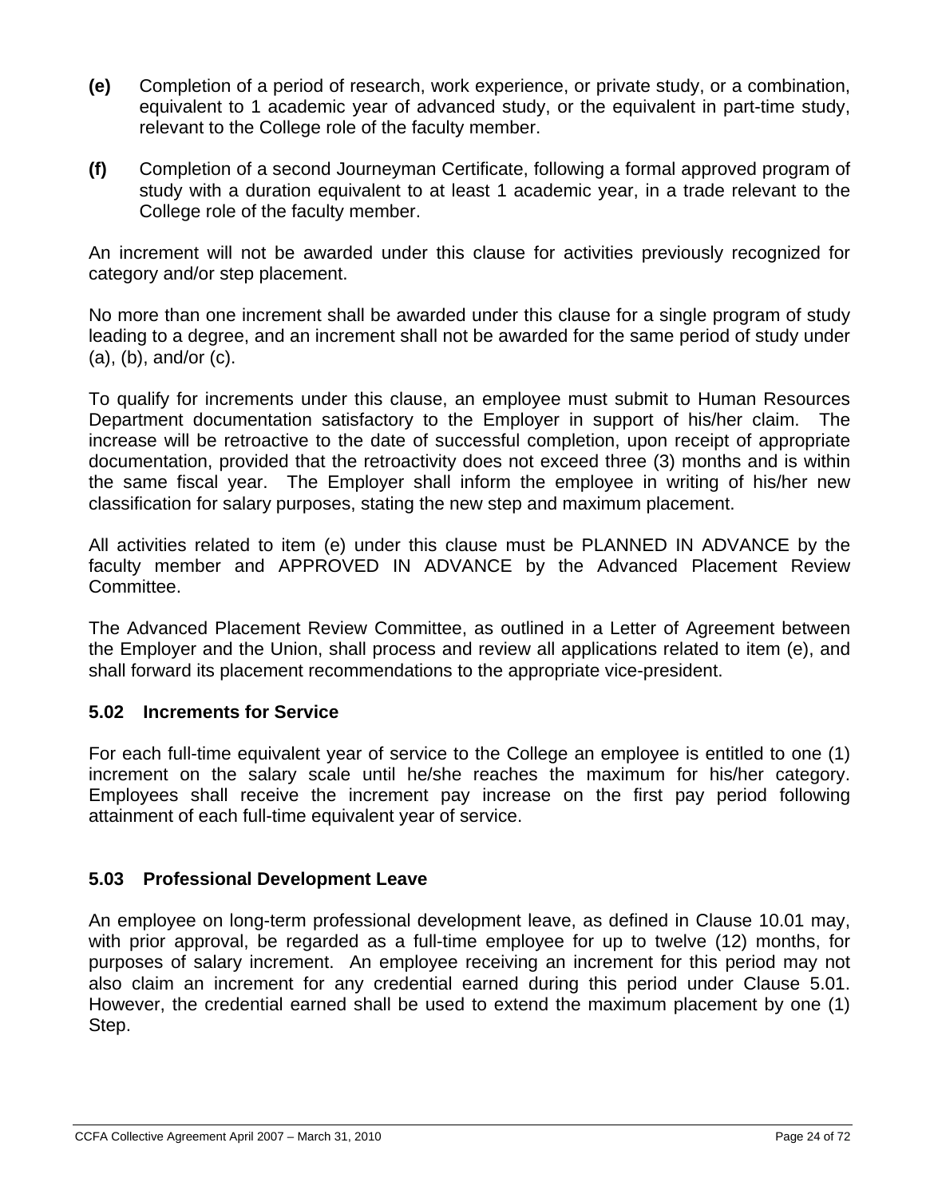**(e)** Completion of a period of research, work experience, or private study, or a combination, equivalent to 1 academic year of advanced study, or the equivalent in part-time study, relevant to the College role of the faculty member.

**(f)** Completion of a second Journeyman Certificate, following a formal approved program of study with a duration equivalent to at least 1 academic year, in a trade relevant to the College role of the faculty member.

An increment will not be awarded under this clause for activities previously recognized for category and/or step placement.

No more than one increment shall be awarded under this clause for a single program of study leading to a degree, and an increment shall not be awarded for the same period of study under (a), (b), and/or (c).

To qualify for increments under this clause, an employee must submit to Human Resources Department documentation satisfactory to the Employer in support of his/her claim. The increase will be retroactive to the date of successful completion, upon receipt of appropriate documentation, provided that the retroactivity does not exceed three (3) months and is within the same fiscal year. The Employer shall inform the employee in writing of his/her new classification for salary purposes, stating the new step and maximum placement.

All activities related to item (e) under this clause must be PLANNED IN ADVANCE by the faculty member and APPROVED IN ADVANCE by the Advanced Placement Review Committee.

The Advanced Placement Review Committee, as outlined in a Letter of Agreement between the Employer and the Union, shall process and review all applications related to item (e), and shall forward its placement recommendations to the appropriate vice-president.

### 5.02 Increments for Service

For each full-time equivalent year of service to the College an employee is entitled to one (1) increment on the salary scale until he/she reaches the maximum for his/her category. Employees shall receive the increment pay increase on the first pay period following attainment of each full-time equivalent year of service.

### 5.03 Professional Development Leave

An employee on long-term professional development leave, as defined in Clause 10.01 may, with prior approval, be regarded as a full-time employee for up to twelve (12) months, for purposes of salary increment. An employee receiving an increment for this period may not also claim an increment for any credential earned during this period under Clause 5.01. However, the credential earned shall be used to extend the maximum placement by one (1) Step.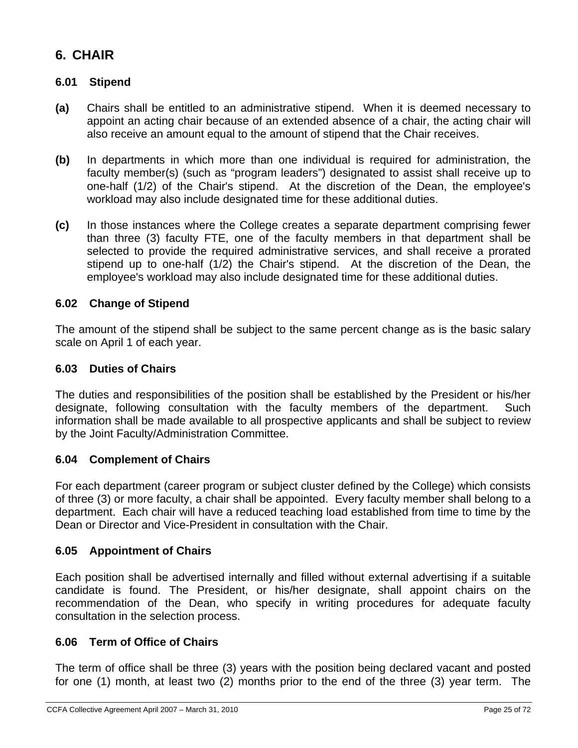# 6. CHAIR

### 6.01 Stipend

**(a)** Chairs shall be entitled to an administrative stipend. When it is deemed necessary to appoint an acting chair because of an extended absence of a chair, the acting chair will also receive an amount equal to the amount of stipend that the Chair receives.

**(b)** In departments in which more than one individual is required for administration, the faculty member(s) (such as "program leaders") designated to assist shall receive up to one-half (1/2) of the Chair's stipend. At the discretion of the Dean, the employee's workload may also include designated time for these additional duties.

**(c)** In those instances where the College creates a separate department comprising fewer than three (3) faculty FTE, one of the faculty members in that department shall be selected to provide the required administrative services, and shall receive a prorated stipend up to one-half (1/2) the Chair's stipend. At the discretion of the Dean, the employee's workload may also include designated time for these additional duties.

### 6.02 Change of Stipend

The amount of the stipend shall be subject to the same percent change as is the basic salary scale on April 1 of each year.

### 6.03 Duties of Chairs

The duties and responsibilities of the position shall be established by the President or his/her designate, following consultation with the faculty members of the department. Such information shall be made available to all prospective applicants and shall be subject to review by the Joint Faculty/Administration Committee.

### 6.04 Complement of Chairs

For each department (career program or subject cluster defined by the College) which consists of three (3) or more faculty, a chair shall be appointed. Every faculty member shall belong to a department. Each chair will have a reduced teaching load established from time to time by the Dean or Director and Vice-President in consultation with the Chair.

### 6.05 Appointment of Chairs

Each position shall be advertised internally and filled without external advertising if a suitable candidate is found. The President, or his/her designate, shall appoint chairs on the recommendation of the Dean, who specify in writing procedures for adequate faculty consultation in the selection process.

### 6.06 Term of Office of Chairs

The term of office shall be three (3) years with the position being declared vacant and posted for one (1) month, at least two (2) months prior to the end of the three (3) year term. The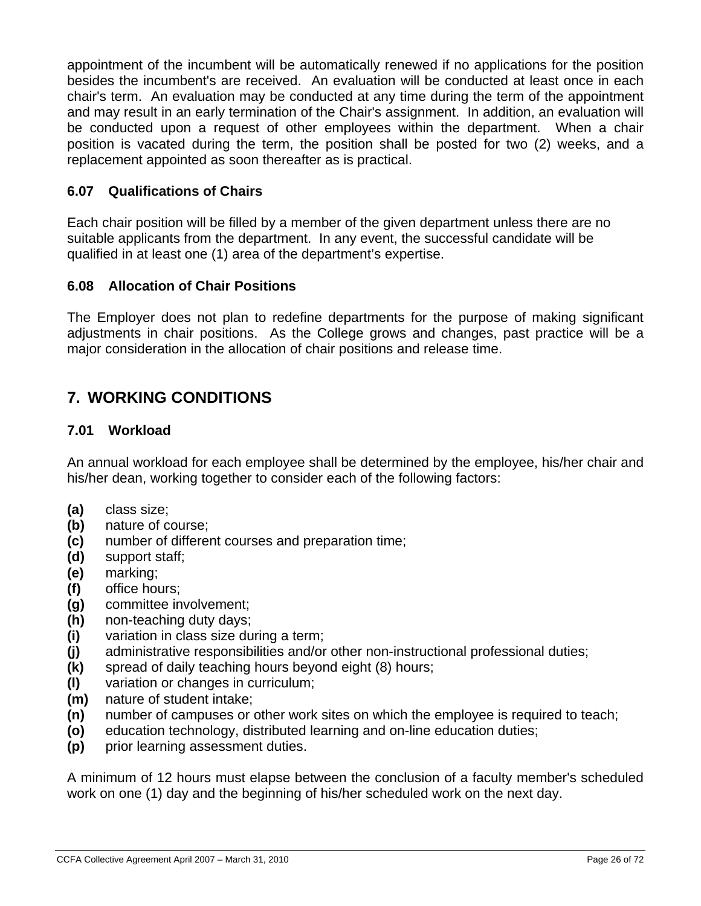appointment of the incumbent will be automatically renewed if no applications for the position besides the incumbent's are received. An evaluation will be conducted at least once in each chair's term. An evaluation may be conducted at any time during the term of the appointment and may result in an early termination of the Chair's assignment. In addition, an evaluation will be conducted upon a request of other employees within the department. When a chair position is vacated during the term, the position shall be posted for two (2) weeks, and a replacement appointed as soon thereafter as is practical.

### 6.07 Qualifications of Chairs

Each chair position will be filled by a member of the given department unless there are no suitable applicants from the department. In any event, the successful candidate will be qualified in at least one (1) area of the department's expertise.

### 6.08 Allocation of Chair Positions

The Employer does not plan to redefine departments for the purpose of making significant adjustments in chair positions. As the College grows and changes, past practice will be a major consideration in the allocation of chair positions and release time.

## 7. WORKING CONDITIONS

### 7.01 Workload

An annual workload for each employee shall be determined by the employee, his/her chair and his/her dean, working together to consider each of the following factors:

**(a)** class size;
**(b)** nature of course;
**(c)** number of different courses and preparation time;
**(d)** support staff;
**(e)** marking;
**(f)** office hours;
**(g)** committee involvement;
**(h)** non-teaching duty days;
**(i)** variation in class size during a term;
**(j)** administrative responsibilities and/or other non-instructional professional duties;
**(k)** spread of daily teaching hours beyond eight (8) hours;
**(l)** variation or changes in curriculum;
**(m)** nature of student intake;
**(n)** number of campuses or other work sites on which the employee is required to teach;
**(o)** education technology, distributed learning and on-line education duties;
**(p)** prior learning assessment duties.

A minimum of 12 hours must elapse between the conclusion of a faculty member's scheduled work on one (1) day and the beginning of his/her scheduled work on the next day.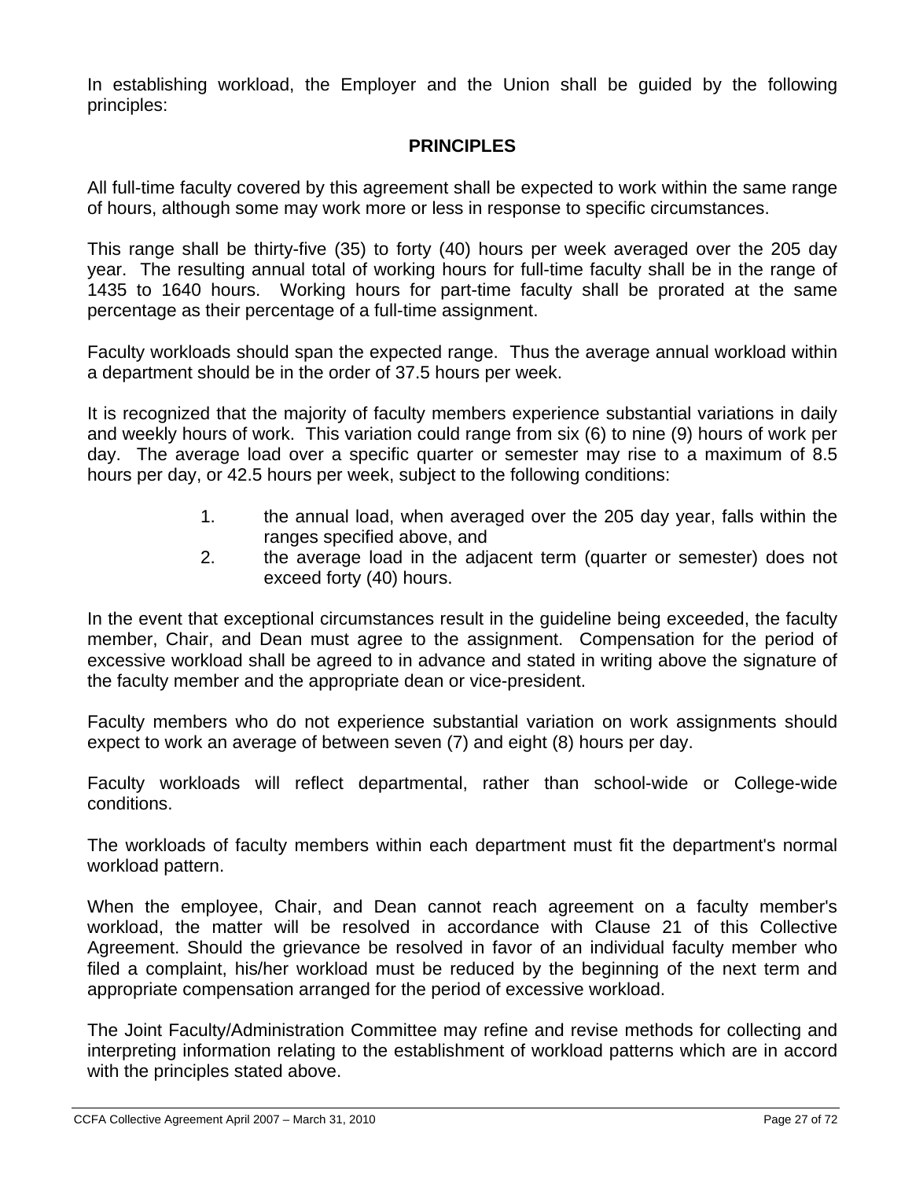In establishing workload, the Employer and the Union shall be guided by the following principles:

## PRINCIPLES

All full-time faculty covered by this agreement shall be expected to work within the same range of hours, although some may work more or less in response to specific circumstances.

This range shall be thirty-five (35) to forty (40) hours per week averaged over the 205 day year. The resulting annual total of working hours for full-time faculty shall be in the range of 1435 to 1640 hours. Working hours for part-time faculty shall be prorated at the same percentage as their percentage of a full-time assignment.

Faculty workloads should span the expected range. Thus the average annual workload within a department should be in the order of 37.5 hours per week.

It is recognized that the majority of faculty members experience substantial variations in daily and weekly hours of work. This variation could range from six (6) to nine (9) hours of work per day. The average load over a specific quarter or semester may rise to a maximum of 8.5 hours per day, or 42.5 hours per week, subject to the following conditions:

1. the annual load, when averaged over the 205 day year, falls within the ranges specified above, and
2. the average load in the adjacent term (quarter or semester) does not exceed forty (40) hours.

In the event that exceptional circumstances result in the guideline being exceeded, the faculty member, Chair, and Dean must agree to the assignment. Compensation for the period of excessive workload shall be agreed to in advance and stated in writing above the signature of the faculty member and the appropriate dean or vice-president.

Faculty members who do not experience substantial variation on work assignments should expect to work an average of between seven (7) and eight (8) hours per day.

Faculty workloads will reflect departmental, rather than school-wide or College-wide conditions.

The workloads of faculty members within each department must fit the department's normal workload pattern.

When the employee, Chair, and Dean cannot reach agreement on a faculty member's workload, the matter will be resolved in accordance with Clause 21 of this Collective Agreement. Should the grievance be resolved in favor of an individual faculty member who filed a complaint, his/her workload must be reduced by the beginning of the next term and appropriate compensation arranged for the period of excessive workload.

The Joint Faculty/Administration Committee may refine and revise methods for collecting and interpreting information relating to the establishment of workload patterns which are in accord with the principles stated above.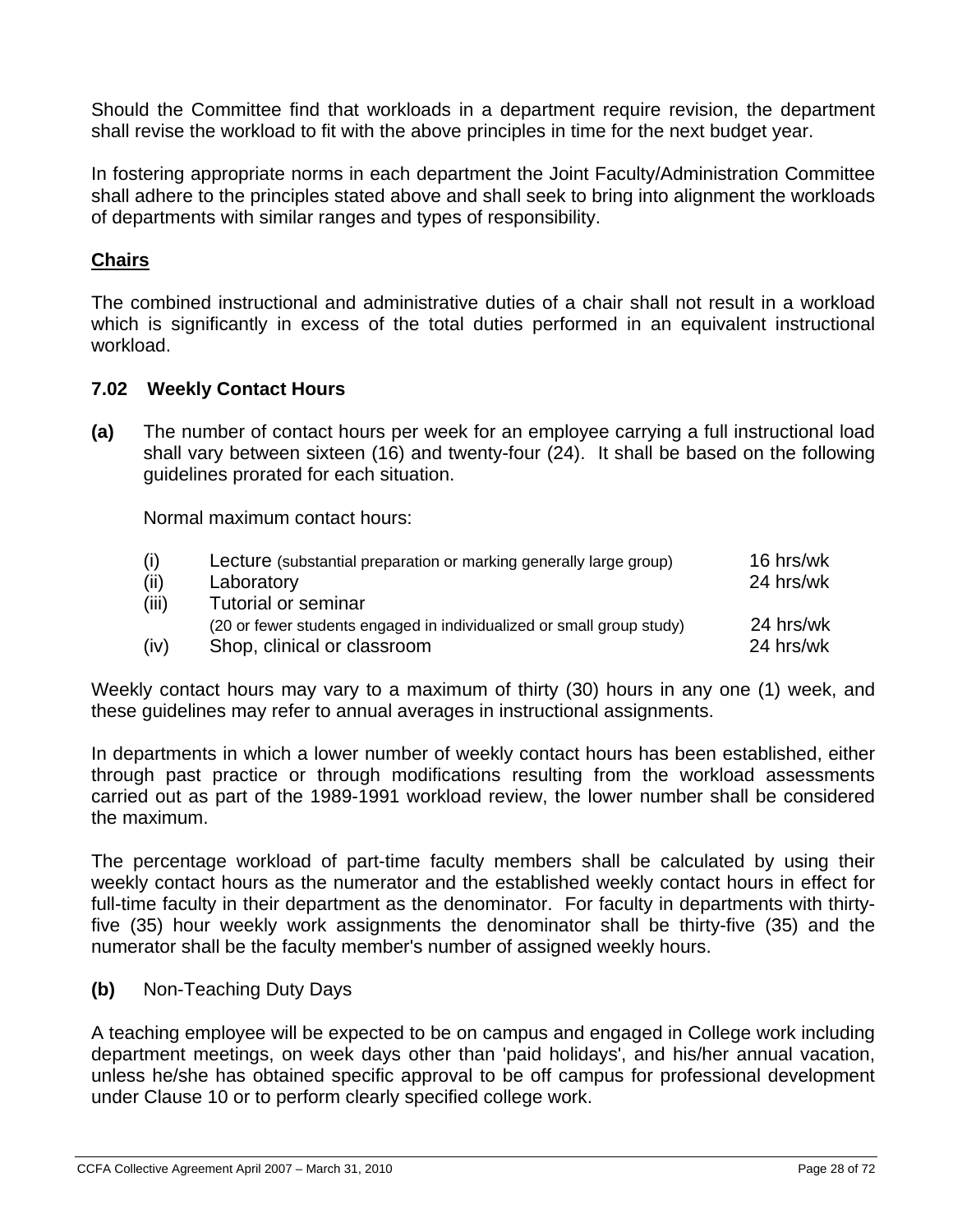Should the Committee find that workloads in a department require revision, the department shall revise the workload to fit with the above principles in time for the next budget year.

In fostering appropriate norms in each department the Joint Faculty/Administration Committee shall adhere to the principles stated above and shall seek to bring into alignment the workloads of departments with similar ranges and types of responsibility.

**Chairs**

The combined instructional and administrative duties of a chair shall not result in a workload which is significantly in excess of the total duties performed in an equivalent instructional workload.

### 7.02 Weekly Contact Hours

**(a)** The number of contact hours per week for an employee carrying a full instructional load shall vary between sixteen (16) and twenty-four (24). It shall be based on the following guidelines prorated for each situation.

Normal maximum contact hours:

| | | |
|---|---|---|
| (i) | Lecture (substantial preparation or marking generally large group) | 16 hrs/wk |
| (ii) | Laboratory | 24 hrs/wk |
| (iii) | Tutorial or seminar (20 or fewer students engaged in individualized or small group study) | 24 hrs/wk |
| (iv) | Shop, clinical or classroom | 24 hrs/wk |

Weekly contact hours may vary to a maximum of thirty (30) hours in any one (1) week, and these guidelines may refer to annual averages in instructional assignments.

In departments in which a lower number of weekly contact hours has been established, either through past practice or through modifications resulting from the workload assessments carried out as part of the 1989-1991 workload review, the lower number shall be considered the maximum.

The percentage workload of part-time faculty members shall be calculated by using their weekly contact hours as the numerator and the established weekly contact hours in effect for full-time faculty in their department as the denominator. For faculty in departments with thirty-five (35) hour weekly work assignments the denominator shall be thirty-five (35) and the numerator shall be the faculty member's number of assigned weekly hours.

**(b)** Non-Teaching Duty Days

A teaching employee will be expected to be on campus and engaged in College work including department meetings, on week days other than 'paid holidays', and his/her annual vacation, unless he/she has obtained specific approval to be off campus for professional development under Clause 10 or to perform clearly specified college work.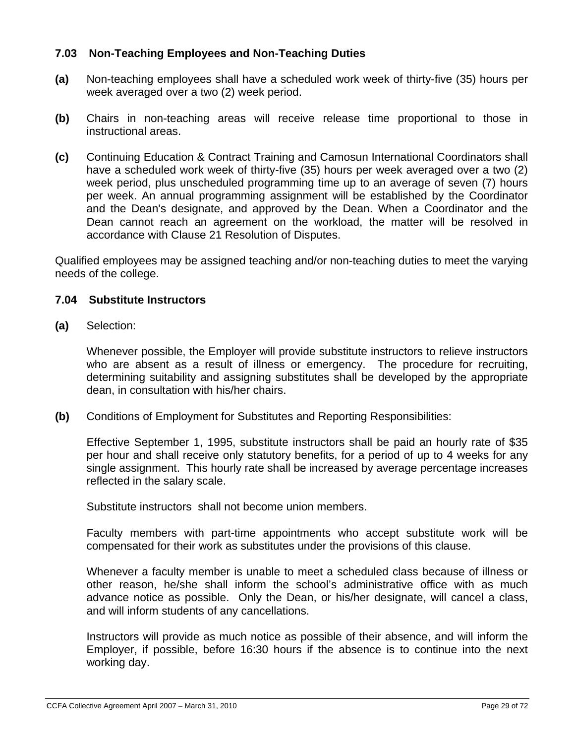### 7.03 Non-Teaching Employees and Non-Teaching Duties

**(a)** Non-teaching employees shall have a scheduled work week of thirty-five (35) hours per week averaged over a two (2) week period.

**(b)** Chairs in non-teaching areas will receive release time proportional to those in instructional areas.

**(c)** Continuing Education & Contract Training and Camosun International Coordinators shall have a scheduled work week of thirty-five (35) hours per week averaged over a two (2) week period, plus unscheduled programming time up to an average of seven (7) hours per week. An annual programming assignment will be established by the Coordinator and the Dean's designate, and approved by the Dean. When a Coordinator and the Dean cannot reach an agreement on the workload, the matter will be resolved in accordance with Clause 21 Resolution of Disputes.

Qualified employees may be assigned teaching and/or non-teaching duties to meet the varying needs of the college.

### 7.04 Substitute Instructors

**(a)** Selection:

Whenever possible, the Employer will provide substitute instructors to relieve instructors who are absent as a result of illness or emergency. The procedure for recruiting, determining suitability and assigning substitutes shall be developed by the appropriate dean, in consultation with his/her chairs.

**(b)** Conditions of Employment for Substitutes and Reporting Responsibilities:

Effective September 1, 1995, substitute instructors shall be paid an hourly rate of $35 per hour and shall receive only statutory benefits, for a period of up to 4 weeks for any single assignment. This hourly rate shall be increased by average percentage increases reflected in the salary scale.

Substitute instructors shall not become union members.

Faculty members with part-time appointments who accept substitute work will be compensated for their work as substitutes under the provisions of this clause.

Whenever a faculty member is unable to meet a scheduled class because of illness or other reason, he/she shall inform the school's administrative office with as much advance notice as possible. Only the Dean, or his/her designate, will cancel a class, and will inform students of any cancellations.

Instructors will provide as much notice as possible of their absence, and will inform the Employer, if possible, before 16:30 hours if the absence is to continue into the next working day.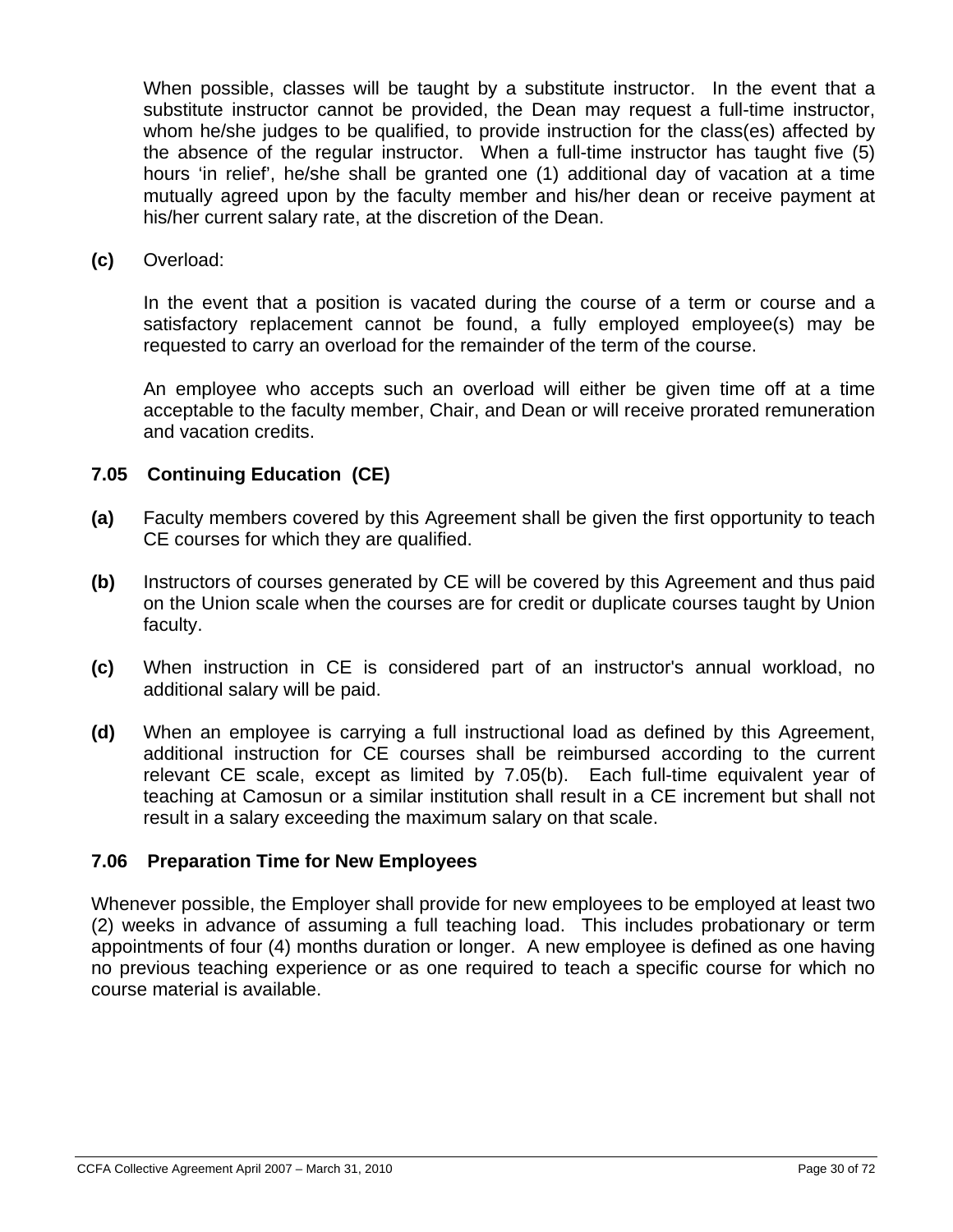When possible, classes will be taught by a substitute instructor. In the event that a substitute instructor cannot be provided, the Dean may request a full-time instructor, whom he/she judges to be qualified, to provide instruction for the class(es) affected by the absence of the regular instructor. When a full-time instructor has taught five (5) hours 'in relief', he/she shall be granted one (1) additional day of vacation at a time mutually agreed upon by the faculty member and his/her dean or receive payment at his/her current salary rate, at the discretion of the Dean.

**(c)** Overload:

In the event that a position is vacated during the course of a term or course and a satisfactory replacement cannot be found, a fully employed employee(s) may be requested to carry an overload for the remainder of the term of the course.

An employee who accepts such an overload will either be given time off at a time acceptable to the faculty member, Chair, and Dean or will receive prorated remuneration and vacation credits.

### 7.05 Continuing Education (CE)

**(a)** Faculty members covered by this Agreement shall be given the first opportunity to teach CE courses for which they are qualified.

**(b)** Instructors of courses generated by CE will be covered by this Agreement and thus paid on the Union scale when the courses are for credit or duplicate courses taught by Union faculty.

**(c)** When instruction in CE is considered part of an instructor's annual workload, no additional salary will be paid.

**(d)** When an employee is carrying a full instructional load as defined by this Agreement, additional instruction for CE courses shall be reimbursed according to the current relevant CE scale, except as limited by 7.05(b). Each full-time equivalent year of teaching at Camosun or a similar institution shall result in a CE increment but shall not result in a salary exceeding the maximum salary on that scale.

### 7.06 Preparation Time for New Employees

Whenever possible, the Employer shall provide for new employees to be employed at least two (2) weeks in advance of assuming a full teaching load. This includes probationary or term appointments of four (4) months duration or longer. A new employee is defined as one having no previous teaching experience or as one required to teach a specific course for which no course material is available.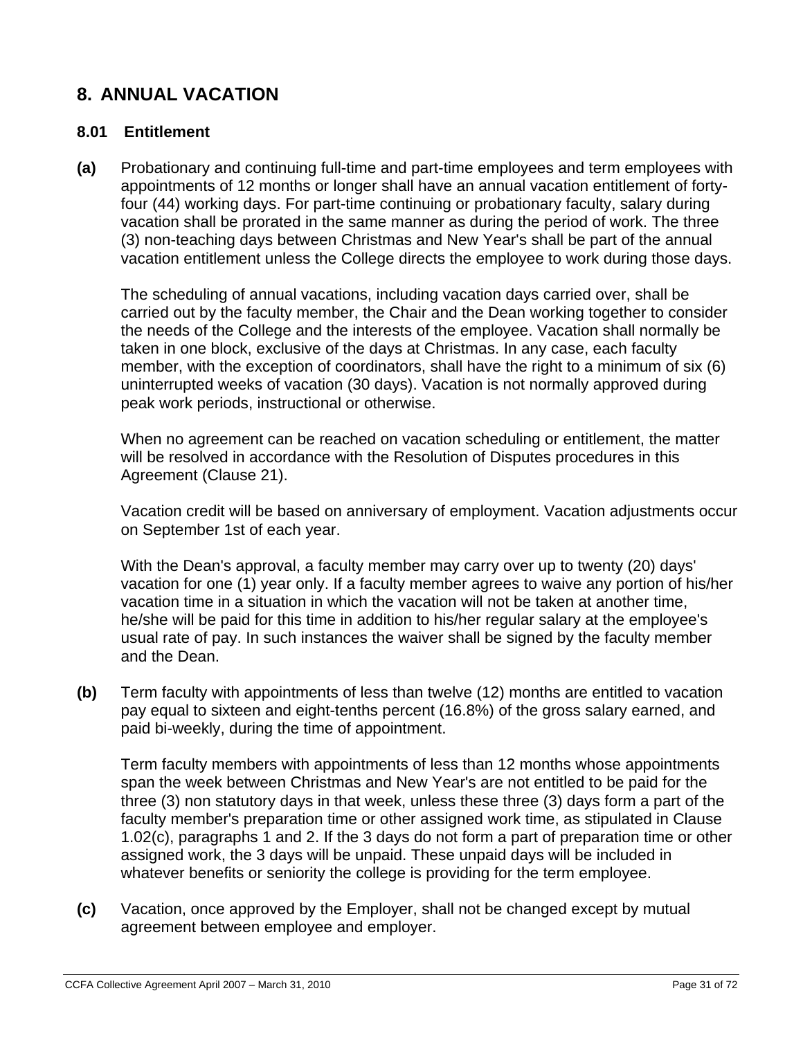## 8. ANNUAL VACATION

### 8.01 Entitlement

**(a)** Probationary and continuing full-time and part-time employees and term employees with appointments of 12 months or longer shall have an annual vacation entitlement of forty-four (44) working days. For part-time continuing or probationary faculty, salary during vacation shall be prorated in the same manner as during the period of work. The three (3) non-teaching days between Christmas and New Year's shall be part of the annual vacation entitlement unless the College directs the employee to work during those days.

The scheduling of annual vacations, including vacation days carried over, shall be carried out by the faculty member, the Chair and the Dean working together to consider the needs of the College and the interests of the employee. Vacation shall normally be taken in one block, exclusive of the days at Christmas. In any case, each faculty member, with the exception of coordinators, shall have the right to a minimum of six (6) uninterrupted weeks of vacation (30 days). Vacation is not normally approved during peak work periods, instructional or otherwise.

When no agreement can be reached on vacation scheduling or entitlement, the matter will be resolved in accordance with the Resolution of Disputes procedures in this Agreement (Clause 21).

Vacation credit will be based on anniversary of employment. Vacation adjustments occur on September 1st of each year.

With the Dean's approval, a faculty member may carry over up to twenty (20) days' vacation for one (1) year only. If a faculty member agrees to waive any portion of his/her vacation time in a situation in which the vacation will not be taken at another time, he/she will be paid for this time in addition to his/her regular salary at the employee's usual rate of pay. In such instances the waiver shall be signed by the faculty member and the Dean.

**(b)** Term faculty with appointments of less than twelve (12) months are entitled to vacation pay equal to sixteen and eight-tenths percent (16.8%) of the gross salary earned, and paid bi-weekly, during the time of appointment.

Term faculty members with appointments of less than 12 months whose appointments span the week between Christmas and New Year's are not entitled to be paid for the three (3) non statutory days in that week, unless these three (3) days form a part of the faculty member's preparation time or other assigned work time, as stipulated in Clause 1.02(c), paragraphs 1 and 2. If the 3 days do not form a part of preparation time or other assigned work, the 3 days will be unpaid. These unpaid days will be included in whatever benefits or seniority the college is providing for the term employee.

**(c)** Vacation, once approved by the Employer, shall not be changed except by mutual agreement between employee and employer.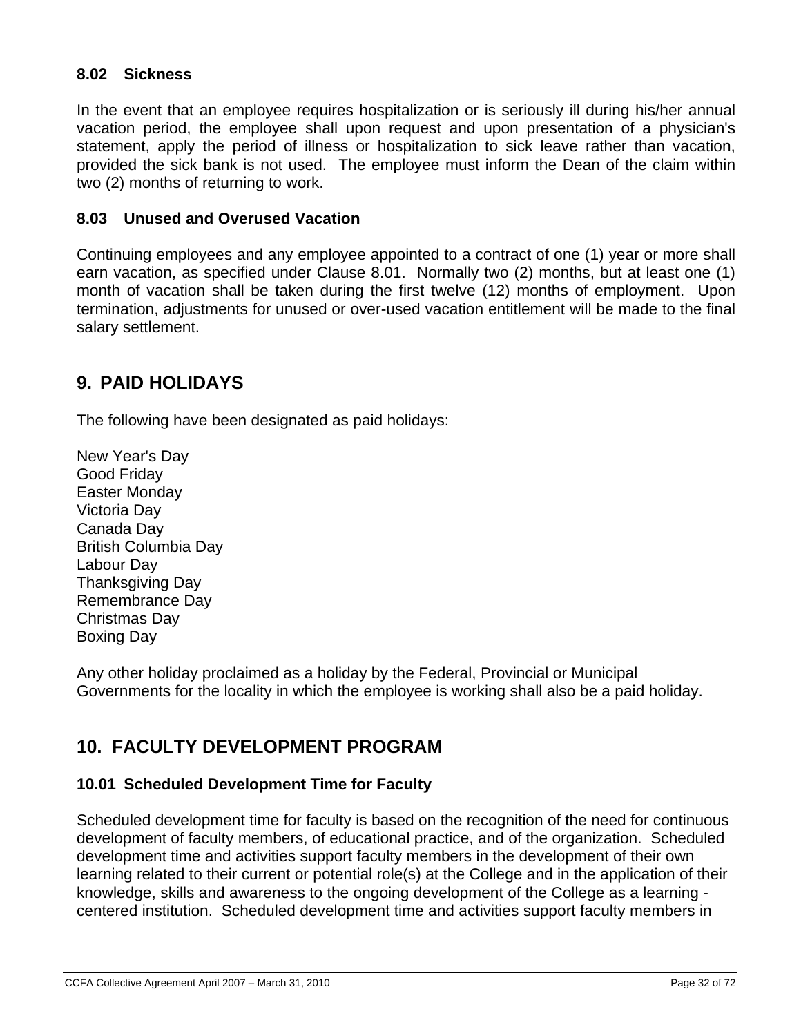### 8.02 Sickness

In the event that an employee requires hospitalization or is seriously ill during his/her annual vacation period, the employee shall upon request and upon presentation of a physician's statement, apply the period of illness or hospitalization to sick leave rather than vacation, provided the sick bank is not used. The employee must inform the Dean of the claim within two (2) months of returning to work.

### 8.03 Unused and Overused Vacation

Continuing employees and any employee appointed to a contract of one (1) year or more shall earn vacation, as specified under Clause 8.01. Normally two (2) months, but at least one (1) month of vacation shall be taken during the first twelve (12) months of employment. Upon termination, adjustments for unused or over-used vacation entitlement will be made to the final salary settlement.

## 9. PAID HOLIDAYS

The following have been designated as paid holidays:

New Year's Day
Good Friday
Easter Monday
Victoria Day
Canada Day
British Columbia Day
Labour Day
Thanksgiving Day
Remembrance Day
Christmas Day
Boxing Day

Any other holiday proclaimed as a holiday by the Federal, Provincial or Municipal Governments for the locality in which the employee is working shall also be a paid holiday.

## 10. FACULTY DEVELOPMENT PROGRAM

### 10.01 Scheduled Development Time for Faculty

Scheduled development time for faculty is based on the recognition of the need for continuous development of faculty members, of educational practice, and of the organization. Scheduled development time and activities support faculty members in the development of their own learning related to their current or potential role(s) at the College and in the application of their knowledge, skills and awareness to the ongoing development of the College as a learning - centered institution. Scheduled development time and activities support faculty members in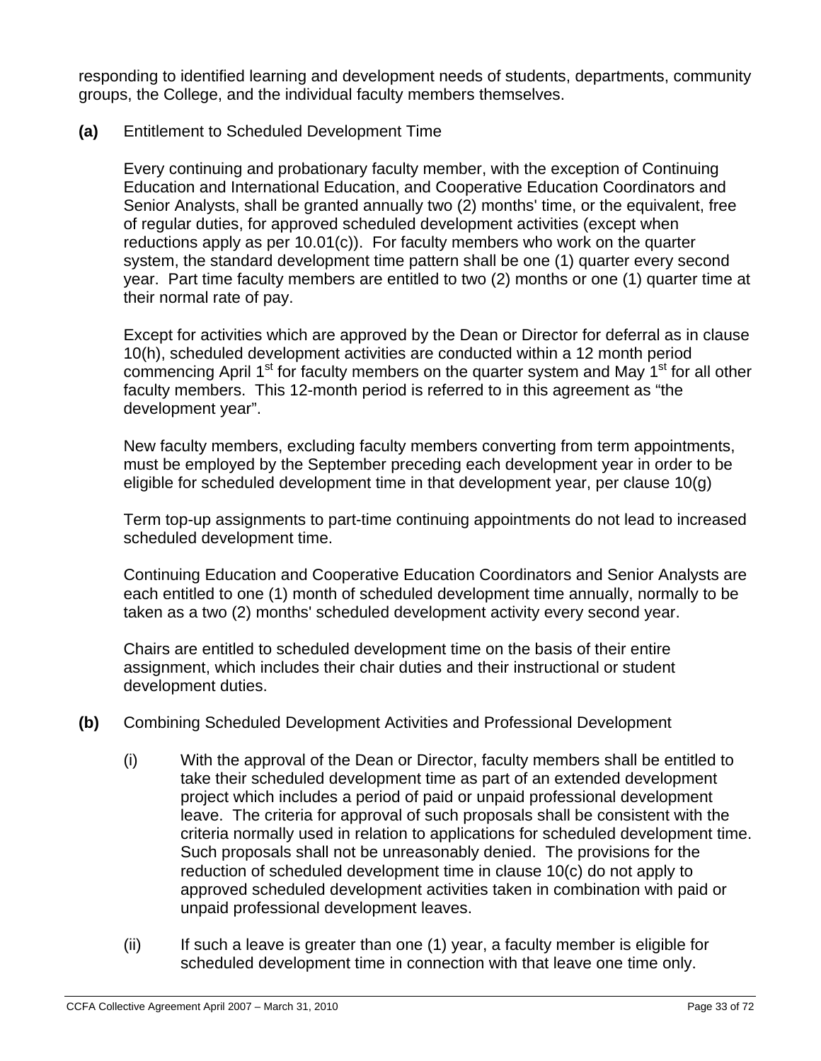responding to identified learning and development needs of students, departments, community groups, the College, and the individual faculty members themselves.

**(a)** Entitlement to Scheduled Development Time

Every continuing and probationary faculty member, with the exception of Continuing Education and International Education, and Cooperative Education Coordinators and Senior Analysts, shall be granted annually two (2) months' time, or the equivalent, free of regular duties, for approved scheduled development activities (except when reductions apply as per 10.01(c)). For faculty members who work on the quarter system, the standard development time pattern shall be one (1) quarter every second year. Part time faculty members are entitled to two (2) months or one (1) quarter time at their normal rate of pay.

Except for activities which are approved by the Dean or Director for deferral as in clause 10(h), scheduled development activities are conducted within a 12 month period commencing April 1st for faculty members on the quarter system and May 1st for all other faculty members. This 12-month period is referred to in this agreement as "the development year".

New faculty members, excluding faculty members converting from term appointments, must be employed by the September preceding each development year in order to be eligible for scheduled development time in that development year, per clause 10(g)

Term top-up assignments to part-time continuing appointments do not lead to increased scheduled development time.

Continuing Education and Cooperative Education Coordinators and Senior Analysts are each entitled to one (1) month of scheduled development time annually, normally to be taken as a two (2) months' scheduled development activity every second year.

Chairs are entitled to scheduled development time on the basis of their entire assignment, which includes their chair duties and their instructional or student development duties.

**(b)** Combining Scheduled Development Activities and Professional Development

(i) With the approval of the Dean or Director, faculty members shall be entitled to take their scheduled development time as part of an extended development project which includes a period of paid or unpaid professional development leave. The criteria for approval of such proposals shall be consistent with the criteria normally used in relation to applications for scheduled development time. Such proposals shall not be unreasonably denied. The provisions for the reduction of scheduled development time in clause 10(c) do not apply to approved scheduled development activities taken in combination with paid or unpaid professional development leaves.

(ii) If such a leave is greater than one (1) year, a faculty member is eligible for scheduled development time in connection with that leave one time only.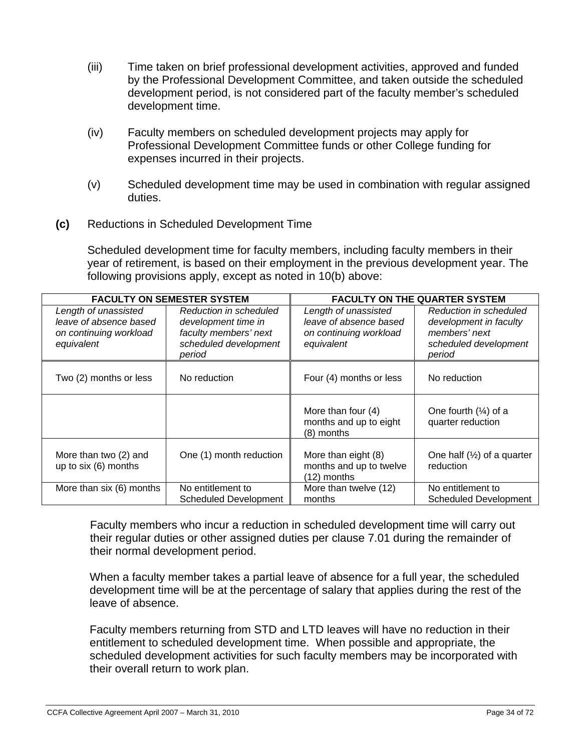(iii) Time taken on brief professional development activities, approved and funded by the Professional Development Committee, and taken outside the scheduled development period, is not considered part of the faculty member's scheduled development time.

(iv) Faculty members on scheduled development projects may apply for Professional Development Committee funds or other College funding for expenses incurred in their projects.

(v) Scheduled development time may be used in combination with regular assigned duties.

**(c)** Reductions in Scheduled Development Time

Scheduled development time for faculty members, including faculty members in their year of retirement, is based on their employment in the previous development year. The following provisions apply, except as noted in 10(b) above:

| FACULTY ON SEMESTER SYSTEM | | FACULTY ON THE QUARTER SYSTEM | |
|---|---|---|---|
| *Length of unassisted leave of absence based on continuing workload equivalent* | *Reduction in scheduled development time in faculty members' next scheduled development period* | *Length of unassisted leave of absence based on continuing workload equivalent* | *Reduction in scheduled development in faculty members' next scheduled development period* |
| Two (2) months or less | No reduction | Four (4) months or less | No reduction |
| | | More than four (4) months and up to eight (8) months | One fourth (¼) of a quarter reduction |
| More than two (2) and up to six (6) months | One (1) month reduction | More than eight (8) months and up to twelve (12) months | One half (½) of a quarter reduction |
| More than six (6) months | No entitlement to Scheduled Development | More than twelve (12) months | No entitlement to Scheduled Development |

Faculty members who incur a reduction in scheduled development time will carry out their regular duties or other assigned duties per clause 7.01 during the remainder of their normal development period.

When a faculty member takes a partial leave of absence for a full year, the scheduled development time will be at the percentage of salary that applies during the rest of the leave of absence.

Faculty members returning from STD and LTD leaves will have no reduction in their entitlement to scheduled development time. When possible and appropriate, the scheduled development activities for such faculty members may be incorporated with their overall return to work plan.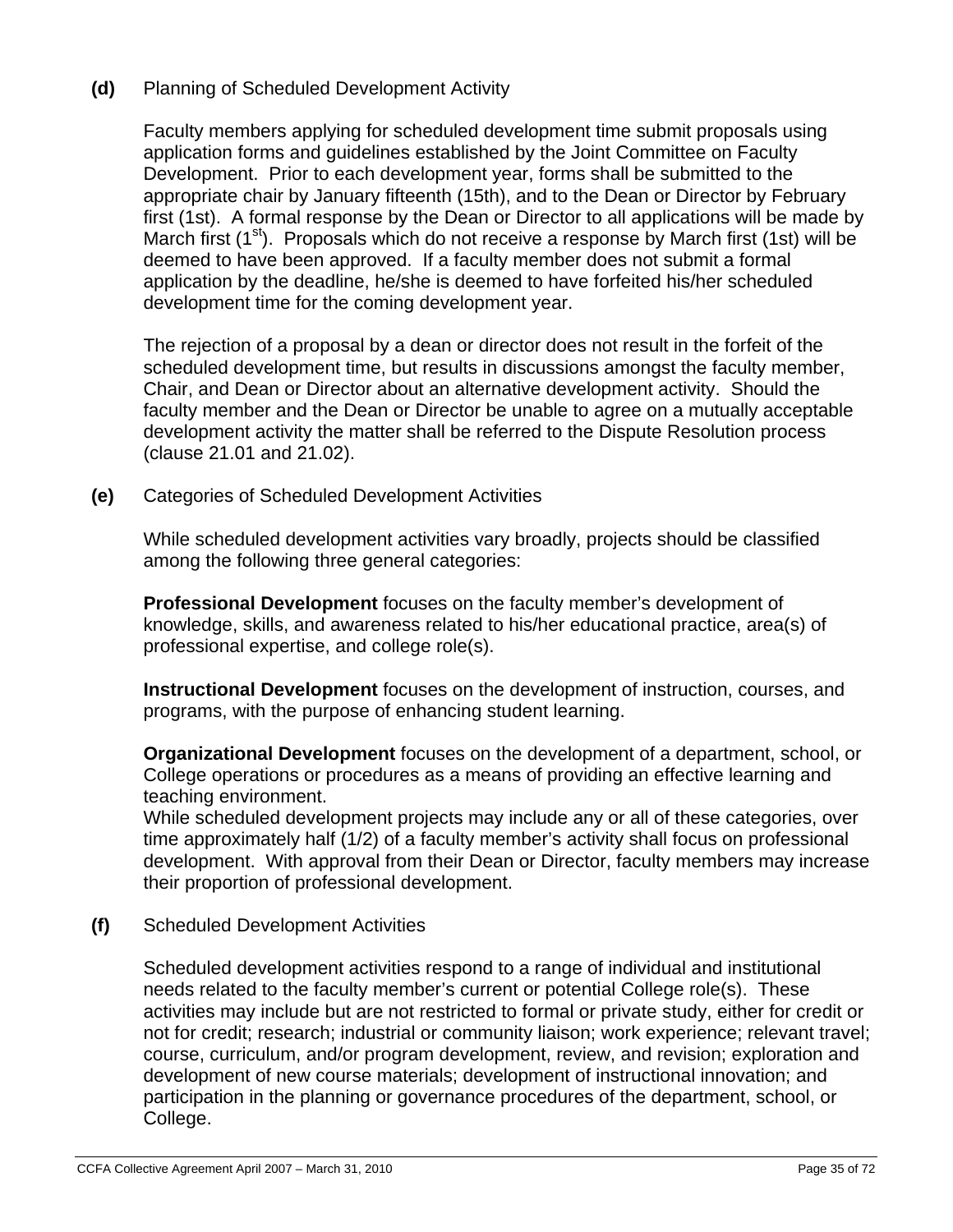**(d)** Planning of Scheduled Development Activity

Faculty members applying for scheduled development time submit proposals using application forms and guidelines established by the Joint Committee on Faculty Development. Prior to each development year, forms shall be submitted to the appropriate chair by January fifteenth (15th), and to the Dean or Director by February first (1st). A formal response by the Dean or Director to all applications will be made by March first (1st). Proposals which do not receive a response by March first (1st) will be deemed to have been approved. If a faculty member does not submit a formal application by the deadline, he/she is deemed to have forfeited his/her scheduled development time for the coming development year.

The rejection of a proposal by a dean or director does not result in the forfeit of the scheduled development time, but results in discussions amongst the faculty member, Chair, and Dean or Director about an alternative development activity. Should the faculty member and the Dean or Director be unable to agree on a mutually acceptable development activity the matter shall be referred to the Dispute Resolution process (clause 21.01 and 21.02).

**(e)** Categories of Scheduled Development Activities

While scheduled development activities vary broadly, projects should be classified among the following three general categories:

**Professional Development** focuses on the faculty member's development of knowledge, skills, and awareness related to his/her educational practice, area(s) of professional expertise, and college role(s).

**Instructional Development** focuses on the development of instruction, courses, and programs, with the purpose of enhancing student learning.

**Organizational Development** focuses on the development of a department, school, or College operations or procedures as a means of providing an effective learning and teaching environment.

While scheduled development projects may include any or all of these categories, over time approximately half (1/2) of a faculty member's activity shall focus on professional development. With approval from their Dean or Director, faculty members may increase their proportion of professional development.

**(f)** Scheduled Development Activities

Scheduled development activities respond to a range of individual and institutional needs related to the faculty member's current or potential College role(s). These activities may include but are not restricted to formal or private study, either for credit or not for credit; research; industrial or community liaison; work experience; relevant travel; course, curriculum, and/or program development, review, and revision; exploration and development of new course materials; development of instructional innovation; and participation in the planning or governance procedures of the department, school, or College.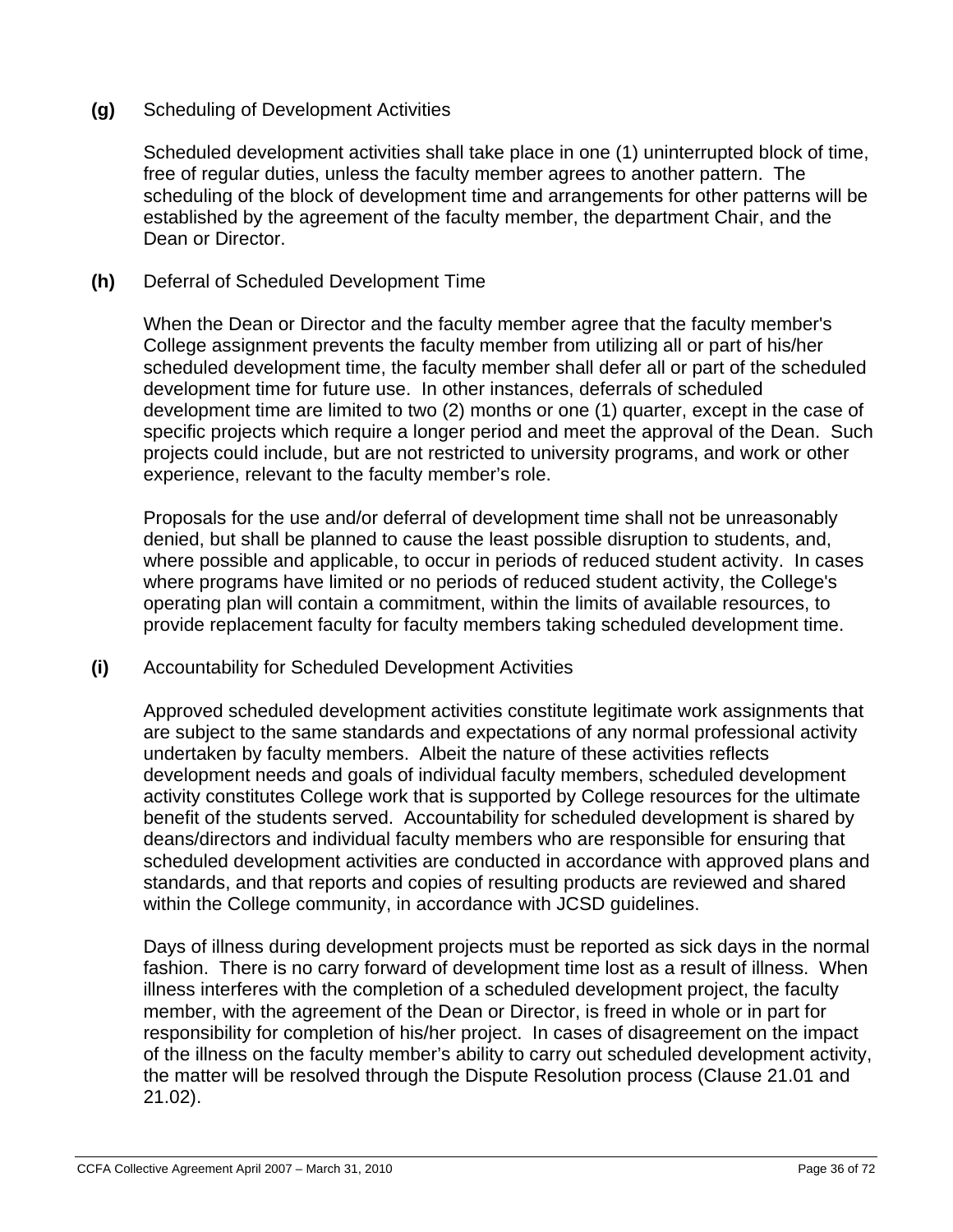**(g)** Scheduling of Development Activities

Scheduled development activities shall take place in one (1) uninterrupted block of time, free of regular duties, unless the faculty member agrees to another pattern. The scheduling of the block of development time and arrangements for other patterns will be established by the agreement of the faculty member, the department Chair, and the Dean or Director.

**(h)** Deferral of Scheduled Development Time

When the Dean or Director and the faculty member agree that the faculty member's College assignment prevents the faculty member from utilizing all or part of his/her scheduled development time, the faculty member shall defer all or part of the scheduled development time for future use. In other instances, deferrals of scheduled development time are limited to two (2) months or one (1) quarter, except in the case of specific projects which require a longer period and meet the approval of the Dean. Such projects could include, but are not restricted to university programs, and work or other experience, relevant to the faculty member's role.

Proposals for the use and/or deferral of development time shall not be unreasonably denied, but shall be planned to cause the least possible disruption to students, and, where possible and applicable, to occur in periods of reduced student activity. In cases where programs have limited or no periods of reduced student activity, the College's operating plan will contain a commitment, within the limits of available resources, to provide replacement faculty for faculty members taking scheduled development time.

**(i)** Accountability for Scheduled Development Activities

Approved scheduled development activities constitute legitimate work assignments that are subject to the same standards and expectations of any normal professional activity undertaken by faculty members. Albeit the nature of these activities reflects development needs and goals of individual faculty members, scheduled development activity constitutes College work that is supported by College resources for the ultimate benefit of the students served. Accountability for scheduled development is shared by deans/directors and individual faculty members who are responsible for ensuring that scheduled development activities are conducted in accordance with approved plans and standards, and that reports and copies of resulting products are reviewed and shared within the College community, in accordance with JCSD guidelines.

Days of illness during development projects must be reported as sick days in the normal fashion. There is no carry forward of development time lost as a result of illness. When illness interferes with the completion of a scheduled development project, the faculty member, with the agreement of the Dean or Director, is freed in whole or in part for responsibility for completion of his/her project. In cases of disagreement on the impact of the illness on the faculty member's ability to carry out scheduled development activity, the matter will be resolved through the Dispute Resolution process (Clause 21.01 and 21.02).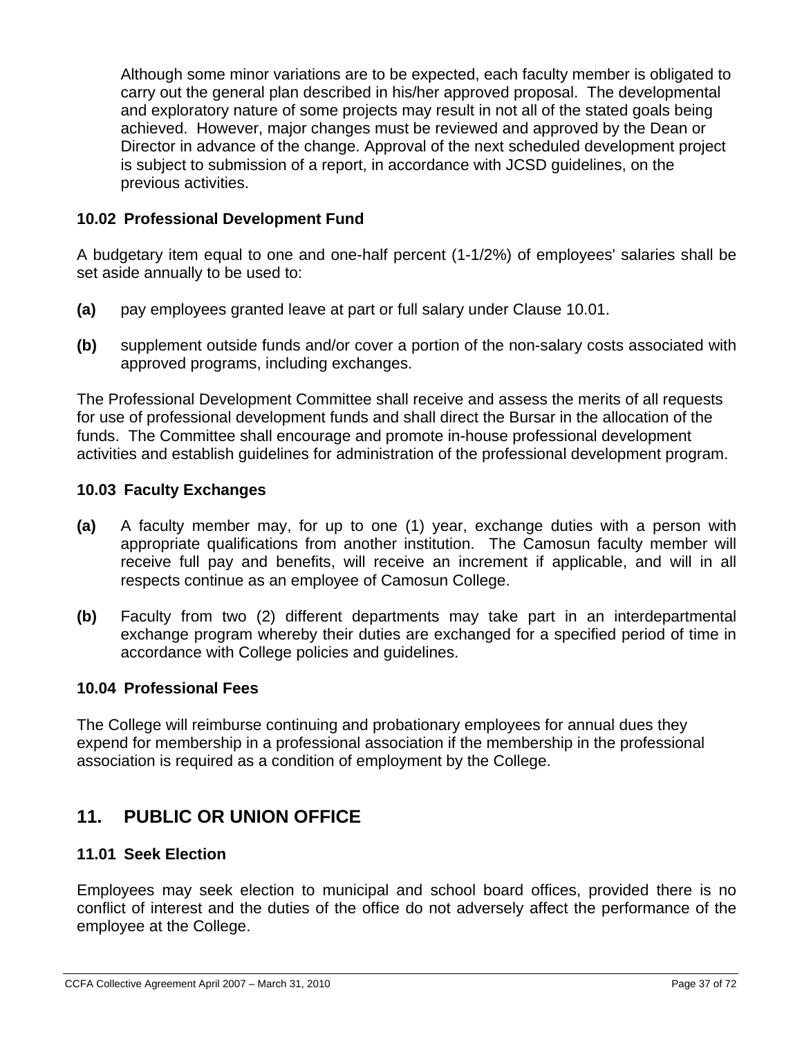Although some minor variations are to be expected, each faculty member is obligated to carry out the general plan described in his/her approved proposal. The developmental and exploratory nature of some projects may result in not all of the stated goals being achieved. However, major changes must be reviewed and approved by the Dean or Director in advance of the change. Approval of the next scheduled development project is subject to submission of a report, in accordance with JCSD guidelines, on the previous activities.

### 10.02 Professional Development Fund

A budgetary item equal to one and one-half percent (1-1/2%) of employees' salaries shall be set aside annually to be used to:

**(a)** pay employees granted leave at part or full salary under Clause 10.01.

**(b)** supplement outside funds and/or cover a portion of the non-salary costs associated with approved programs, including exchanges.

The Professional Development Committee shall receive and assess the merits of all requests for use of professional development funds and shall direct the Bursar in the allocation of the funds. The Committee shall encourage and promote in-house professional development activities and establish guidelines for administration of the professional development program.

### 10.03 Faculty Exchanges

**(a)** A faculty member may, for up to one (1) year, exchange duties with a person with appropriate qualifications from another institution. The Camosun faculty member will receive full pay and benefits, will receive an increment if applicable, and will in all respects continue as an employee of Camosun College.

**(b)** Faculty from two (2) different departments may take part in an interdepartmental exchange program whereby their duties are exchanged for a specified period of time in accordance with College policies and guidelines.

### 10.04 Professional Fees

The College will reimburse continuing and probationary employees for annual dues they expend for membership in a professional association if the membership in the professional association is required as a condition of employment by the College.

## 11. PUBLIC OR UNION OFFICE

### 11.01 Seek Election

Employees may seek election to municipal and school board offices, provided there is no conflict of interest and the duties of the office do not adversely affect the performance of the employee at the College.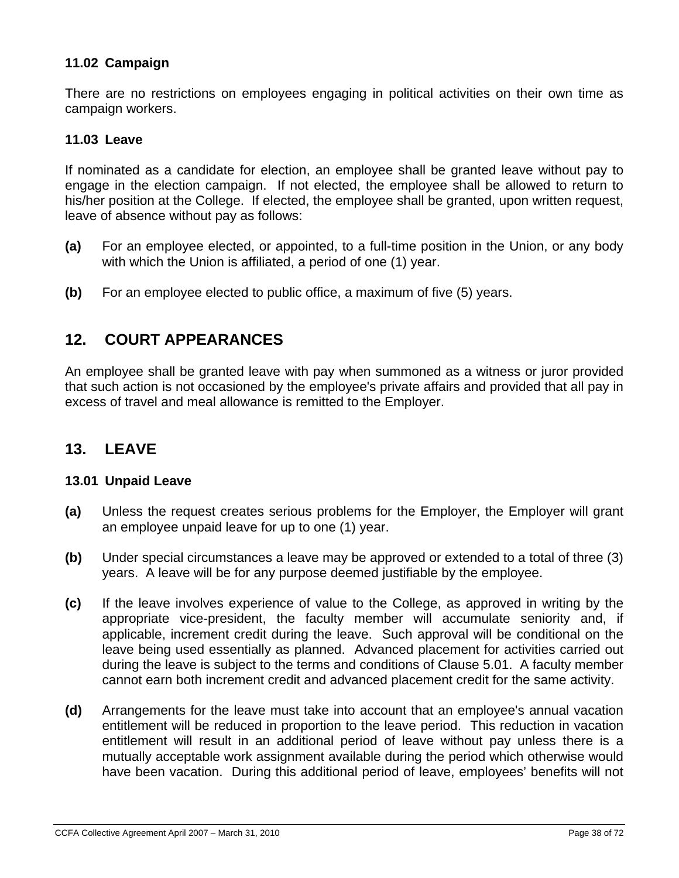### 11.02 Campaign

There are no restrictions on employees engaging in political activities on their own time as campaign workers.

### 11.03 Leave

If nominated as a candidate for election, an employee shall be granted leave without pay to engage in the election campaign. If not elected, the employee shall be allowed to return to his/her position at the College. If elected, the employee shall be granted, upon written request, leave of absence without pay as follows:

**(a)** For an employee elected, or appointed, to a full-time position in the Union, or any body with which the Union is affiliated, a period of one (1) year.

**(b)** For an employee elected to public office, a maximum of five (5) years.

## 12. COURT APPEARANCES

An employee shall be granted leave with pay when summoned as a witness or juror provided that such action is not occasioned by the employee's private affairs and provided that all pay in excess of travel and meal allowance is remitted to the Employer.

## 13. LEAVE

### 13.01 Unpaid Leave

**(a)** Unless the request creates serious problems for the Employer, the Employer will grant an employee unpaid leave for up to one (1) year.

**(b)** Under special circumstances a leave may be approved or extended to a total of three (3) years. A leave will be for any purpose deemed justifiable by the employee.

**(c)** If the leave involves experience of value to the College, as approved in writing by the appropriate vice-president, the faculty member will accumulate seniority and, if applicable, increment credit during the leave. Such approval will be conditional on the leave being used essentially as planned. Advanced placement for activities carried out during the leave is subject to the terms and conditions of Clause 5.01. A faculty member cannot earn both increment credit and advanced placement credit for the same activity.

**(d)** Arrangements for the leave must take into account that an employee's annual vacation entitlement will be reduced in proportion to the leave period. This reduction in vacation entitlement will result in an additional period of leave without pay unless there is a mutually acceptable work assignment available during the period which otherwise would have been vacation. During this additional period of leave, employees' benefits will not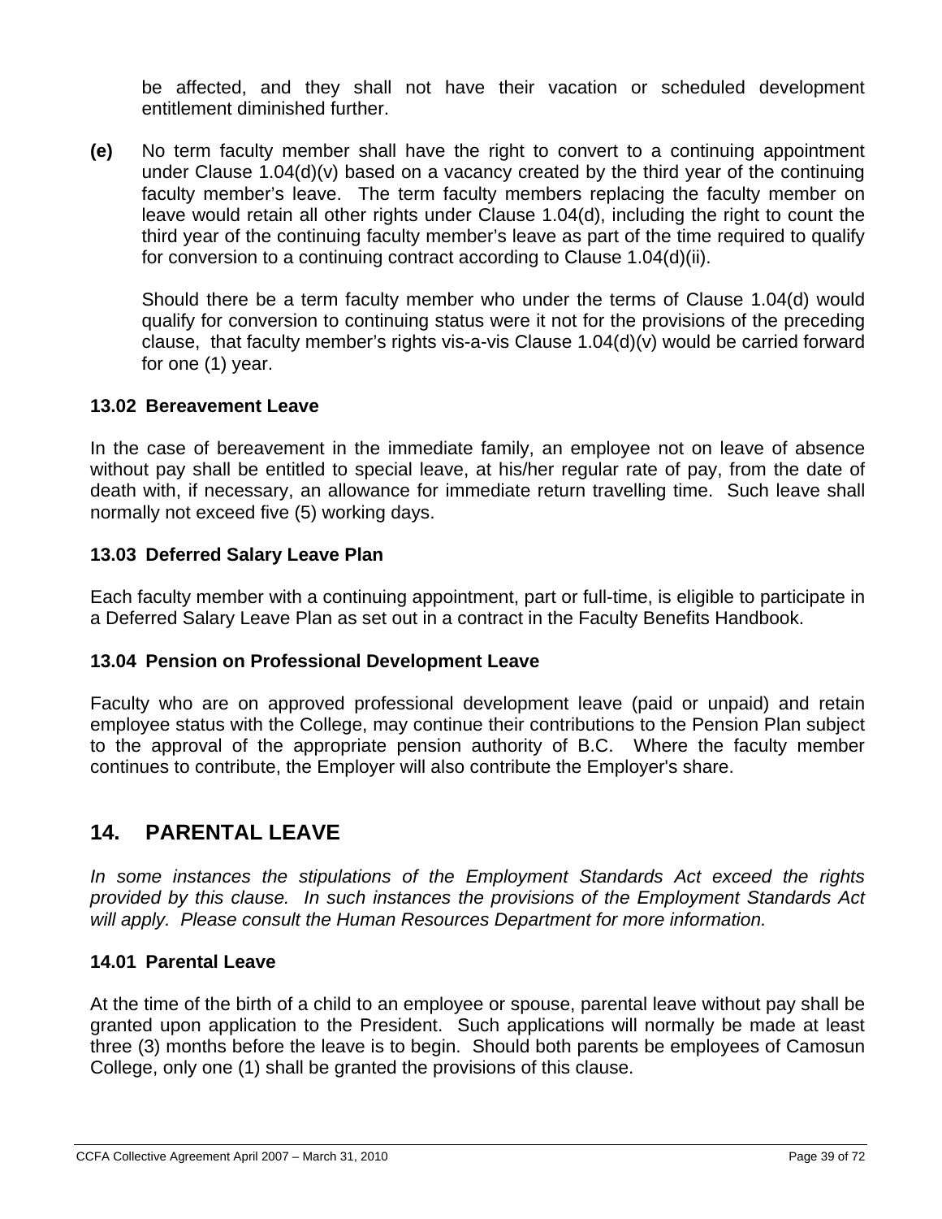be affected, and they shall not have their vacation or scheduled development entitlement diminished further.

**(e)** No term faculty member shall have the right to convert to a continuing appointment under Clause 1.04(d)(v) based on a vacancy created by the third year of the continuing faculty member's leave. The term faculty members replacing the faculty member on leave would retain all other rights under Clause 1.04(d), including the right to count the third year of the continuing faculty member's leave as part of the time required to qualify for conversion to a continuing contract according to Clause 1.04(d)(ii).

Should there be a term faculty member who under the terms of Clause 1.04(d) would qualify for conversion to continuing status were it not for the provisions of the preceding clause, that faculty member's rights vis-a-vis Clause 1.04(d)(v) would be carried forward for one (1) year.

### 13.02 Bereavement Leave

In the case of bereavement in the immediate family, an employee not on leave of absence without pay shall be entitled to special leave, at his/her regular rate of pay, from the date of death with, if necessary, an allowance for immediate return travelling time. Such leave shall normally not exceed five (5) working days.

### 13.03 Deferred Salary Leave Plan

Each faculty member with a continuing appointment, part or full-time, is eligible to participate in a Deferred Salary Leave Plan as set out in a contract in the Faculty Benefits Handbook.

### 13.04 Pension on Professional Development Leave

Faculty who are on approved professional development leave (paid or unpaid) and retain employee status with the College, may continue their contributions to the Pension Plan subject to the approval of the appropriate pension authority of B.C. Where the faculty member continues to contribute, the Employer will also contribute the Employer's share.

## 14. PARENTAL LEAVE

*In some instances the stipulations of the Employment Standards Act exceed the rights provided by this clause. In such instances the provisions of the Employment Standards Act will apply. Please consult the Human Resources Department for more information.*

### 14.01 Parental Leave

At the time of the birth of a child to an employee or spouse, parental leave without pay shall be granted upon application to the President. Such applications will normally be made at least three (3) months before the leave is to begin. Should both parents be employees of Camosun College, only one (1) shall be granted the provisions of this clause.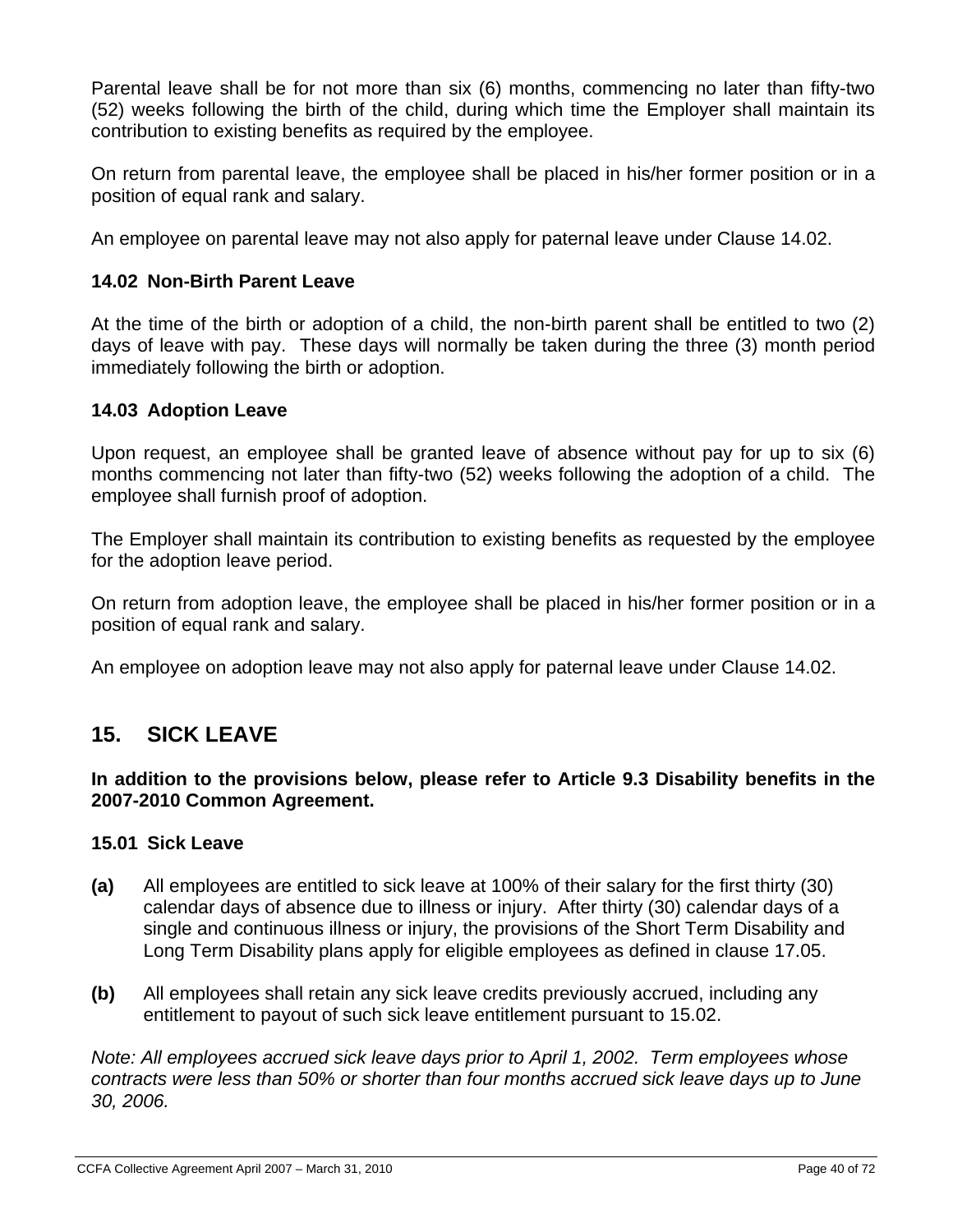Parental leave shall be for not more than six (6) months, commencing no later than fifty-two (52) weeks following the birth of the child, during which time the Employer shall maintain its contribution to existing benefits as required by the employee.

On return from parental leave, the employee shall be placed in his/her former position or in a position of equal rank and salary.

An employee on parental leave may not also apply for paternal leave under Clause 14.02.

### 14.02 Non-Birth Parent Leave

At the time of the birth or adoption of a child, the non-birth parent shall be entitled to two (2) days of leave with pay. These days will normally be taken during the three (3) month period immediately following the birth or adoption.

### 14.03 Adoption Leave

Upon request, an employee shall be granted leave of absence without pay for up to six (6) months commencing not later than fifty-two (52) weeks following the adoption of a child. The employee shall furnish proof of adoption.

The Employer shall maintain its contribution to existing benefits as requested by the employee for the adoption leave period.

On return from adoption leave, the employee shall be placed in his/her former position or in a position of equal rank and salary.

An employee on adoption leave may not also apply for paternal leave under Clause 14.02.

## 15. SICK LEAVE

**In addition to the provisions below, please refer to Article 9.3 Disability benefits in the 2007-2010 Common Agreement.**

### 15.01 Sick Leave

**(a)** All employees are entitled to sick leave at 100% of their salary for the first thirty (30) calendar days of absence due to illness or injury. After thirty (30) calendar days of a single and continuous illness or injury, the provisions of the Short Term Disability and Long Term Disability plans apply for eligible employees as defined in clause 17.05.

**(b)** All employees shall retain any sick leave credits previously accrued, including any entitlement to payout of such sick leave entitlement pursuant to 15.02.

*Note: All employees accrued sick leave days prior to April 1, 2002. Term employees whose contracts were less than 50% or shorter than four months accrued sick leave days up to June 30, 2006.*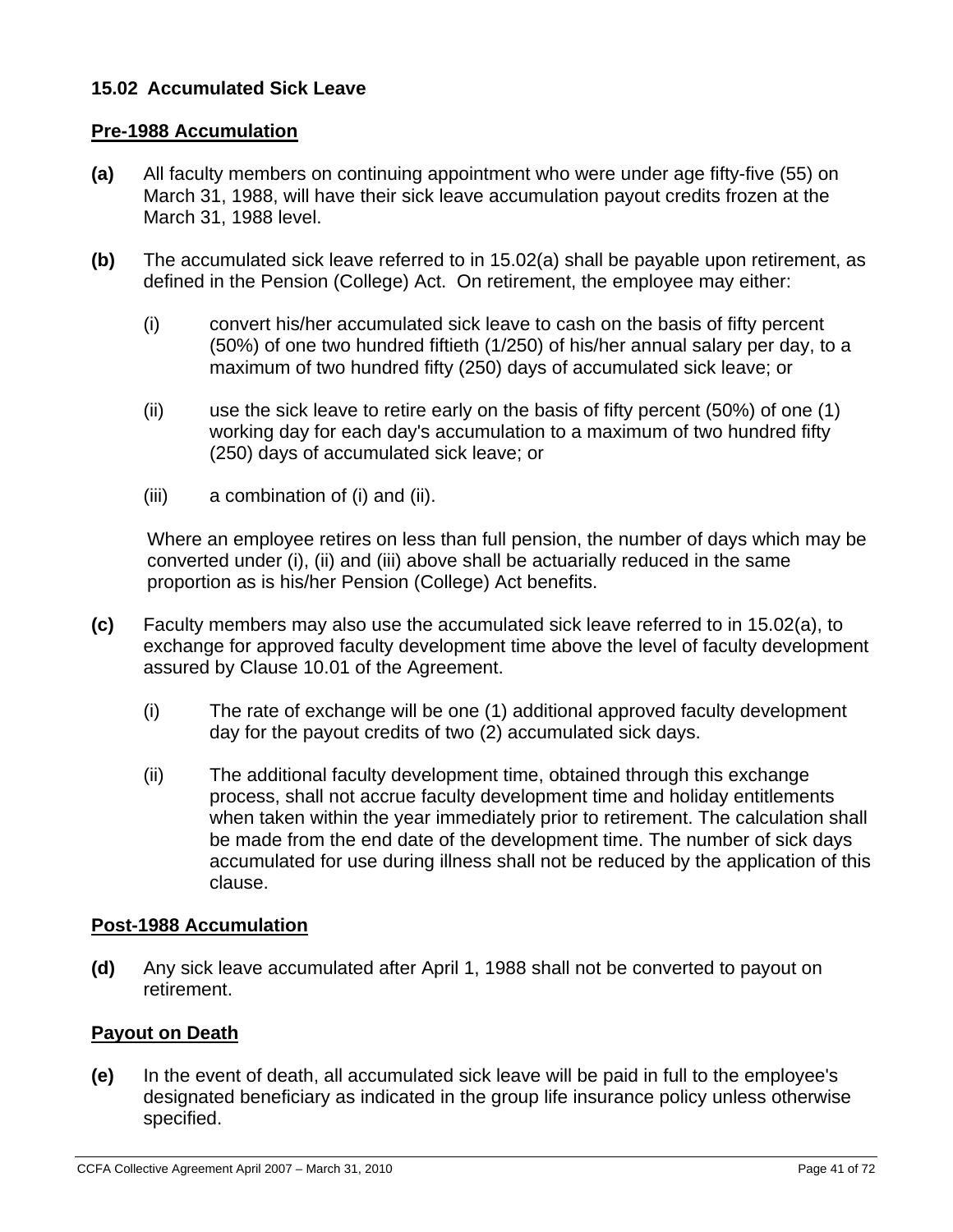### 15.02 Accumulated Sick Leave

**Pre-1988 Accumulation**

**(a)** All faculty members on continuing appointment who were under age fifty-five (55) on March 31, 1988, will have their sick leave accumulation payout credits frozen at the March 31, 1988 level.

**(b)** The accumulated sick leave referred to in 15.02(a) shall be payable upon retirement, as defined in the Pension (College) Act. On retirement, the employee may either:

(i) convert his/her accumulated sick leave to cash on the basis of fifty percent (50%) of one two hundred fiftieth (1/250) of his/her annual salary per day, to a maximum of two hundred fifty (250) days of accumulated sick leave; or

(ii) use the sick leave to retire early on the basis of fifty percent (50%) of one (1) working day for each day's accumulation to a maximum of two hundred fifty (250) days of accumulated sick leave; or

(iii) a combination of (i) and (ii).

Where an employee retires on less than full pension, the number of days which may be converted under (i), (ii) and (iii) above shall be actuarially reduced in the same proportion as is his/her Pension (College) Act benefits.

**(c)** Faculty members may also use the accumulated sick leave referred to in 15.02(a), to exchange for approved faculty development time above the level of faculty development assured by Clause 10.01 of the Agreement.

(i) The rate of exchange will be one (1) additional approved faculty development day for the payout credits of two (2) accumulated sick days.

(ii) The additional faculty development time, obtained through this exchange process, shall not accrue faculty development time and holiday entitlements when taken within the year immediately prior to retirement. The calculation shall be made from the end date of the development time. The number of sick days accumulated for use during illness shall not be reduced by the application of this clause.

**Post-1988 Accumulation**

**(d)** Any sick leave accumulated after April 1, 1988 shall not be converted to payout on retirement.

**Payout on Death**

**(e)** In the event of death, all accumulated sick leave will be paid in full to the employee's designated beneficiary as indicated in the group life insurance policy unless otherwise specified.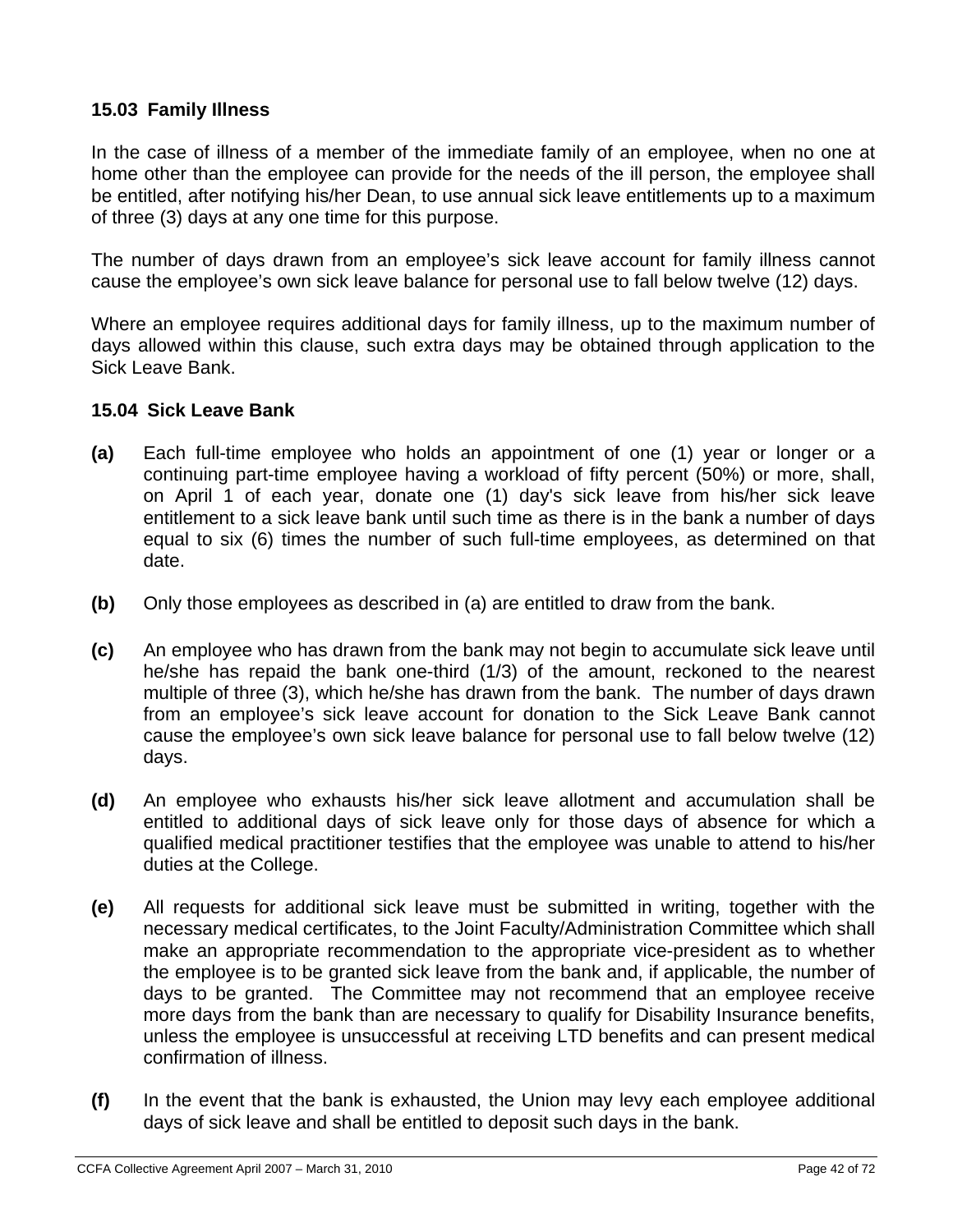### 15.03 Family Illness

In the case of illness of a member of the immediate family of an employee, when no one at home other than the employee can provide for the needs of the ill person, the employee shall be entitled, after notifying his/her Dean, to use annual sick leave entitlements up to a maximum of three (3) days at any one time for this purpose.

The number of days drawn from an employee's sick leave account for family illness cannot cause the employee's own sick leave balance for personal use to fall below twelve (12) days.

Where an employee requires additional days for family illness, up to the maximum number of days allowed within this clause, such extra days may be obtained through application to the Sick Leave Bank.

### 15.04 Sick Leave Bank

**(a)** Each full-time employee who holds an appointment of one (1) year or longer or a continuing part-time employee having a workload of fifty percent (50%) or more, shall, on April 1 of each year, donate one (1) day's sick leave from his/her sick leave entitlement to a sick leave bank until such time as there is in the bank a number of days equal to six (6) times the number of such full-time employees, as determined on that date.

**(b)** Only those employees as described in (a) are entitled to draw from the bank.

**(c)** An employee who has drawn from the bank may not begin to accumulate sick leave until he/she has repaid the bank one-third (1/3) of the amount, reckoned to the nearest multiple of three (3), which he/she has drawn from the bank. The number of days drawn from an employee's sick leave account for donation to the Sick Leave Bank cannot cause the employee's own sick leave balance for personal use to fall below twelve (12) days.

**(d)** An employee who exhausts his/her sick leave allotment and accumulation shall be entitled to additional days of sick leave only for those days of absence for which a qualified medical practitioner testifies that the employee was unable to attend to his/her duties at the College.

**(e)** All requests for additional sick leave must be submitted in writing, together with the necessary medical certificates, to the Joint Faculty/Administration Committee which shall make an appropriate recommendation to the appropriate vice-president as to whether the employee is to be granted sick leave from the bank and, if applicable, the number of days to be granted. The Committee may not recommend that an employee receive more days from the bank than are necessary to qualify for Disability Insurance benefits, unless the employee is unsuccessful at receiving LTD benefits and can present medical confirmation of illness.

**(f)** In the event that the bank is exhausted, the Union may levy each employee additional days of sick leave and shall be entitled to deposit such days in the bank.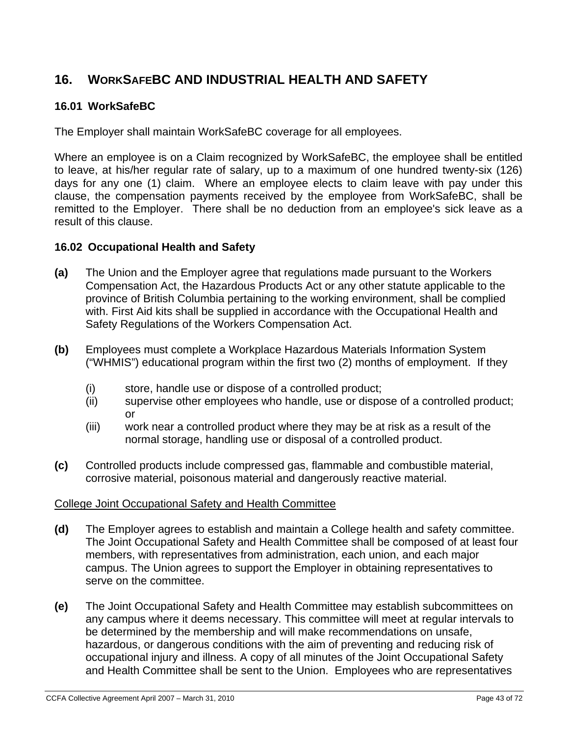## 16. WORKSAFEBC AND INDUSTRIAL HEALTH AND SAFETY

### 16.01 WorkSafeBC

The Employer shall maintain WorkSafeBC coverage for all employees.

Where an employee is on a Claim recognized by WorkSafeBC, the employee shall be entitled to leave, at his/her regular rate of salary, up to a maximum of one hundred twenty-six (126) days for any one (1) claim. Where an employee elects to claim leave with pay under this clause, the compensation payments received by the employee from WorkSafeBC, shall be remitted to the Employer. There shall be no deduction from an employee's sick leave as a result of this clause.

### 16.02 Occupational Health and Safety

**(a)** The Union and the Employer agree that regulations made pursuant to the Workers Compensation Act, the Hazardous Products Act or any other statute applicable to the province of British Columbia pertaining to the working environment, shall be complied with. First Aid kits shall be supplied in accordance with the Occupational Health and Safety Regulations of the Workers Compensation Act.

**(b)** Employees must complete a Workplace Hazardous Materials Information System ("WHMIS") educational program within the first two (2) months of employment. If they

(i) store, handle use or dispose of a controlled product;
(ii) supervise other employees who handle, use or dispose of a controlled product; or
(iii) work near a controlled product where they may be at risk as a result of the normal storage, handling use or disposal of a controlled product.

**(c)** Controlled products include compressed gas, flammable and combustible material, corrosive material, poisonous material and dangerously reactive material.

<u>College Joint Occupational Safety and Health Committee</u>

**(d)** The Employer agrees to establish and maintain a College health and safety committee. The Joint Occupational Safety and Health Committee shall be composed of at least four members, with representatives from administration, each union, and each major campus. The Union agrees to support the Employer in obtaining representatives to serve on the committee.

**(e)** The Joint Occupational Safety and Health Committee may establish subcommittees on any campus where it deems necessary. This committee will meet at regular intervals to be determined by the membership and will make recommendations on unsafe, hazardous, or dangerous conditions with the aim of preventing and reducing risk of occupational injury and illness. A copy of all minutes of the Joint Occupational Safety and Health Committee shall be sent to the Union. Employees who are representatives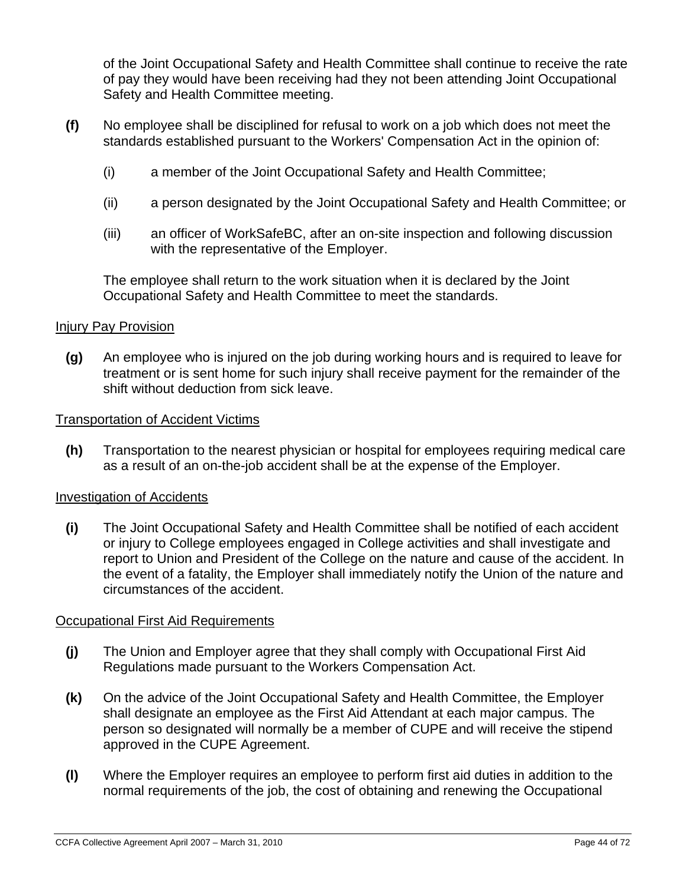of the Joint Occupational Safety and Health Committee shall continue to receive the rate of pay they would have been receiving had they not been attending Joint Occupational Safety and Health Committee meeting.

**(f)** No employee shall be disciplined for refusal to work on a job which does not meet the standards established pursuant to the Workers' Compensation Act in the opinion of:

(i) a member of the Joint Occupational Safety and Health Committee;

(ii) a person designated by the Joint Occupational Safety and Health Committee; or

(iii) an officer of WorkSafeBC, after an on-site inspection and following discussion with the representative of the Employer.

The employee shall return to the work situation when it is declared by the Joint Occupational Safety and Health Committee to meet the standards.

Injury Pay Provision

**(g)** An employee who is injured on the job during working hours and is required to leave for treatment or is sent home for such injury shall receive payment for the remainder of the shift without deduction from sick leave.

Transportation of Accident Victims

**(h)** Transportation to the nearest physician or hospital for employees requiring medical care as a result of an on-the-job accident shall be at the expense of the Employer.

Investigation of Accidents

**(i)** The Joint Occupational Safety and Health Committee shall be notified of each accident or injury to College employees engaged in College activities and shall investigate and report to Union and President of the College on the nature and cause of the accident. In the event of a fatality, the Employer shall immediately notify the Union of the nature and circumstances of the accident.

Occupational First Aid Requirements

**(j)** The Union and Employer agree that they shall comply with Occupational First Aid Regulations made pursuant to the Workers Compensation Act.

**(k)** On the advice of the Joint Occupational Safety and Health Committee, the Employer shall designate an employee as the First Aid Attendant at each major campus. The person so designated will normally be a member of CUPE and will receive the stipend approved in the CUPE Agreement.

**(l)** Where the Employer requires an employee to perform first aid duties in addition to the normal requirements of the job, the cost of obtaining and renewing the Occupational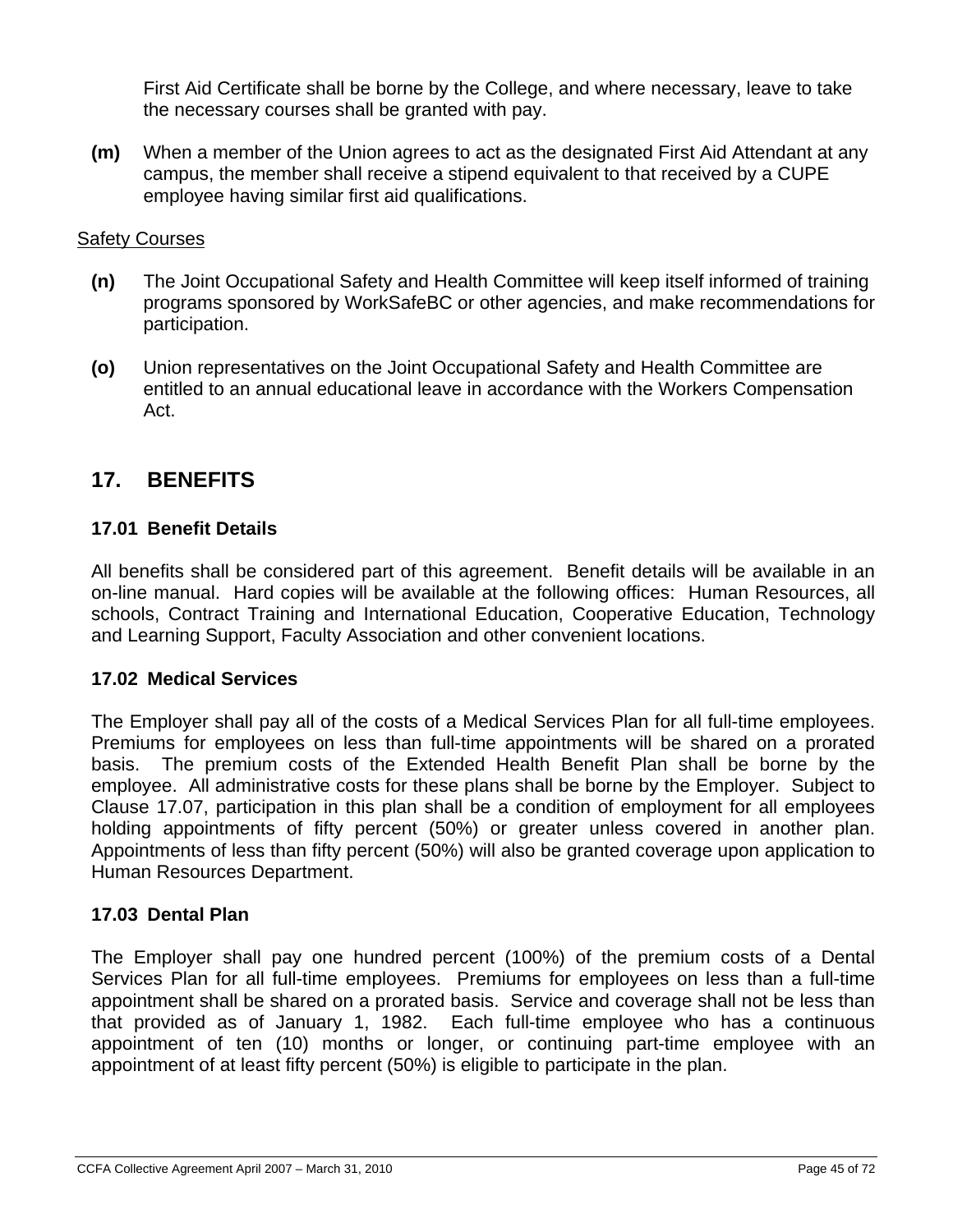First Aid Certificate shall be borne by the College, and where necessary, leave to take the necessary courses shall be granted with pay.

**(m)** When a member of the Union agrees to act as the designated First Aid Attendant at any campus, the member shall receive a stipend equivalent to that received by a CUPE employee having similar first aid qualifications.

<u>Safety Courses</u>

**(n)** The Joint Occupational Safety and Health Committee will keep itself informed of training programs sponsored by WorkSafeBC or other agencies, and make recommendations for participation.

**(o)** Union representatives on the Joint Occupational Safety and Health Committee are entitled to an annual educational leave in accordance with the Workers Compensation Act.

## 17. BENEFITS

### 17.01 Benefit Details

All benefits shall be considered part of this agreement. Benefit details will be available in an on-line manual. Hard copies will be available at the following offices: Human Resources, all schools, Contract Training and International Education, Cooperative Education, Technology and Learning Support, Faculty Association and other convenient locations.

### 17.02 Medical Services

The Employer shall pay all of the costs of a Medical Services Plan for all full-time employees. Premiums for employees on less than full-time appointments will be shared on a prorated basis. The premium costs of the Extended Health Benefit Plan shall be borne by the employee. All administrative costs for these plans shall be borne by the Employer. Subject to Clause 17.07, participation in this plan shall be a condition of employment for all employees holding appointments of fifty percent (50%) or greater unless covered in another plan. Appointments of less than fifty percent (50%) will also be granted coverage upon application to Human Resources Department.

### 17.03 Dental Plan

The Employer shall pay one hundred percent (100%) of the premium costs of a Dental Services Plan for all full-time employees. Premiums for employees on less than a full-time appointment shall be shared on a prorated basis. Service and coverage shall not be less than that provided as of January 1, 1982. Each full-time employee who has a continuous appointment of ten (10) months or longer, or continuing part-time employee with an appointment of at least fifty percent (50%) is eligible to participate in the plan.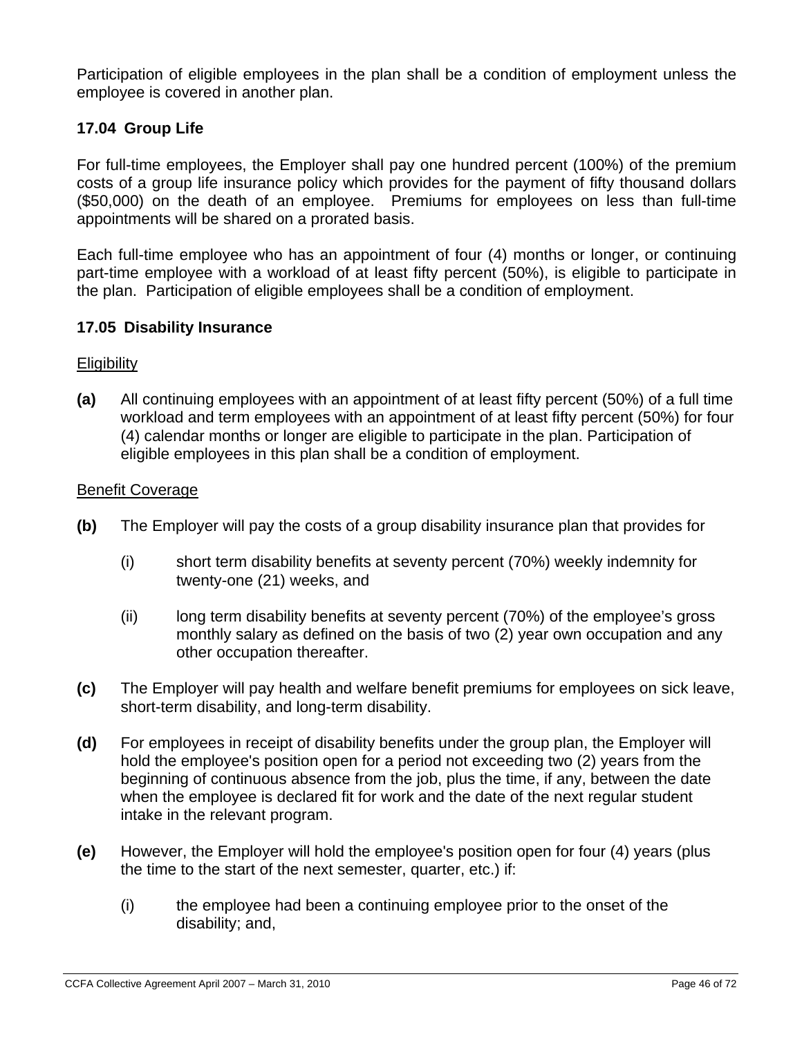Participation of eligible employees in the plan shall be a condition of employment unless the employee is covered in another plan.

### 17.04 Group Life

For full-time employees, the Employer shall pay one hundred percent (100%) of the premium costs of a group life insurance policy which provides for the payment of fifty thousand dollars ($50,000) on the death of an employee. Premiums for employees on less than full-time appointments will be shared on a prorated basis.

Each full-time employee who has an appointment of four (4) months or longer, or continuing part-time employee with a workload of at least fifty percent (50%), is eligible to participate in the plan. Participation of eligible employees shall be a condition of employment.

### 17.05 Disability Insurance

<u>Eligibility</u>

**(a)** All continuing employees with an appointment of at least fifty percent (50%) of a full time workload and term employees with an appointment of at least fifty percent (50%) for four (4) calendar months or longer are eligible to participate in the plan. Participation of eligible employees in this plan shall be a condition of employment.

<u>Benefit Coverage</u>

**(b)** The Employer will pay the costs of a group disability insurance plan that provides for

- (i) short term disability benefits at seventy percent (70%) weekly indemnity for twenty-one (21) weeks, and
- (ii) long term disability benefits at seventy percent (70%) of the employee's gross monthly salary as defined on the basis of two (2) year own occupation and any other occupation thereafter.

**(c)** The Employer will pay health and welfare benefit premiums for employees on sick leave, short-term disability, and long-term disability.

**(d)** For employees in receipt of disability benefits under the group plan, the Employer will hold the employee's position open for a period not exceeding two (2) years from the beginning of continuous absence from the job, plus the time, if any, between the date when the employee is declared fit for work and the date of the next regular student intake in the relevant program.

**(e)** However, the Employer will hold the employee's position open for four (4) years (plus the time to the start of the next semester, quarter, etc.) if:

- (i) the employee had been a continuing employee prior to the onset of the disability; and,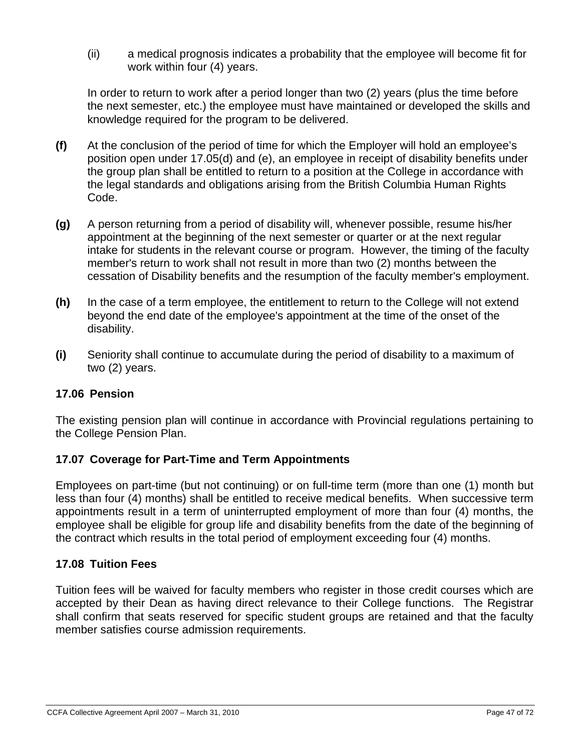(ii) a medical prognosis indicates a probability that the employee will become fit for work within four (4) years.

In order to return to work after a period longer than two (2) years (plus the time before the next semester, etc.) the employee must have maintained or developed the skills and knowledge required for the program to be delivered.

**(f)** At the conclusion of the period of time for which the Employer will hold an employee's position open under 17.05(d) and (e), an employee in receipt of disability benefits under the group plan shall be entitled to return to a position at the College in accordance with the legal standards and obligations arising from the British Columbia Human Rights Code.

**(g)** A person returning from a period of disability will, whenever possible, resume his/her appointment at the beginning of the next semester or quarter or at the next regular intake for students in the relevant course or program. However, the timing of the faculty member's return to work shall not result in more than two (2) months between the cessation of Disability benefits and the resumption of the faculty member's employment.

**(h)** In the case of a term employee, the entitlement to return to the College will not extend beyond the end date of the employee's appointment at the time of the onset of the disability.

**(i)** Seniority shall continue to accumulate during the period of disability to a maximum of two (2) years.

### 17.06 Pension

The existing pension plan will continue in accordance with Provincial regulations pertaining to the College Pension Plan.

### 17.07 Coverage for Part-Time and Term Appointments

Employees on part-time (but not continuing) or on full-time term (more than one (1) month but less than four (4) months) shall be entitled to receive medical benefits. When successive term appointments result in a term of uninterrupted employment of more than four (4) months, the employee shall be eligible for group life and disability benefits from the date of the beginning of the contract which results in the total period of employment exceeding four (4) months.

### 17.08 Tuition Fees

Tuition fees will be waived for faculty members who register in those credit courses which are accepted by their Dean as having direct relevance to their College functions. The Registrar shall confirm that seats reserved for specific student groups are retained and that the faculty member satisfies course admission requirements.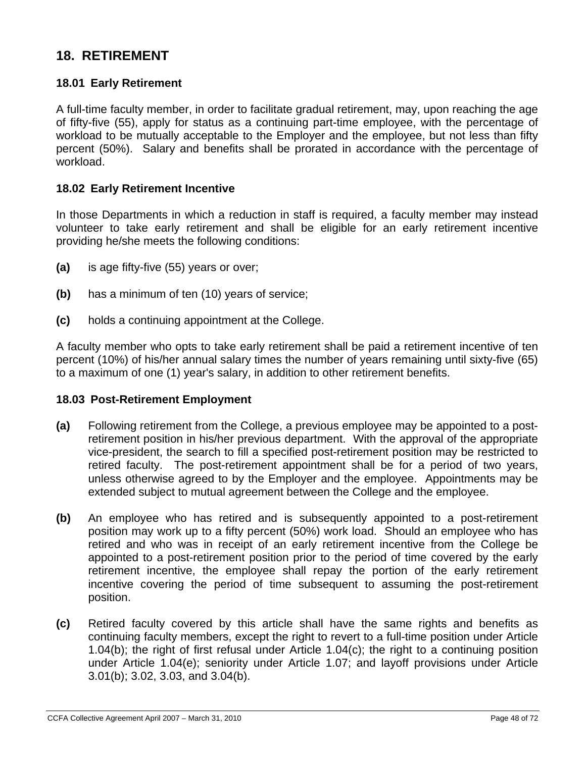## 18. RETIREMENT

### 18.01 Early Retirement

A full-time faculty member, in order to facilitate gradual retirement, may, upon reaching the age of fifty-five (55), apply for status as a continuing part-time employee, with the percentage of workload to be mutually acceptable to the Employer and the employee, but not less than fifty percent (50%). Salary and benefits shall be prorated in accordance with the percentage of workload.

### 18.02 Early Retirement Incentive

In those Departments in which a reduction in staff is required, a faculty member may instead volunteer to take early retirement and shall be eligible for an early retirement incentive providing he/she meets the following conditions:

**(a)** is age fifty-five (55) years or over;

**(b)** has a minimum of ten (10) years of service;

**(c)** holds a continuing appointment at the College.

A faculty member who opts to take early retirement shall be paid a retirement incentive of ten percent (10%) of his/her annual salary times the number of years remaining until sixty-five (65) to a maximum of one (1) year's salary, in addition to other retirement benefits.

### 18.03 Post-Retirement Employment

**(a)** Following retirement from the College, a previous employee may be appointed to a post-retirement position in his/her previous department. With the approval of the appropriate vice-president, the search to fill a specified post-retirement position may be restricted to retired faculty. The post-retirement appointment shall be for a period of two years, unless otherwise agreed to by the Employer and the employee. Appointments may be extended subject to mutual agreement between the College and the employee.

**(b)** An employee who has retired and is subsequently appointed to a post-retirement position may work up to a fifty percent (50%) work load. Should an employee who has retired and who was in receipt of an early retirement incentive from the College be appointed to a post-retirement position prior to the period of time covered by the early retirement incentive, the employee shall repay the portion of the early retirement incentive covering the period of time subsequent to assuming the post-retirement position.

**(c)** Retired faculty covered by this article shall have the same rights and benefits as continuing faculty members, except the right to revert to a full-time position under Article 1.04(b); the right of first refusal under Article 1.04(c); the right to a continuing position under Article 1.04(e); seniority under Article 1.07; and layoff provisions under Article 3.01(b); 3.02, 3.03, and 3.04(b).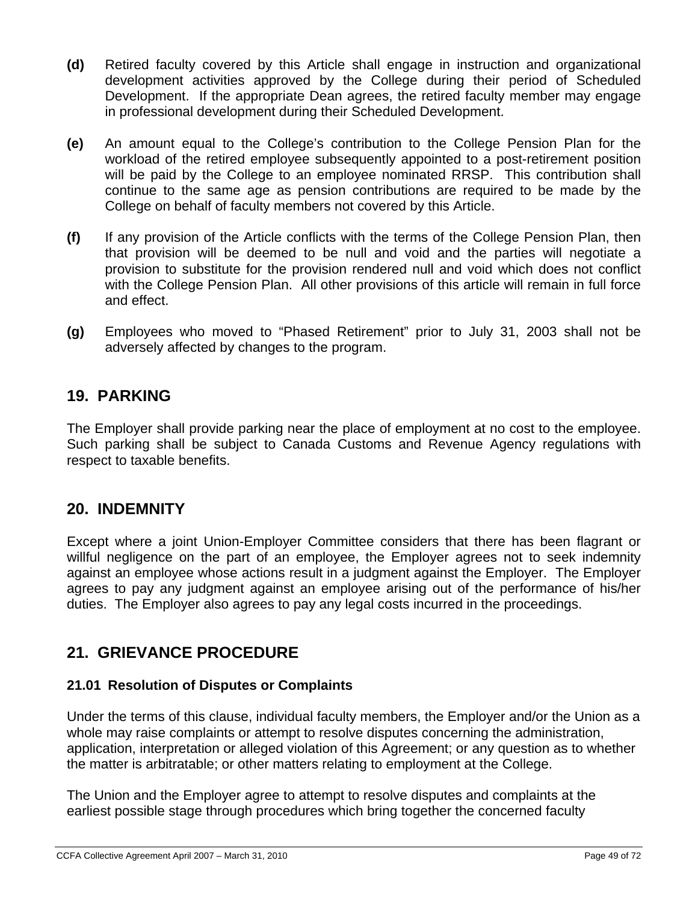**(d)** Retired faculty covered by this Article shall engage in instruction and organizational development activities approved by the College during their period of Scheduled Development. If the appropriate Dean agrees, the retired faculty member may engage in professional development during their Scheduled Development.

**(e)** An amount equal to the College's contribution to the College Pension Plan for the workload of the retired employee subsequently appointed to a post-retirement position will be paid by the College to an employee nominated RRSP. This contribution shall continue to the same age as pension contributions are required to be made by the College on behalf of faculty members not covered by this Article.

**(f)** If any provision of the Article conflicts with the terms of the College Pension Plan, then that provision will be deemed to be null and void and the parties will negotiate a provision to substitute for the provision rendered null and void which does not conflict with the College Pension Plan. All other provisions of this article will remain in full force and effect.

**(g)** Employees who moved to "Phased Retirement" prior to July 31, 2003 shall not be adversely affected by changes to the program.

## 19. PARKING

The Employer shall provide parking near the place of employment at no cost to the employee. Such parking shall be subject to Canada Customs and Revenue Agency regulations with respect to taxable benefits.

## 20. INDEMNITY

Except where a joint Union-Employer Committee considers that there has been flagrant or willful negligence on the part of an employee, the Employer agrees not to seek indemnity against an employee whose actions result in a judgment against the Employer. The Employer agrees to pay any judgment against an employee arising out of the performance of his/her duties. The Employer also agrees to pay any legal costs incurred in the proceedings.

## 21. GRIEVANCE PROCEDURE

### 21.01 Resolution of Disputes or Complaints

Under the terms of this clause, individual faculty members, the Employer and/or the Union as a whole may raise complaints or attempt to resolve disputes concerning the administration, application, interpretation or alleged violation of this Agreement; or any question as to whether the matter is arbitratable; or other matters relating to employment at the College.

The Union and the Employer agree to attempt to resolve disputes and complaints at the earliest possible stage through procedures which bring together the concerned faculty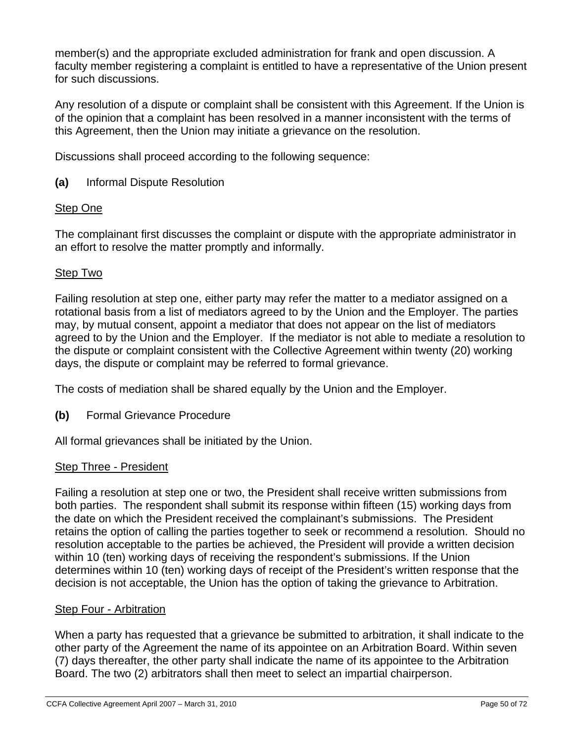member(s) and the appropriate excluded administration for frank and open discussion. A faculty member registering a complaint is entitled to have a representative of the Union present for such discussions.

Any resolution of a dispute or complaint shall be consistent with this Agreement. If the Union is of the opinion that a complaint has been resolved in a manner inconsistent with the terms of this Agreement, then the Union may initiate a grievance on the resolution.

Discussions shall proceed according to the following sequence:

**(a)** Informal Dispute Resolution

Step One

The complainant first discusses the complaint or dispute with the appropriate administrator in an effort to resolve the matter promptly and informally.

Step Two

Failing resolution at step one, either party may refer the matter to a mediator assigned on a rotational basis from a list of mediators agreed to by the Union and the Employer. The parties may, by mutual consent, appoint a mediator that does not appear on the list of mediators agreed to by the Union and the Employer. If the mediator is not able to mediate a resolution to the dispute or complaint consistent with the Collective Agreement within twenty (20) working days, the dispute or complaint may be referred to formal grievance.

The costs of mediation shall be shared equally by the Union and the Employer.

**(b)** Formal Grievance Procedure

All formal grievances shall be initiated by the Union.

Step Three - President

Failing a resolution at step one or two, the President shall receive written submissions from both parties. The respondent shall submit its response within fifteen (15) working days from the date on which the President received the complainant's submissions. The President retains the option of calling the parties together to seek or recommend a resolution. Should no resolution acceptable to the parties be achieved, the President will provide a written decision within 10 (ten) working days of receiving the respondent's submissions. If the Union determines within 10 (ten) working days of receipt of the President's written response that the decision is not acceptable, the Union has the option of taking the grievance to Arbitration.

Step Four - Arbitration

When a party has requested that a grievance be submitted to arbitration, it shall indicate to the other party of the Agreement the name of its appointee on an Arbitration Board. Within seven (7) days thereafter, the other party shall indicate the name of its appointee to the Arbitration Board. The two (2) arbitrators shall then meet to select an impartial chairperson.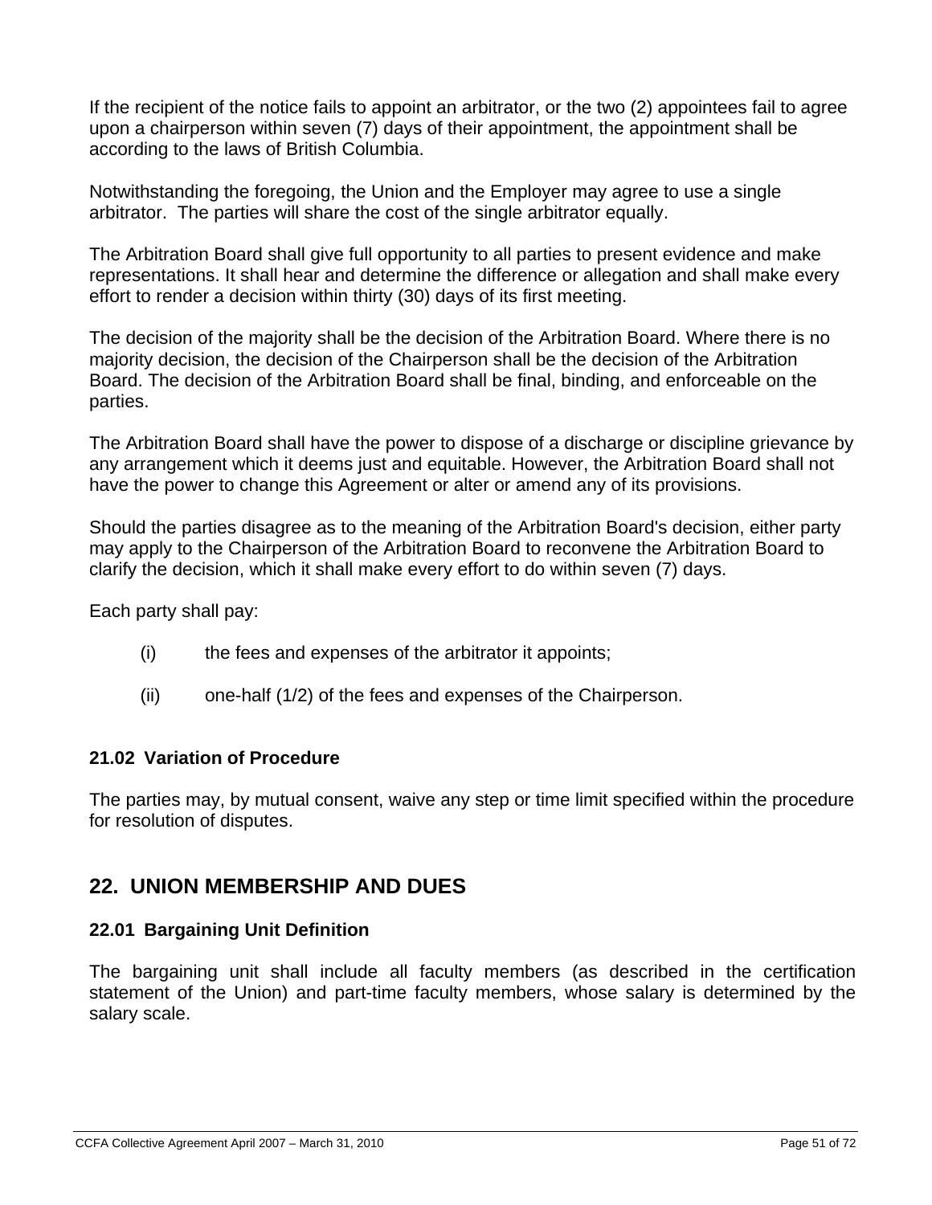If the recipient of the notice fails to appoint an arbitrator, or the two (2) appointees fail to agree upon a chairperson within seven (7) days of their appointment, the appointment shall be according to the laws of British Columbia.

Notwithstanding the foregoing, the Union and the Employer may agree to use a single arbitrator. The parties will share the cost of the single arbitrator equally.

The Arbitration Board shall give full opportunity to all parties to present evidence and make representations. It shall hear and determine the difference or allegation and shall make every effort to render a decision within thirty (30) days of its first meeting.

The decision of the majority shall be the decision of the Arbitration Board. Where there is no majority decision, the decision of the Chairperson shall be the decision of the Arbitration Board. The decision of the Arbitration Board shall be final, binding, and enforceable on the parties.

The Arbitration Board shall have the power to dispose of a discharge or discipline grievance by any arrangement which it deems just and equitable. However, the Arbitration Board shall not have the power to change this Agreement or alter or amend any of its provisions.

Should the parties disagree as to the meaning of the Arbitration Board's decision, either party may apply to the Chairperson of the Arbitration Board to reconvene the Arbitration Board to clarify the decision, which it shall make every effort to do within seven (7) days.

Each party shall pay:

(i) the fees and expenses of the arbitrator it appoints;

(ii) one-half (1/2) of the fees and expenses of the Chairperson.

### 21.02 Variation of Procedure

The parties may, by mutual consent, waive any step or time limit specified within the procedure for resolution of disputes.

## 22. UNION MEMBERSHIP AND DUES

### 22.01 Bargaining Unit Definition

The bargaining unit shall include all faculty members (as described in the certification statement of the Union) and part-time faculty members, whose salary is determined by the salary scale.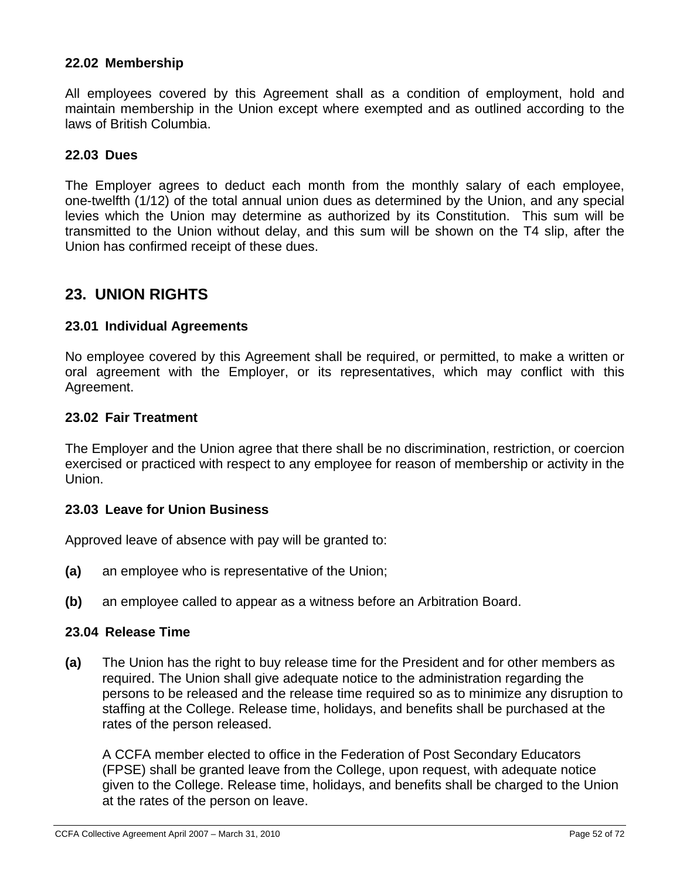### 22.02 Membership

All employees covered by this Agreement shall as a condition of employment, hold and maintain membership in the Union except where exempted and as outlined according to the laws of British Columbia.

### 22.03 Dues

The Employer agrees to deduct each month from the monthly salary of each employee, one-twelfth (1/12) of the total annual union dues as determined by the Union, and any special levies which the Union may determine as authorized by its Constitution. This sum will be transmitted to the Union without delay, and this sum will be shown on the T4 slip, after the Union has confirmed receipt of these dues.

## 23. UNION RIGHTS

### 23.01 Individual Agreements

No employee covered by this Agreement shall be required, or permitted, to make a written or oral agreement with the Employer, or its representatives, which may conflict with this Agreement.

### 23.02 Fair Treatment

The Employer and the Union agree that there shall be no discrimination, restriction, or coercion exercised or practiced with respect to any employee for reason of membership or activity in the Union.

### 23.03 Leave for Union Business

Approved leave of absence with pay will be granted to:

**(a)** an employee who is representative of the Union;

**(b)** an employee called to appear as a witness before an Arbitration Board.

### 23.04 Release Time

**(a)** The Union has the right to buy release time for the President and for other members as required. The Union shall give adequate notice to the administration regarding the persons to be released and the release time required so as to minimize any disruption to staffing at the College. Release time, holidays, and benefits shall be purchased at the rates of the person released.

A CCFA member elected to office in the Federation of Post Secondary Educators (FPSE) shall be granted leave from the College, upon request, with adequate notice given to the College. Release time, holidays, and benefits shall be charged to the Union at the rates of the person on leave.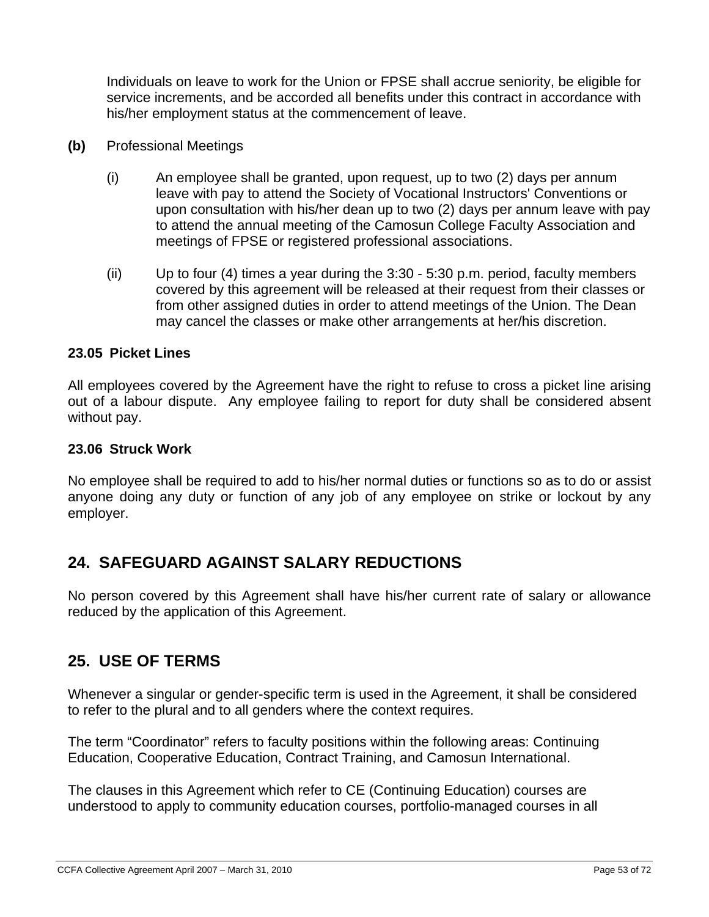Individuals on leave to work for the Union or FPSE shall accrue seniority, be eligible for service increments, and be accorded all benefits under this contract in accordance with his/her employment status at the commencement of leave.

**(b)** Professional Meetings

(i) An employee shall be granted, upon request, up to two (2) days per annum leave with pay to attend the Society of Vocational Instructors' Conventions or upon consultation with his/her dean up to two (2) days per annum leave with pay to attend the annual meeting of the Camosun College Faculty Association and meetings of FPSE or registered professional associations.

(ii) Up to four (4) times a year during the 3:30 - 5:30 p.m. period, faculty members covered by this agreement will be released at their request from their classes or from other assigned duties in order to attend meetings of the Union. The Dean may cancel the classes or make other arrangements at her/his discretion.

### 23.05 Picket Lines

All employees covered by the Agreement have the right to refuse to cross a picket line arising out of a labour dispute. Any employee failing to report for duty shall be considered absent without pay.

### 23.06 Struck Work

No employee shall be required to add to his/her normal duties or functions so as to do or assist anyone doing any duty or function of any job of any employee on strike or lockout by any employer.

## 24. SAFEGUARD AGAINST SALARY REDUCTIONS

No person covered by this Agreement shall have his/her current rate of salary or allowance reduced by the application of this Agreement.

## 25. USE OF TERMS

Whenever a singular or gender-specific term is used in the Agreement, it shall be considered to refer to the plural and to all genders where the context requires.

The term “Coordinator” refers to faculty positions within the following areas: Continuing Education, Cooperative Education, Contract Training, and Camosun International.

The clauses in this Agreement which refer to CE (Continuing Education) courses are understood to apply to community education courses, portfolio-managed courses in all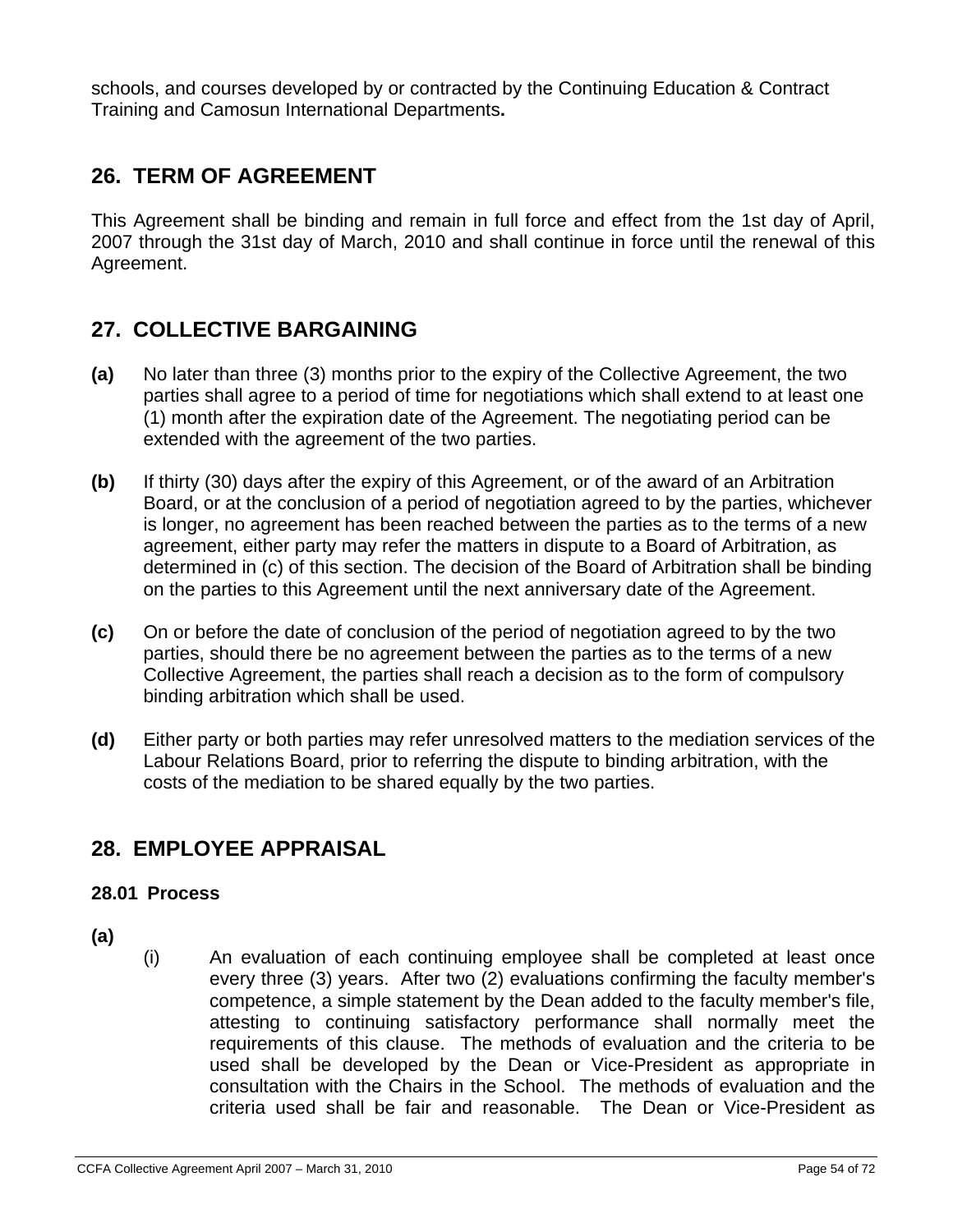schools, and courses developed by or contracted by the Continuing Education & Contract Training and Camosun International Departments**.**

## 26. TERM OF AGREEMENT

This Agreement shall be binding and remain in full force and effect from the 1st day of April, 2007 through the 31st day of March, 2010 and shall continue in force until the renewal of this Agreement.

## 27. COLLECTIVE BARGAINING

**(a)** No later than three (3) months prior to the expiry of the Collective Agreement, the two parties shall agree to a period of time for negotiations which shall extend to at least one (1) month after the expiration date of the Agreement. The negotiating period can be extended with the agreement of the two parties.

**(b)** If thirty (30) days after the expiry of this Agreement, or of the award of an Arbitration Board, or at the conclusion of a period of negotiation agreed to by the parties, whichever is longer, no agreement has been reached between the parties as to the terms of a new agreement, either party may refer the matters in dispute to a Board of Arbitration, as determined in (c) of this section. The decision of the Board of Arbitration shall be binding on the parties to this Agreement until the next anniversary date of the Agreement.

**(c)** On or before the date of conclusion of the period of negotiation agreed to by the two parties, should there be no agreement between the parties as to the terms of a new Collective Agreement, the parties shall reach a decision as to the form of compulsory binding arbitration which shall be used.

**(d)** Either party or both parties may refer unresolved matters to the mediation services of the Labour Relations Board, prior to referring the dispute to binding arbitration, with the costs of the mediation to be shared equally by the two parties.

## 28. EMPLOYEE APPRAISAL

### 28.01 Process

**(a)**

(i) An evaluation of each continuing employee shall be completed at least once every three (3) years. After two (2) evaluations confirming the faculty member's competence, a simple statement by the Dean added to the faculty member's file, attesting to continuing satisfactory performance shall normally meet the requirements of this clause. The methods of evaluation and the criteria to be used shall be developed by the Dean or Vice-President as appropriate in consultation with the Chairs in the School. The methods of evaluation and the criteria used shall be fair and reasonable. The Dean or Vice-President as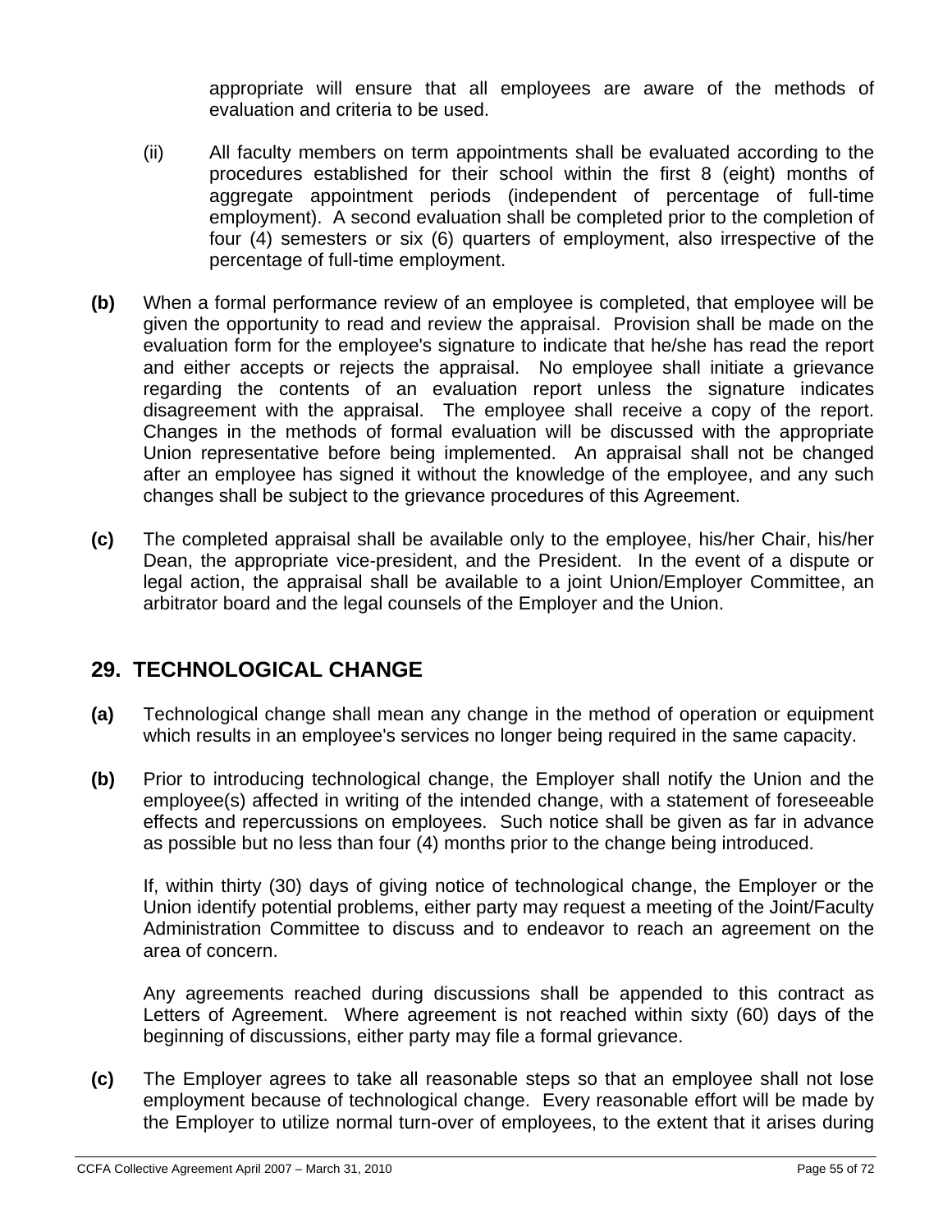appropriate will ensure that all employees are aware of the methods of evaluation and criteria to be used.

(ii) All faculty members on term appointments shall be evaluated according to the procedures established for their school within the first 8 (eight) months of aggregate appointment periods (independent of percentage of full-time employment). A second evaluation shall be completed prior to the completion of four (4) semesters or six (6) quarters of employment, also irrespective of the percentage of full-time employment.

**(b)** When a formal performance review of an employee is completed, that employee will be given the opportunity to read and review the appraisal. Provision shall be made on the evaluation form for the employee's signature to indicate that he/she has read the report and either accepts or rejects the appraisal. No employee shall initiate a grievance regarding the contents of an evaluation report unless the signature indicates disagreement with the appraisal. The employee shall receive a copy of the report. Changes in the methods of formal evaluation will be discussed with the appropriate Union representative before being implemented. An appraisal shall not be changed after an employee has signed it without the knowledge of the employee, and any such changes shall be subject to the grievance procedures of this Agreement.

**(c)** The completed appraisal shall be available only to the employee, his/her Chair, his/her Dean, the appropriate vice-president, and the President. In the event of a dispute or legal action, the appraisal shall be available to a joint Union/Employer Committee, an arbitrator board and the legal counsels of the Employer and the Union.

## 29. TECHNOLOGICAL CHANGE

**(a)** Technological change shall mean any change in the method of operation or equipment which results in an employee's services no longer being required in the same capacity.

**(b)** Prior to introducing technological change, the Employer shall notify the Union and the employee(s) affected in writing of the intended change, with a statement of foreseeable effects and repercussions on employees. Such notice shall be given as far in advance as possible but no less than four (4) months prior to the change being introduced.

If, within thirty (30) days of giving notice of technological change, the Employer or the Union identify potential problems, either party may request a meeting of the Joint/Faculty Administration Committee to discuss and to endeavor to reach an agreement on the area of concern.

Any agreements reached during discussions shall be appended to this contract as Letters of Agreement. Where agreement is not reached within sixty (60) days of the beginning of discussions, either party may file a formal grievance.

**(c)** The Employer agrees to take all reasonable steps so that an employee shall not lose employment because of technological change. Every reasonable effort will be made by the Employer to utilize normal turn-over of employees, to the extent that it arises during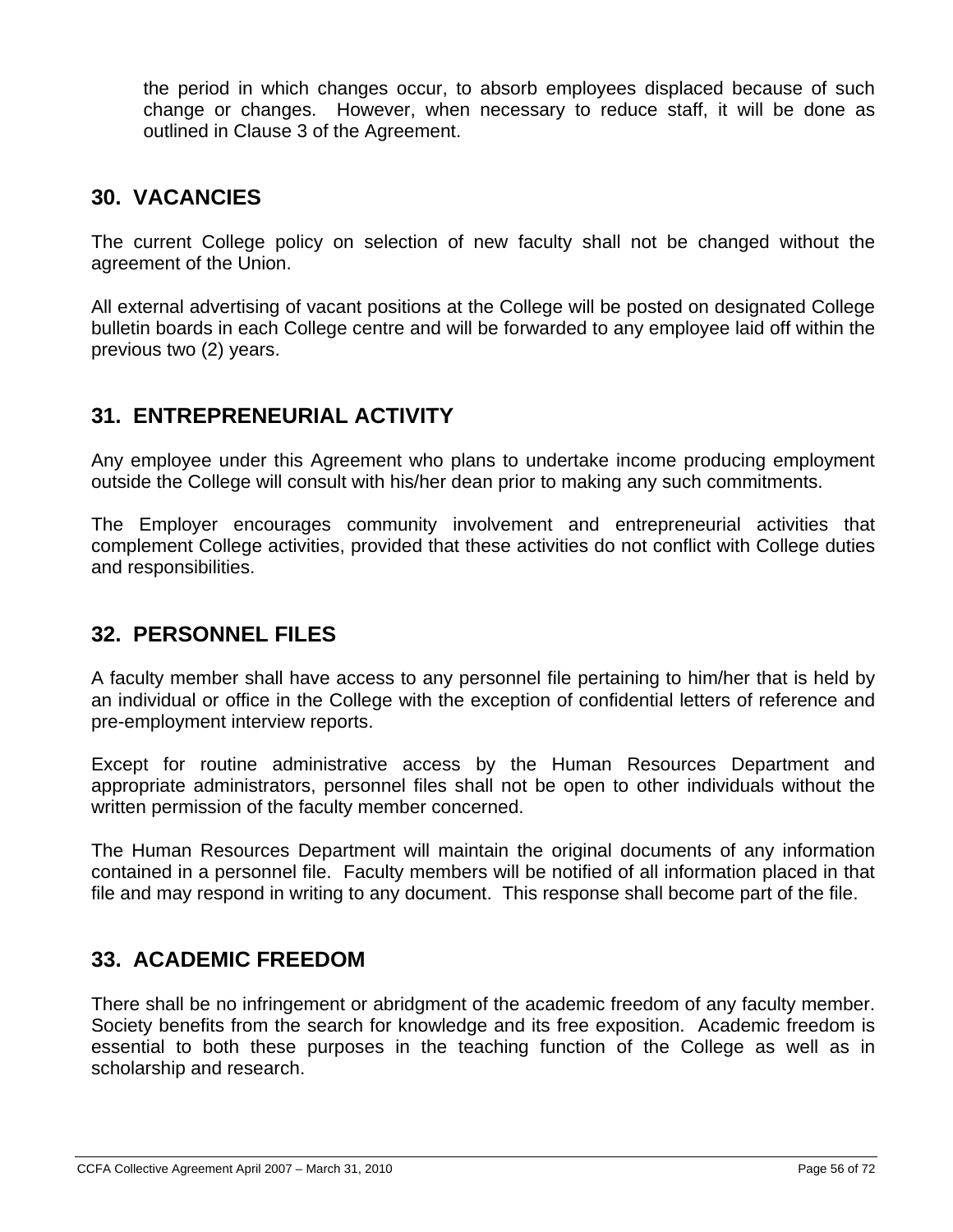the period in which changes occur, to absorb employees displaced because of such change or changes. However, when necessary to reduce staff, it will be done as outlined in Clause 3 of the Agreement.

## 30. VACANCIES

The current College policy on selection of new faculty shall not be changed without the agreement of the Union.

All external advertising of vacant positions at the College will be posted on designated College bulletin boards in each College centre and will be forwarded to any employee laid off within the previous two (2) years.

## 31. ENTREPRENEURIAL ACTIVITY

Any employee under this Agreement who plans to undertake income producing employment outside the College will consult with his/her dean prior to making any such commitments.

The Employer encourages community involvement and entrepreneurial activities that complement College activities, provided that these activities do not conflict with College duties and responsibilities.

## 32. PERSONNEL FILES

A faculty member shall have access to any personnel file pertaining to him/her that is held by an individual or office in the College with the exception of confidential letters of reference and pre-employment interview reports.

Except for routine administrative access by the Human Resources Department and appropriate administrators, personnel files shall not be open to other individuals without the written permission of the faculty member concerned.

The Human Resources Department will maintain the original documents of any information contained in a personnel file. Faculty members will be notified of all information placed in that file and may respond in writing to any document. This response shall become part of the file.

## 33. ACADEMIC FREEDOM

There shall be no infringement or abridgment of the academic freedom of any faculty member. Society benefits from the search for knowledge and its free exposition. Academic freedom is essential to both these purposes in the teaching function of the College as well as in scholarship and research.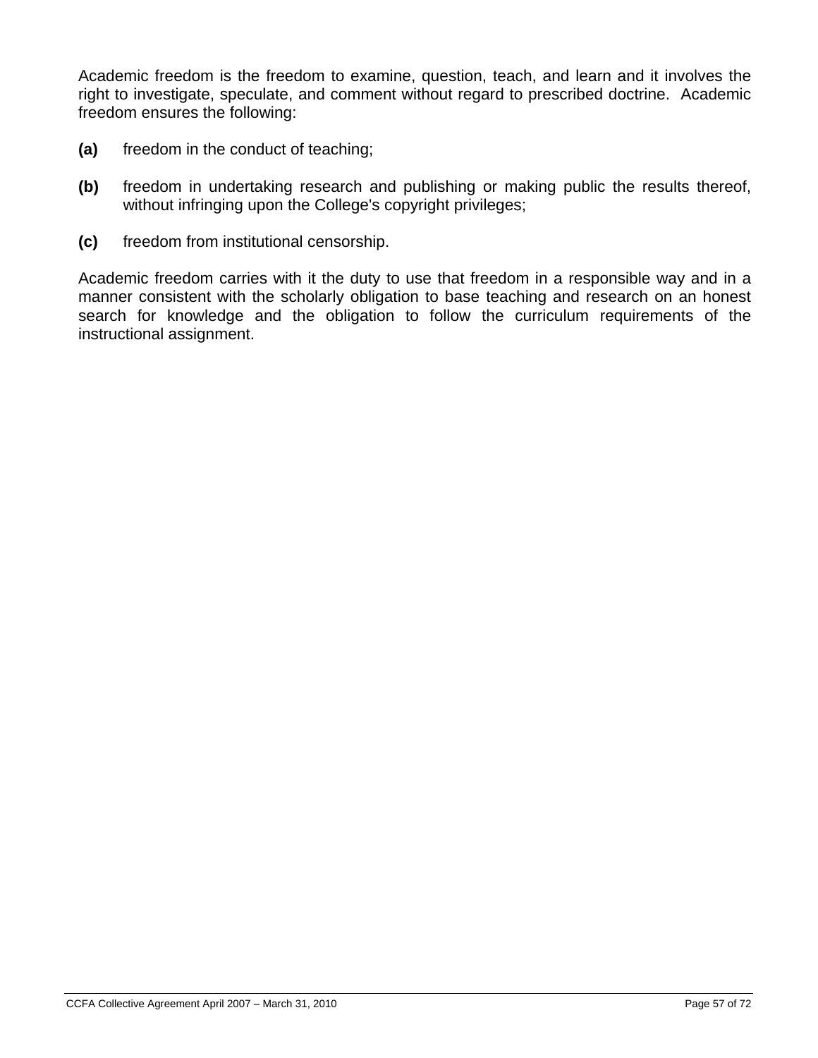Academic freedom is the freedom to examine, question, teach, and learn and it involves the right to investigate, speculate, and comment without regard to prescribed doctrine. Academic freedom ensures the following:

**(a)** freedom in the conduct of teaching;

**(b)** freedom in undertaking research and publishing or making public the results thereof, without infringing upon the College's copyright privileges;

**(c)** freedom from institutional censorship.

Academic freedom carries with it the duty to use that freedom in a responsible way and in a manner consistent with the scholarly obligation to base teaching and research on an honest search for knowledge and the obligation to follow the curriculum requirements of the instructional assignment.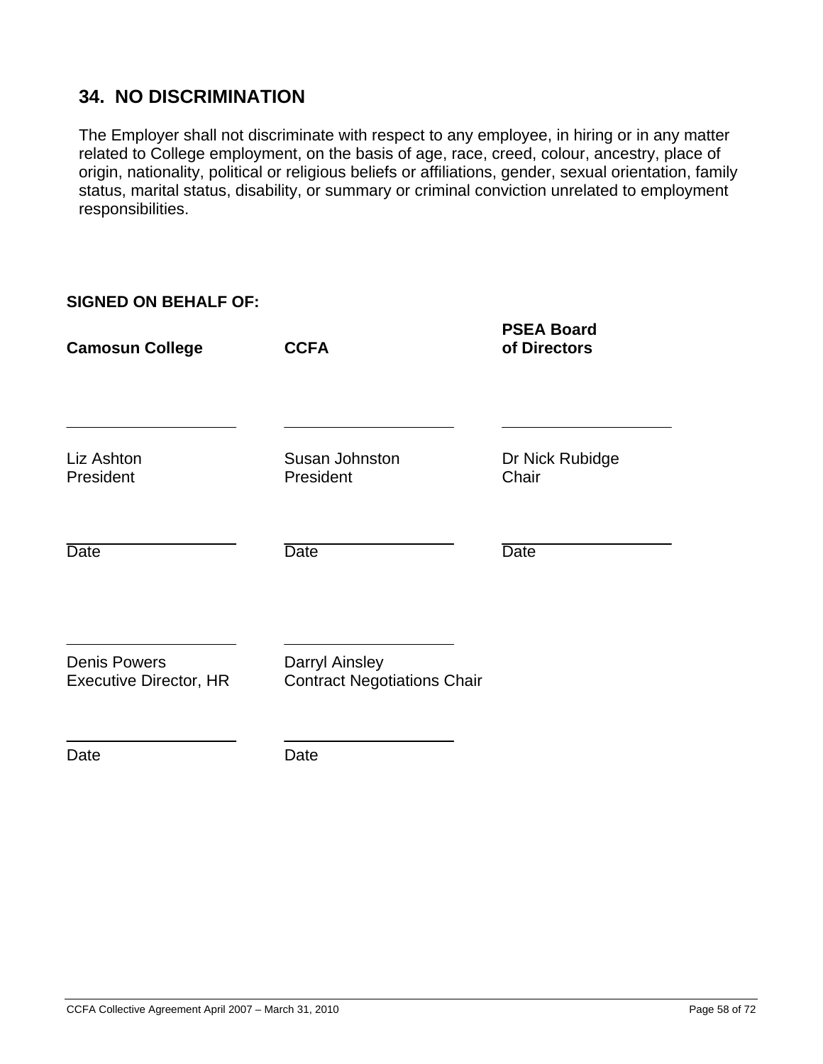## 34. NO DISCRIMINATION

The Employer shall not discriminate with respect to any employee, in hiring or in any matter related to College employment, on the basis of age, race, creed, colour, ancestry, place of origin, nationality, political or religious beliefs or affiliations, gender, sexual orientation, family status, marital status, disability, or summary or criminal conviction unrelated to employment responsibilities.

**SIGNED ON BEHALF OF:**

| **Camosun College** | **CCFA** | **PSEA Board of Directors** |
|---|---|---|
| \_\_\_\_\_\_\_\_\_\_\_\_\_\_\_\_\_\_\_\_ | \_\_\_\_\_\_\_\_\_\_\_\_\_\_\_\_\_\_\_\_ | \_\_\_\_\_\_\_\_\_\_\_\_\_\_\_\_\_\_\_\_ |
| Liz Ashton<br>President | Susan Johnston<br>President | Dr Nick Rubidge<br>Chair |
| \_\_\_\_\_\_\_\_\_\_\_\_\_\_\_\_\_\_\_\_<br>Date | \_\_\_\_\_\_\_\_\_\_\_\_\_\_\_\_\_\_\_\_<br>Date | \_\_\_\_\_\_\_\_\_\_\_\_\_\_\_\_\_\_\_\_<br>Date |
| \_\_\_\_\_\_\_\_\_\_\_\_\_\_\_\_\_\_\_\_ | \_\_\_\_\_\_\_\_\_\_\_\_\_\_\_\_\_\_\_\_ | |
| Denis Powers<br>Executive Director, HR | Darryl Ainsley<br>Contract Negotiations Chair | |
| \_\_\_\_\_\_\_\_\_\_\_\_\_\_\_\_\_\_\_\_<br>Date | \_\_\_\_\_\_\_\_\_\_\_\_\_\_\_\_\_\_\_\_<br>Date | |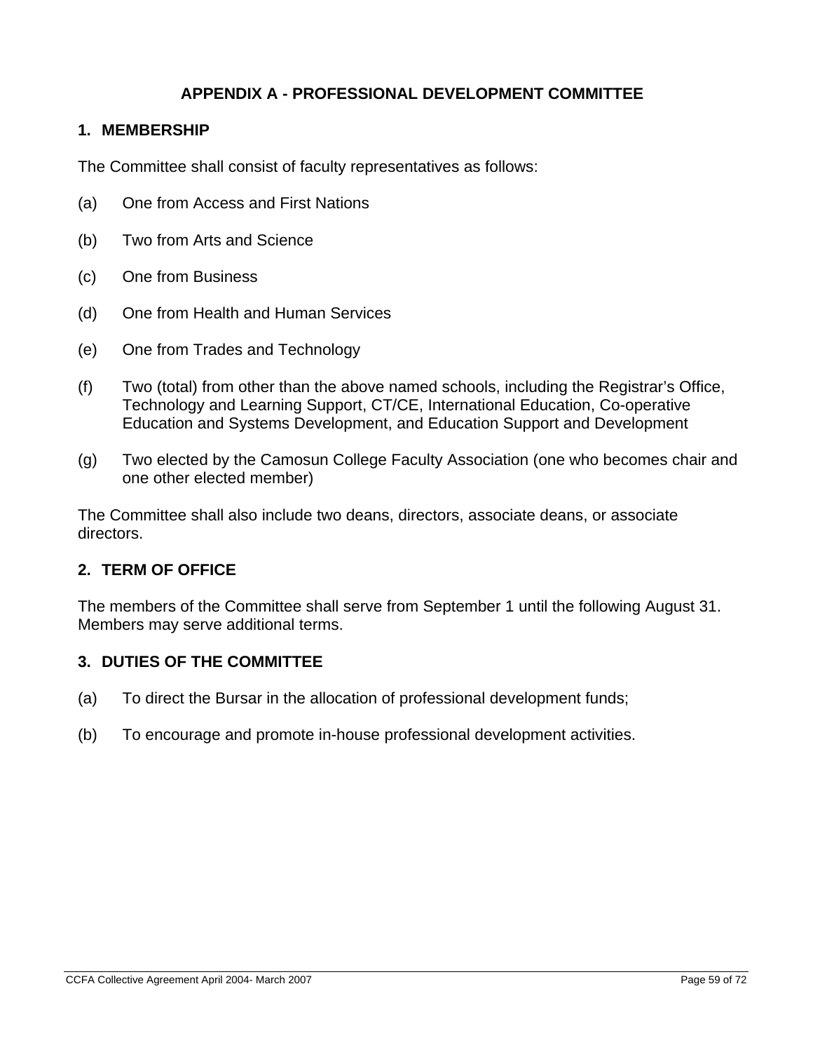# APPENDIX A - PROFESSIONAL DEVELOPMENT COMMITTEE

## 1. MEMBERSHIP

The Committee shall consist of faculty representatives as follows:

(a) One from Access and First Nations

(b) Two from Arts and Science

(c) One from Business

(d) One from Health and Human Services

(e) One from Trades and Technology

(f) Two (total) from other than the above named schools, including the Registrar's Office, Technology and Learning Support, CT/CE, International Education, Co-operative Education and Systems Development, and Education Support and Development

(g) Two elected by the Camosun College Faculty Association (one who becomes chair and one other elected member)

The Committee shall also include two deans, directors, associate deans, or associate directors.

## 2. TERM OF OFFICE

The members of the Committee shall serve from September 1 until the following August 31. Members may serve additional terms.

## 3. DUTIES OF THE COMMITTEE

(a) To direct the Bursar in the allocation of professional development funds;

(b) To encourage and promote in-house professional development activities.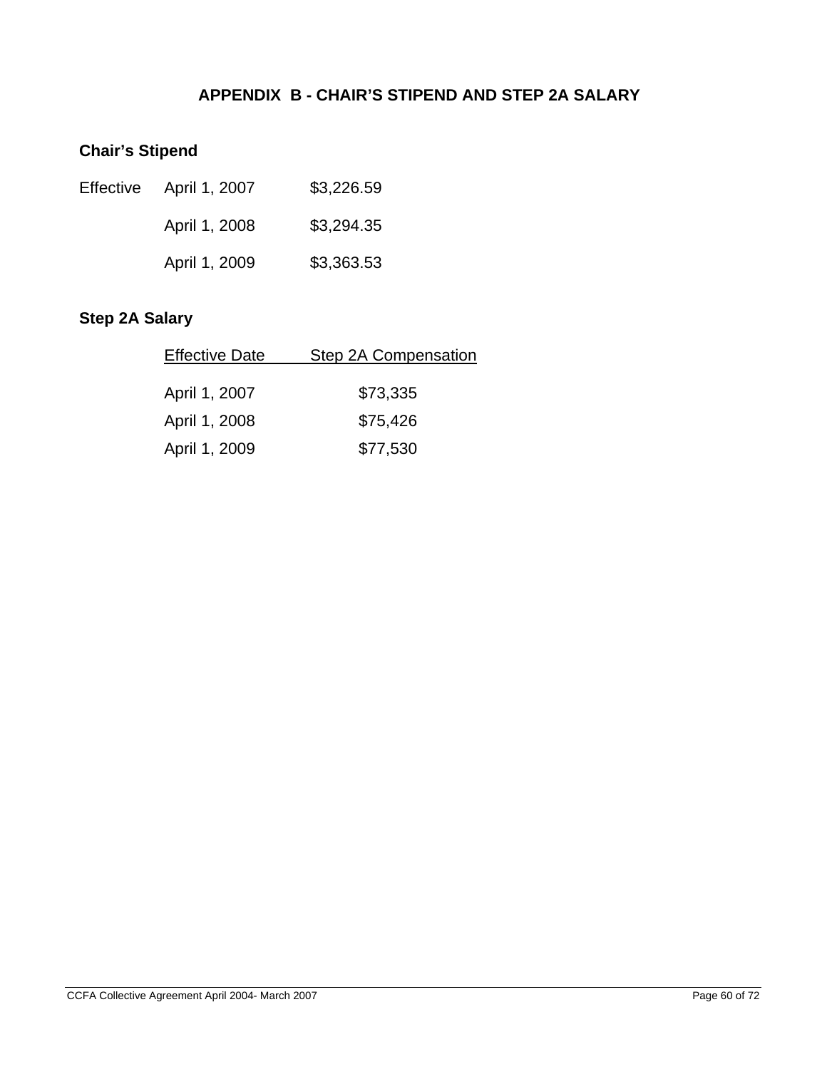# APPENDIX B - CHAIR'S STIPEND AND STEP 2A SALARY

## Chair's Stipend

| | | |
|---|---|---|
| Effective | April 1, 2007 | $3,226.59 |
| | April 1, 2008 | $3,294.35 |
| | April 1, 2009 | $3,363.53 |

## Step 2A Salary

| Effective Date | Step 2A Compensation |
|---|---|
| April 1, 2007 | $73,335 |
| April 1, 2008 | $75,426 |
| April 1, 2009 | $77,530 |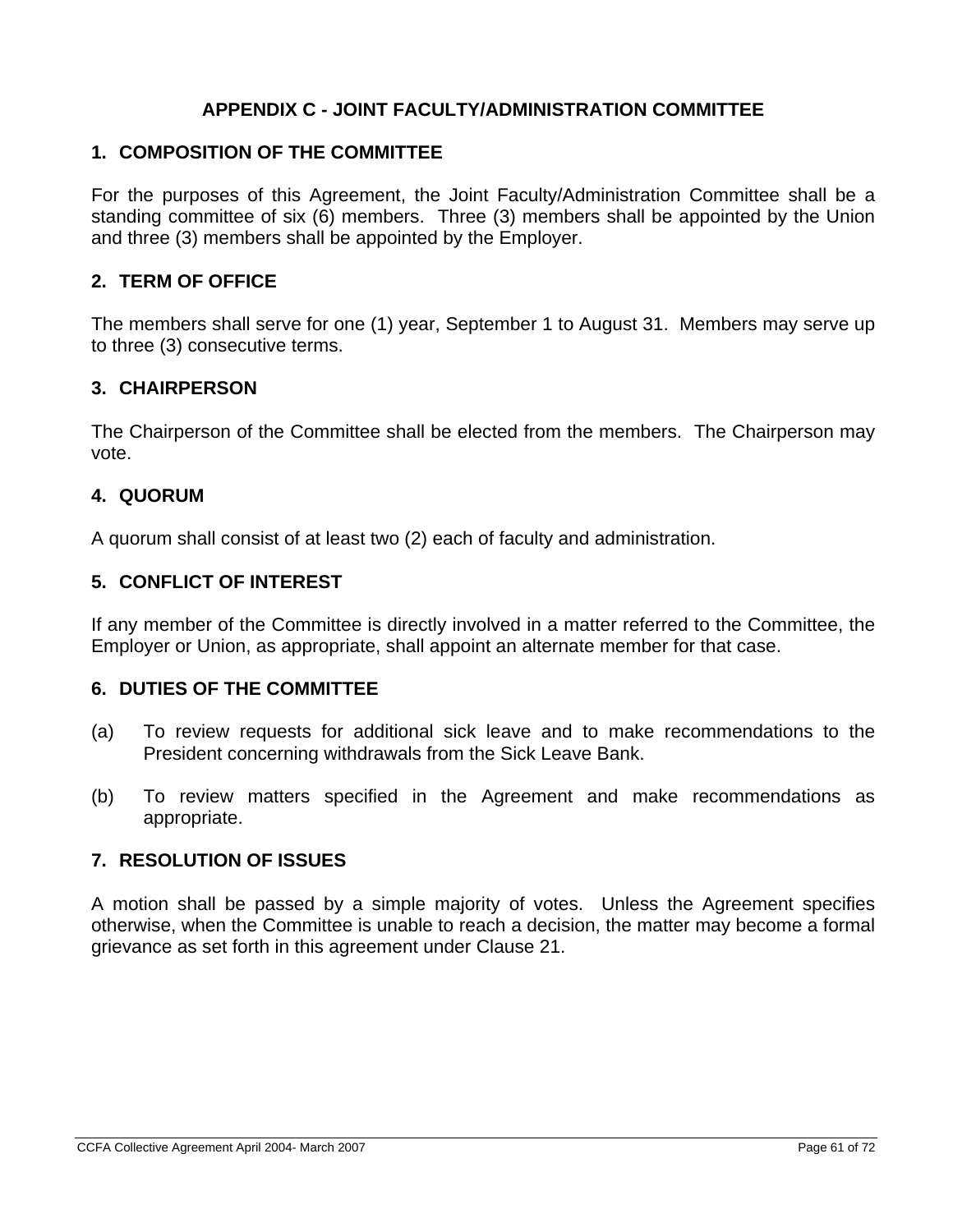# APPENDIX C - JOINT FACULTY/ADMINISTRATION COMMITTEE

## 1. COMPOSITION OF THE COMMITTEE

For the purposes of this Agreement, the Joint Faculty/Administration Committee shall be a standing committee of six (6) members. Three (3) members shall be appointed by the Union and three (3) members shall be appointed by the Employer.

## 2. TERM OF OFFICE

The members shall serve for one (1) year, September 1 to August 31. Members may serve up to three (3) consecutive terms.

## 3. CHAIRPERSON

The Chairperson of the Committee shall be elected from the members. The Chairperson may vote.

## 4. QUORUM

A quorum shall consist of at least two (2) each of faculty and administration.

## 5. CONFLICT OF INTEREST

If any member of the Committee is directly involved in a matter referred to the Committee, the Employer or Union, as appropriate, shall appoint an alternate member for that case.

## 6. DUTIES OF THE COMMITTEE

(a) To review requests for additional sick leave and to make recommendations to the President concerning withdrawals from the Sick Leave Bank.

(b) To review matters specified in the Agreement and make recommendations as appropriate.

## 7. RESOLUTION OF ISSUES

A motion shall be passed by a simple majority of votes. Unless the Agreement specifies otherwise, when the Committee is unable to reach a decision, the matter may become a formal grievance as set forth in this agreement under Clause 21.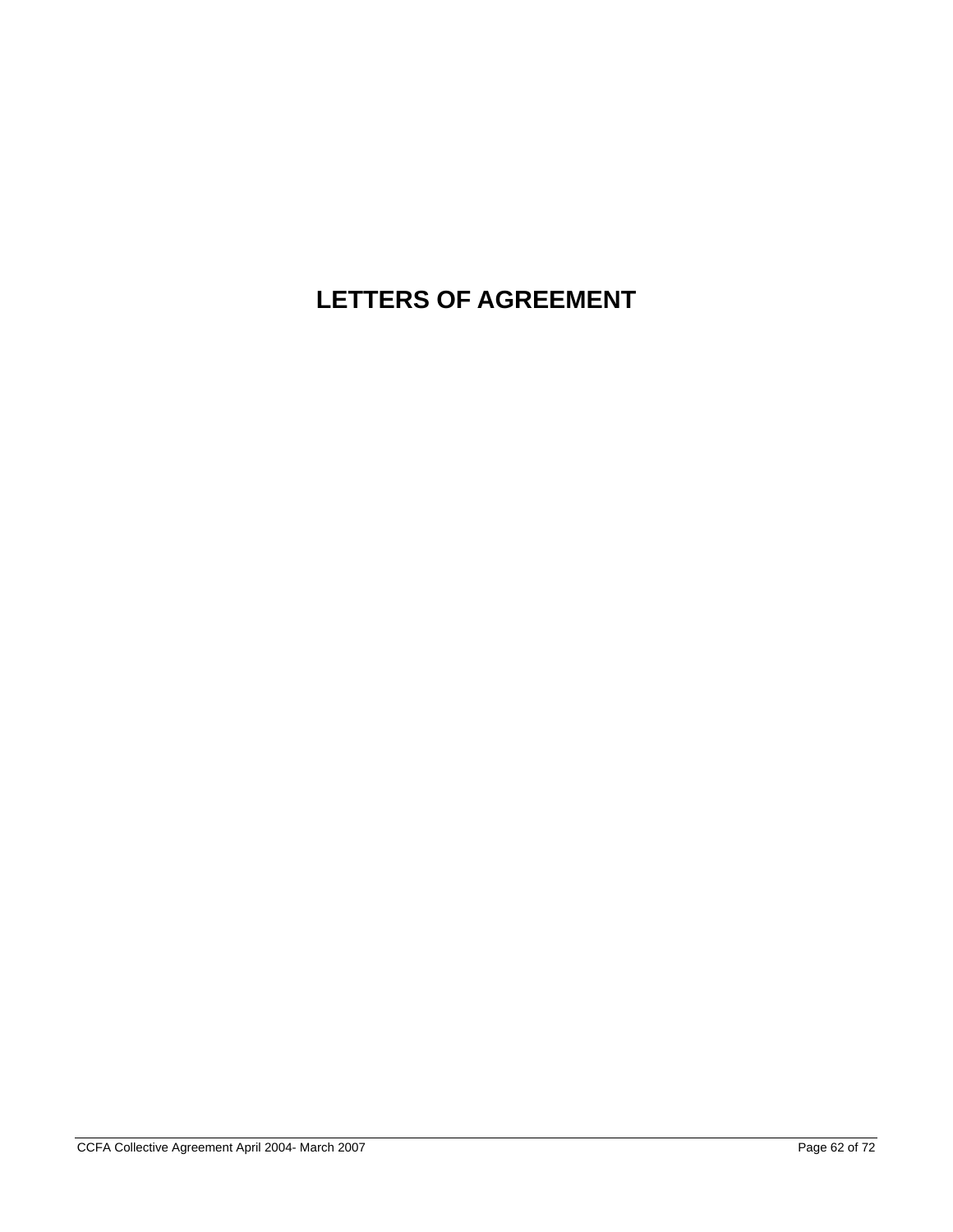# LETTERS OF AGREEMENT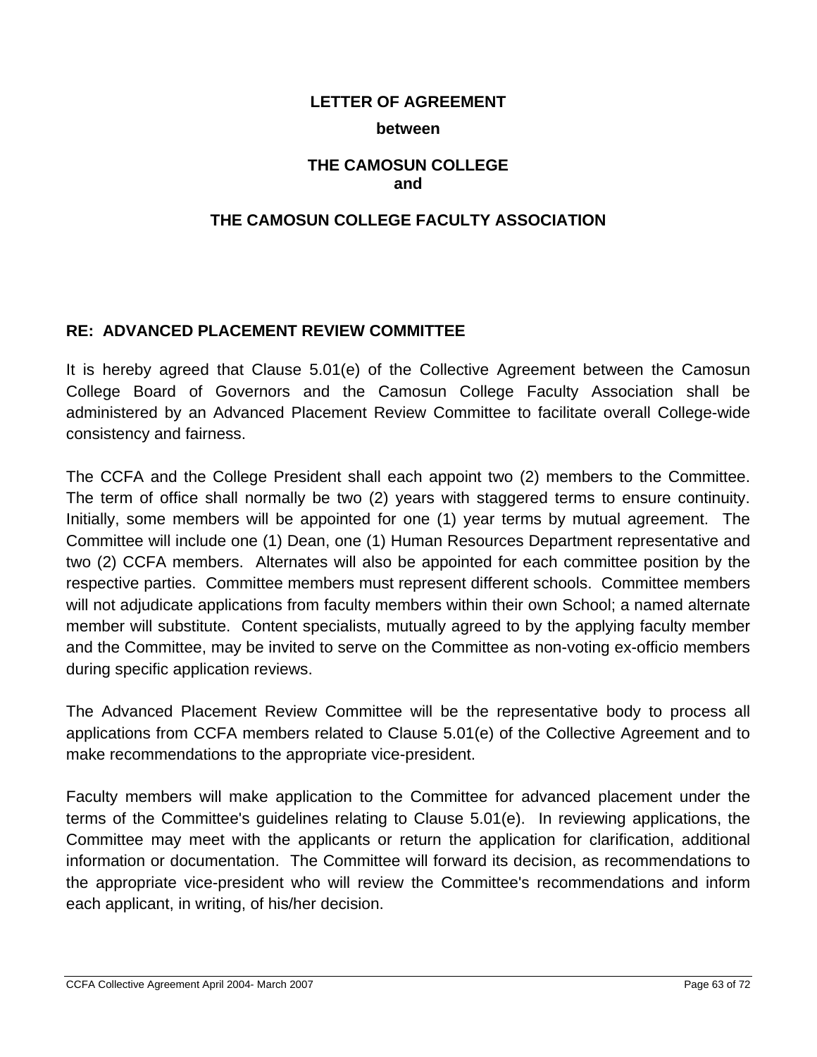**LETTER OF AGREEMENT**

**between**

**THE CAMOSUN COLLEGE**
**and**

**THE CAMOSUN COLLEGE FACULTY ASSOCIATION**

**RE: ADVANCED PLACEMENT REVIEW COMMITTEE**

It is hereby agreed that Clause 5.01(e) of the Collective Agreement between the Camosun College Board of Governors and the Camosun College Faculty Association shall be administered by an Advanced Placement Review Committee to facilitate overall College-wide consistency and fairness.

The CCFA and the College President shall each appoint two (2) members to the Committee. The term of office shall normally be two (2) years with staggered terms to ensure continuity. Initially, some members will be appointed for one (1) year terms by mutual agreement. The Committee will include one (1) Dean, one (1) Human Resources Department representative and two (2) CCFA members. Alternates will also be appointed for each committee position by the respective parties. Committee members must represent different schools. Committee members will not adjudicate applications from faculty members within their own School; a named alternate member will substitute. Content specialists, mutually agreed to by the applying faculty member and the Committee, may be invited to serve on the Committee as non-voting ex-officio members during specific application reviews.

The Advanced Placement Review Committee will be the representative body to process all applications from CCFA members related to Clause 5.01(e) of the Collective Agreement and to make recommendations to the appropriate vice-president.

Faculty members will make application to the Committee for advanced placement under the terms of the Committee's guidelines relating to Clause 5.01(e). In reviewing applications, the Committee may meet with the applicants or return the application for clarification, additional information or documentation. The Committee will forward its decision, as recommendations to the appropriate vice-president who will review the Committee's recommendations and inform each applicant, in writing, of his/her decision.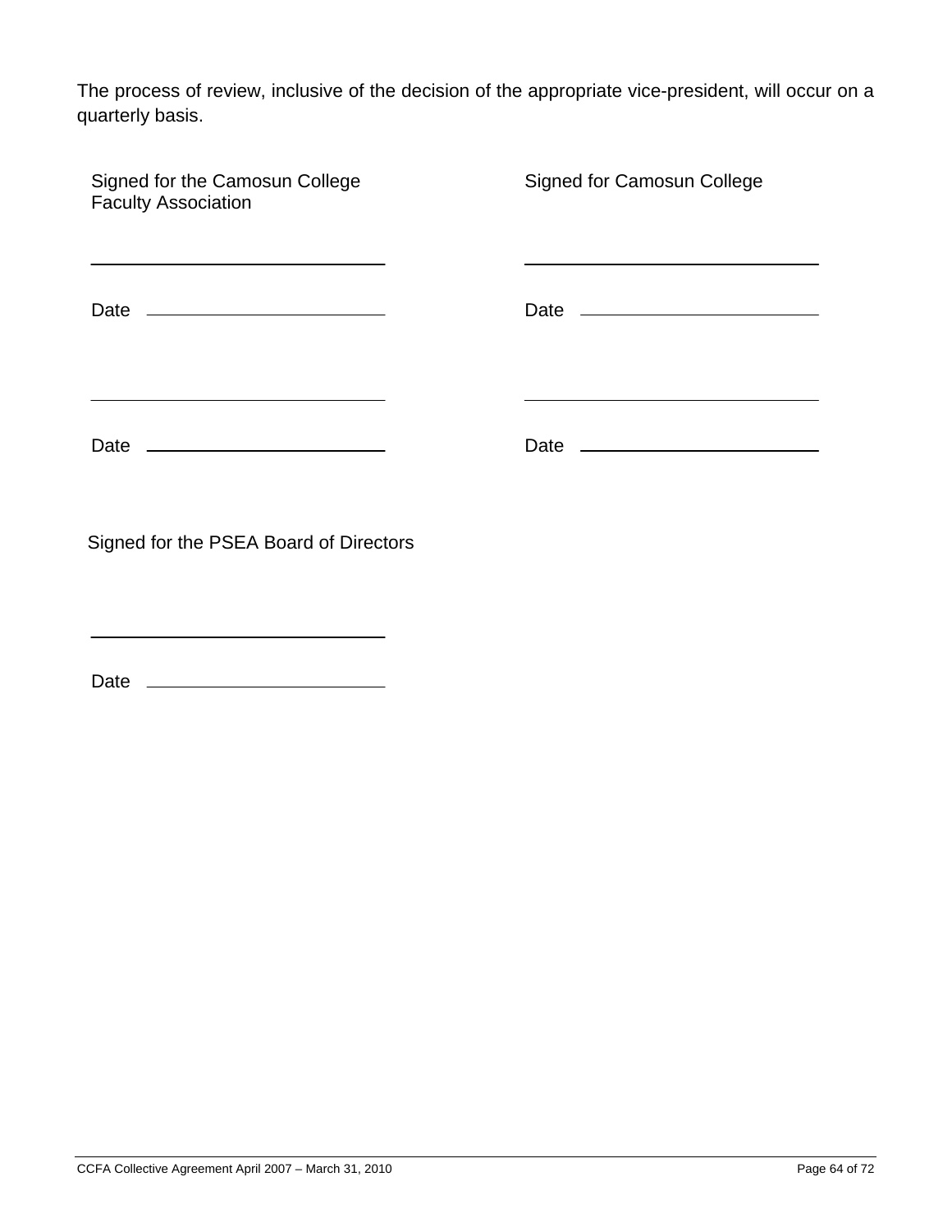The process of review, inclusive of the decision of the appropriate vice-president, will occur on a quarterly basis.

| Signed for the Camosun College Faculty Association | Signed for Camosun College |
| --- | --- |
| ______________________________ | ______________________________ |
| Date ______________________ | Date ______________________ |
| ______________________________ | ______________________________ |
| Date ______________________ | Date ______________________ |

Signed for the PSEA Board of Directors

______________________________

Date ______________________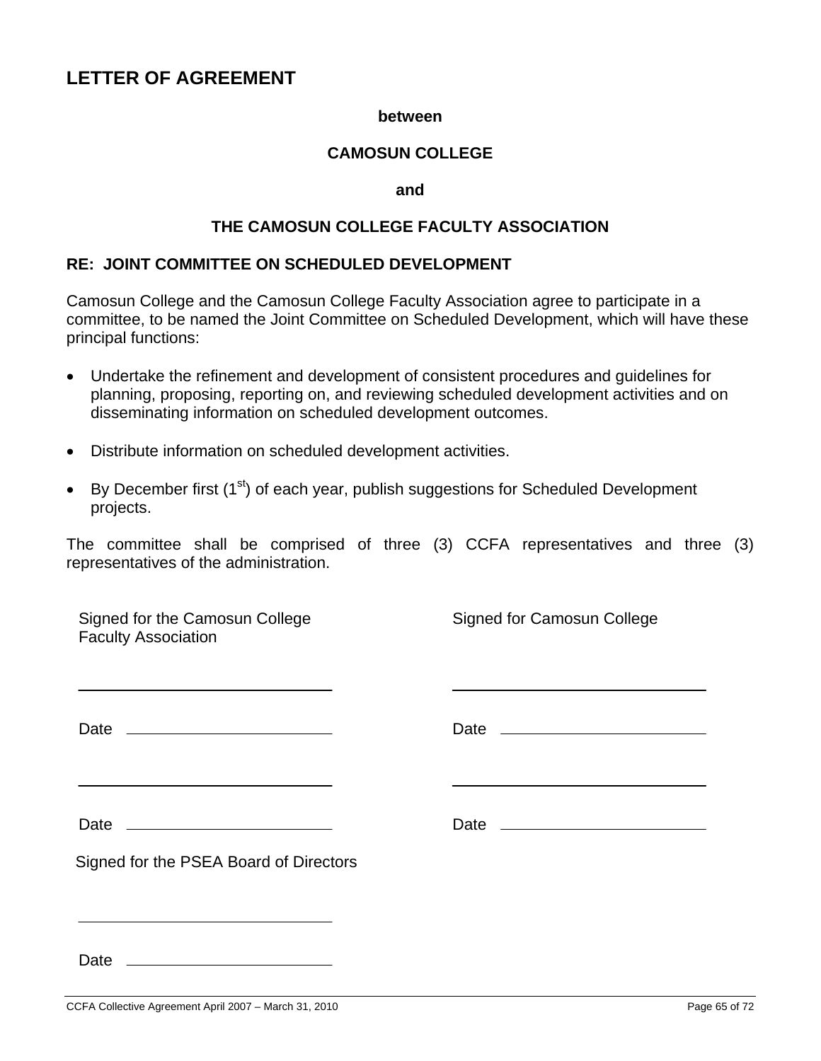# LETTER OF AGREEMENT

**between**

**CAMOSUN COLLEGE**

**and**

**THE CAMOSUN COLLEGE FACULTY ASSOCIATION**

## RE: JOINT COMMITTEE ON SCHEDULED DEVELOPMENT

Camosun College and the Camosun College Faculty Association agree to participate in a committee, to be named the Joint Committee on Scheduled Development, which will have these principal functions:

- Undertake the refinement and development of consistent procedures and guidelines for planning, proposing, reporting on, and reviewing scheduled development activities and on disseminating information on scheduled development outcomes.
- Distribute information on scheduled development activities.
- By December first (1st) of each year, publish suggestions for Scheduled Development projects.

The committee shall be comprised of three (3) CCFA representatives and three (3) representatives of the administration.

Signed for the Camosun College Faculty Association

\_\_\_\_\_\_\_\_\_\_\_\_\_\_\_\_\_\_\_\_\_\_\_\_\_\_\_\_

Date \_\_\_\_\_\_\_\_\_\_\_\_\_\_\_\_\_\_\_\_\_\_

\_\_\_\_\_\_\_\_\_\_\_\_\_\_\_\_\_\_\_\_\_\_\_\_\_\_\_\_

Date \_\_\_\_\_\_\_\_\_\_\_\_\_\_\_\_\_\_\_\_\_\_

Signed for Camosun College

\_\_\_\_\_\_\_\_\_\_\_\_\_\_\_\_\_\_\_\_\_\_\_\_\_\_\_\_

Date \_\_\_\_\_\_\_\_\_\_\_\_\_\_\_\_\_\_\_\_\_\_

\_\_\_\_\_\_\_\_\_\_\_\_\_\_\_\_\_\_\_\_\_\_\_\_\_\_\_\_

Date \_\_\_\_\_\_\_\_\_\_\_\_\_\_\_\_\_\_\_\_\_\_

Signed for the PSEA Board of Directors

\_\_\_\_\_\_\_\_\_\_\_\_\_\_\_\_\_\_\_\_\_\_\_\_\_\_\_\_

Date \_\_\_\_\_\_\_\_\_\_\_\_\_\_\_\_\_\_\_\_\_\_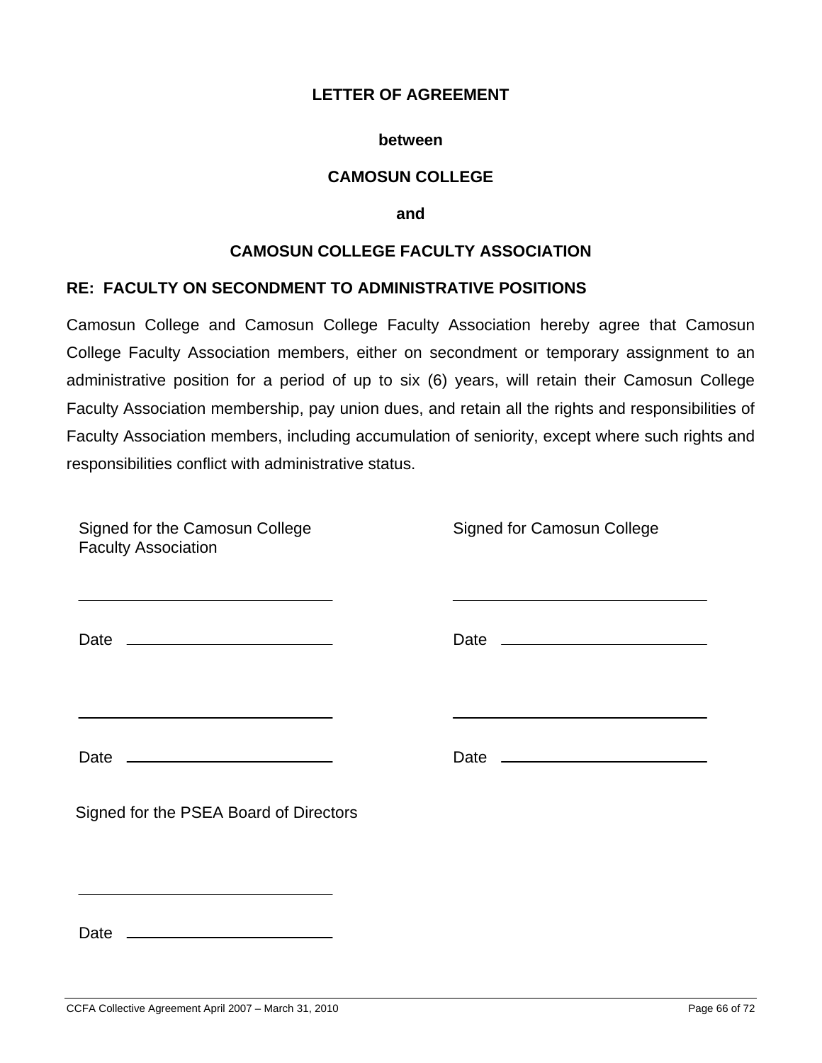**LETTER OF AGREEMENT**

**between**

**CAMOSUN COLLEGE**

**and**

**CAMOSUN COLLEGE FACULTY ASSOCIATION**

**RE: FACULTY ON SECONDMENT TO ADMINISTRATIVE POSITIONS**

Camosun College and Camosun College Faculty Association hereby agree that Camosun College Faculty Association members, either on secondment or temporary assignment to an administrative position for a period of up to six (6) years, will retain their Camosun College Faculty Association membership, pay union dues, and retain all the rights and responsibilities of Faculty Association members, including accumulation of seniority, except where such rights and responsibilities conflict with administrative status.

| Signed for the Camosun College Faculty Association | Signed for Camosun College |
|---|---|
| ______________________________ | ______________________________ |
| Date ______________________ | Date ______________________ |
| ______________________________ | ______________________________ |
| Date ______________________ | Date ______________________ |

Signed for the PSEA Board of Directors

______________________________

Date ______________________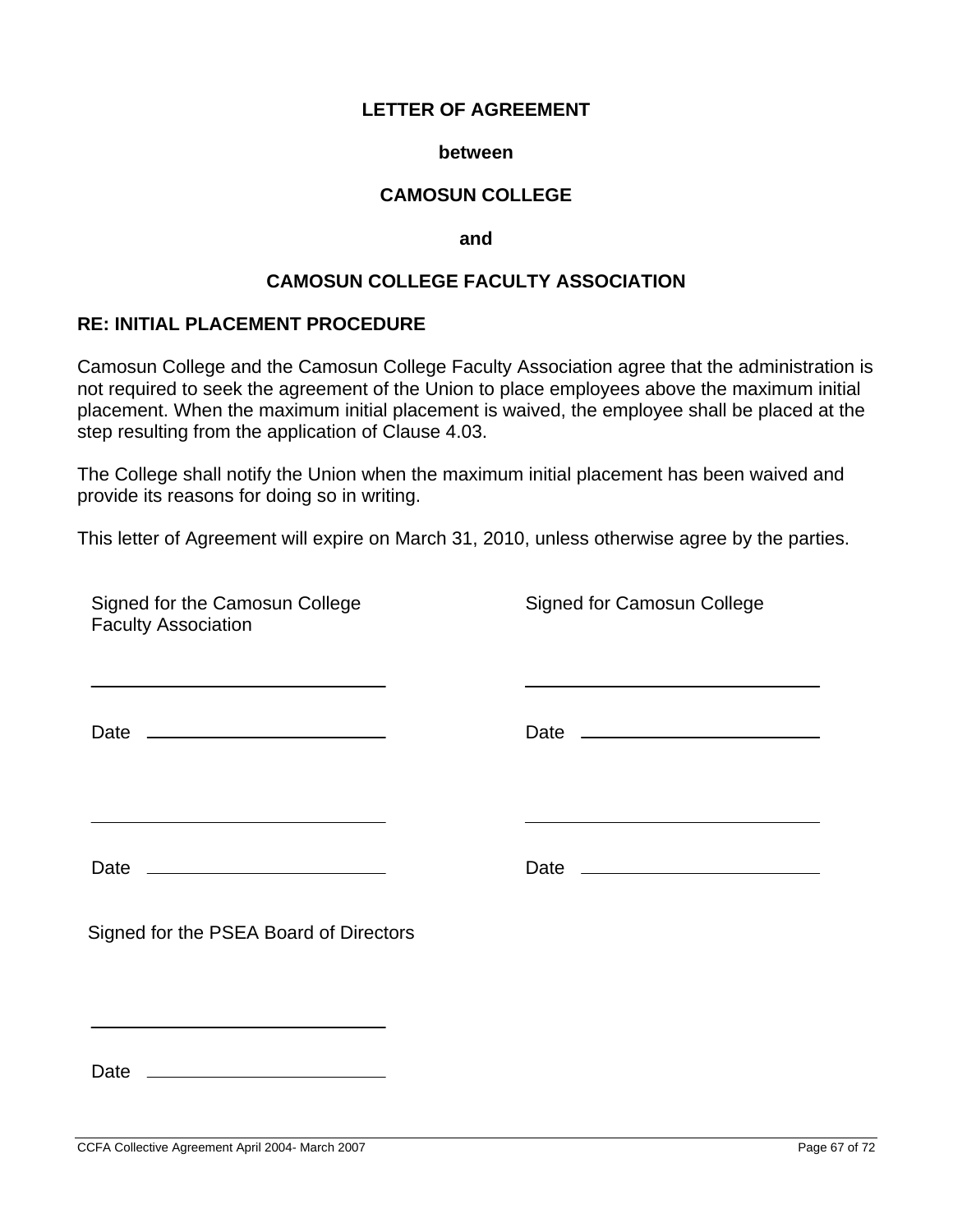**LETTER OF AGREEMENT**

**between**

**CAMOSUN COLLEGE**

**and**

**CAMOSUN COLLEGE FACULTY ASSOCIATION**

**RE: INITIAL PLACEMENT PROCEDURE**

Camosun College and the Camosun College Faculty Association agree that the administration is not required to seek the agreement of the Union to place employees above the maximum initial placement. When the maximum initial placement is waived, the employee shall be placed at the step resulting from the application of Clause 4.03.

The College shall notify the Union when the maximum initial placement has been waived and provide its reasons for doing so in writing.

This letter of Agreement will expire on March 31, 2010, unless otherwise agree by the parties.

| Signed for the Camosun College Faculty Association | Signed for Camosun College |
|---|---|
| ______________________________ | ______________________________ |
| Date ________________________ | Date ________________________ |
| ______________________________ | ______________________________ |
| Date ________________________ | Date ________________________ |

Signed for the PSEA Board of Directors

______________________________

Date ________________________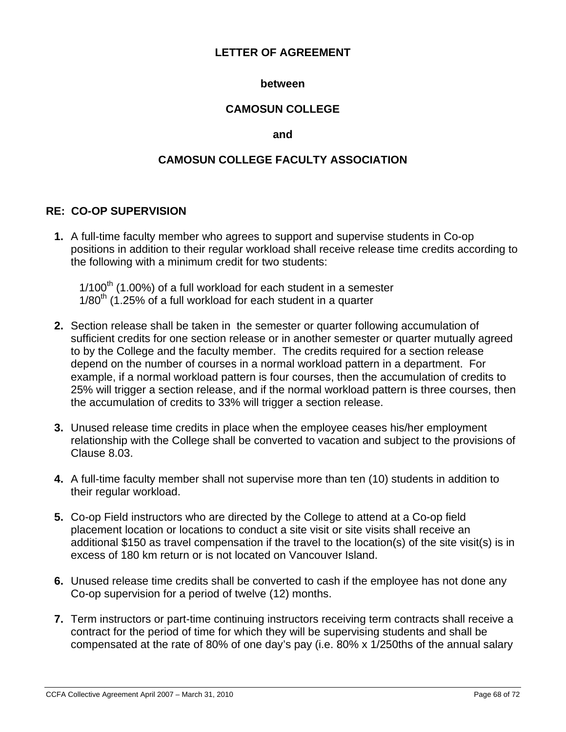**LETTER OF AGREEMENT**

**between**

**CAMOSUN COLLEGE**

**and**

**CAMOSUN COLLEGE FACULTY ASSOCIATION**

**RE: CO-OP SUPERVISION**

1. A full-time faculty member who agrees to support and supervise students in Co-op positions in addition to their regular workload shall receive release time credits according to the following with a minimum credit for two students:

   1/100th (1.00%) of a full workload for each student in a semester
   1/80th (1.25% of a full workload for each student in a quarter

2. Section release shall be taken in the semester or quarter following accumulation of sufficient credits for one section release or in another semester or quarter mutually agreed to by the College and the faculty member. The credits required for a section release depend on the number of courses in a normal workload pattern in a department. For example, if a normal workload pattern is four courses, then the accumulation of credits to 25% will trigger a section release, and if the normal workload pattern is three courses, then the accumulation of credits to 33% will trigger a section release.

3. Unused release time credits in place when the employee ceases his/her employment relationship with the College shall be converted to vacation and subject to the provisions of Clause 8.03.

4. A full-time faculty member shall not supervise more than ten (10) students in addition to their regular workload.

5. Co-op Field instructors who are directed by the College to attend at a Co-op field placement location or locations to conduct a site visit or site visits shall receive an additional $150 as travel compensation if the travel to the location(s) of the site visit(s) is in excess of 180 km return or is not located on Vancouver Island.

6. Unused release time credits shall be converted to cash if the employee has not done any Co-op supervision for a period of twelve (12) months.

7. Term instructors or part-time continuing instructors receiving term contracts shall receive a contract for the period of time for which they will be supervising students and shall be compensated at the rate of 80% of one day's pay (i.e. 80% x 1/250ths of the annual salary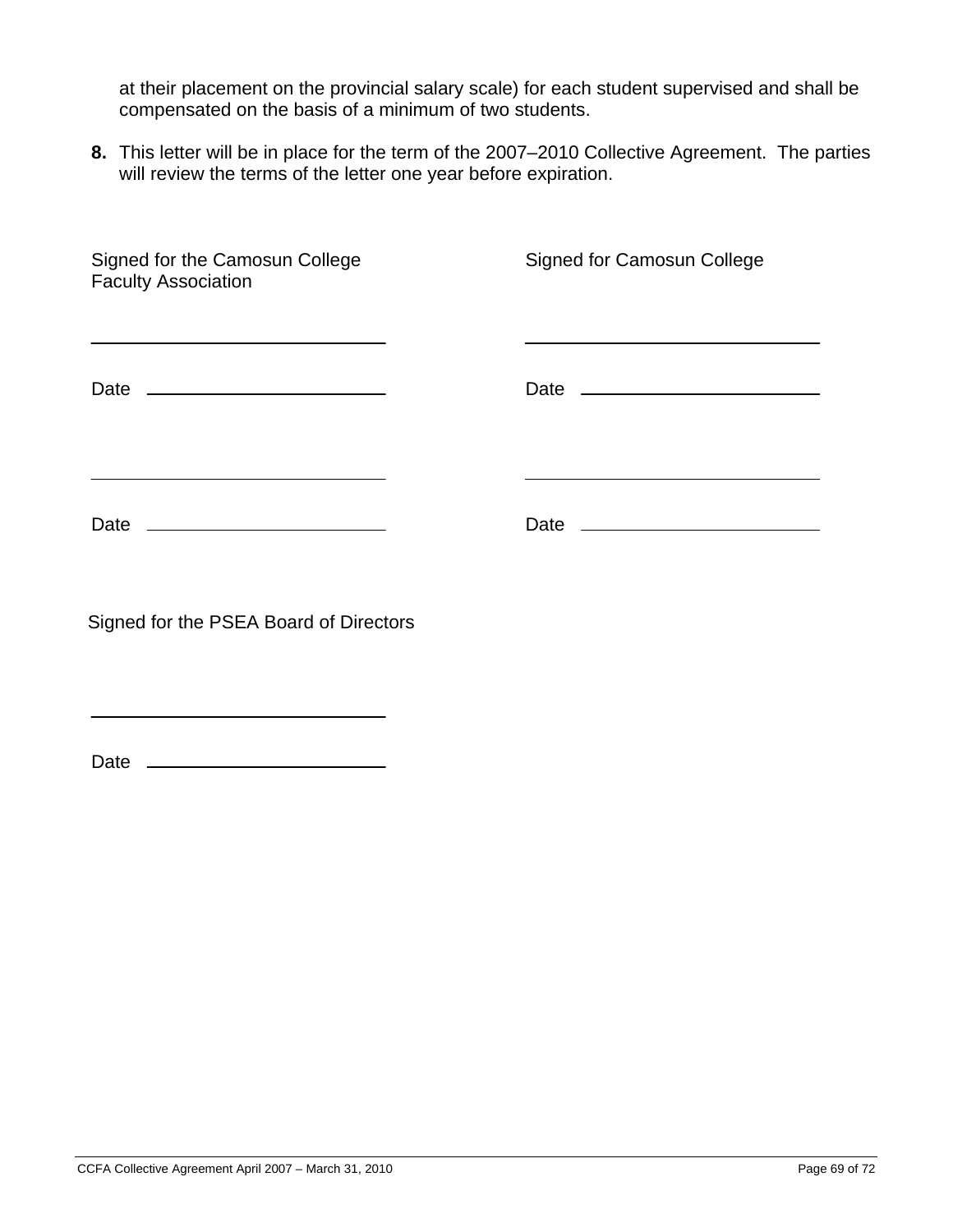at their placement on the provincial salary scale) for each student supervised and shall be compensated on the basis of a minimum of two students.

**8.** This letter will be in place for the term of the 2007–2010 Collective Agreement. The parties will review the terms of the letter one year before expiration.

| Signed for the Camosun College Faculty Association | Signed for Camosun College |
|---|---|
| \_\_\_\_\_\_\_\_\_\_\_\_\_\_\_\_\_\_\_\_\_\_\_\_\_\_\_\_ | \_\_\_\_\_\_\_\_\_\_\_\_\_\_\_\_\_\_\_\_\_\_\_\_\_\_\_\_ |
| Date \_\_\_\_\_\_\_\_\_\_\_\_\_\_\_\_\_\_\_\_\_\_\_ | Date \_\_\_\_\_\_\_\_\_\_\_\_\_\_\_\_\_\_\_\_\_\_\_ |
| \_\_\_\_\_\_\_\_\_\_\_\_\_\_\_\_\_\_\_\_\_\_\_\_\_\_\_\_ | \_\_\_\_\_\_\_\_\_\_\_\_\_\_\_\_\_\_\_\_\_\_\_\_\_\_\_\_ |
| Date \_\_\_\_\_\_\_\_\_\_\_\_\_\_\_\_\_\_\_\_\_\_\_ | Date \_\_\_\_\_\_\_\_\_\_\_\_\_\_\_\_\_\_\_\_\_\_\_ |

Signed for the PSEA Board of Directors

\_\_\_\_\_\_\_\_\_\_\_\_\_\_\_\_\_\_\_\_\_\_\_\_\_\_\_\_

Date \_\_\_\_\_\_\_\_\_\_\_\_\_\_\_\_\_\_\_\_\_\_\_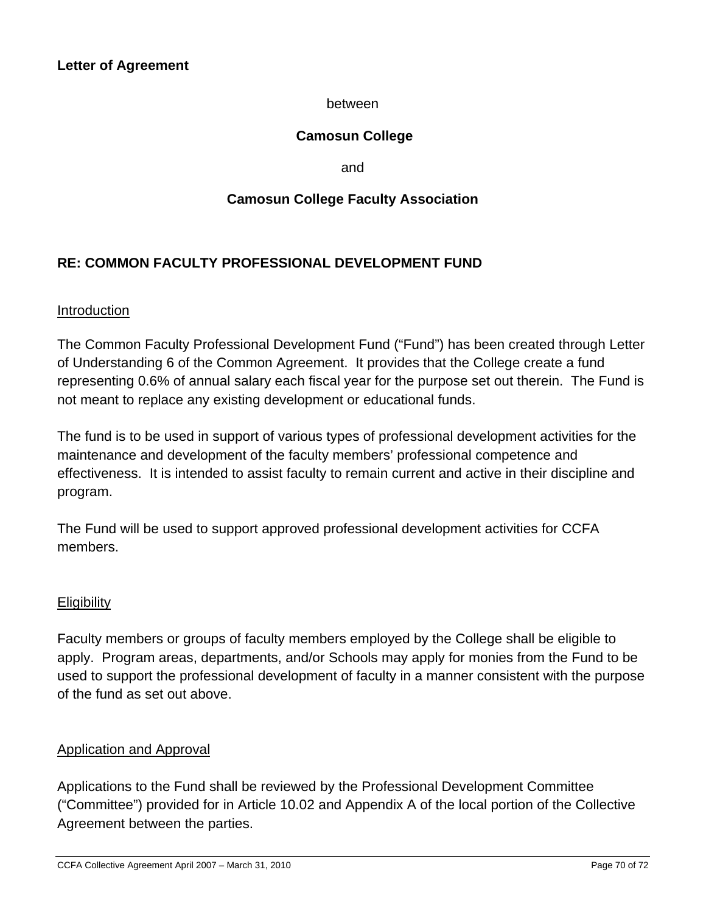**Letter of Agreement**

between

**Camosun College**

and

**Camosun College Faculty Association**

## RE: COMMON FACULTY PROFESSIONAL DEVELOPMENT FUND

Introduction

The Common Faculty Professional Development Fund ("Fund") has been created through Letter of Understanding 6 of the Common Agreement. It provides that the College create a fund representing 0.6% of annual salary each fiscal year for the purpose set out therein. The Fund is not meant to replace any existing development or educational funds.

The fund is to be used in support of various types of professional development activities for the maintenance and development of the faculty members' professional competence and effectiveness. It is intended to assist faculty to remain current and active in their discipline and program.

The Fund will be used to support approved professional development activities for CCFA members.

Eligibility

Faculty members or groups of faculty members employed by the College shall be eligible to apply. Program areas, departments, and/or Schools may apply for monies from the Fund to be used to support the professional development of faculty in a manner consistent with the purpose of the fund as set out above.

Application and Approval

Applications to the Fund shall be reviewed by the Professional Development Committee ("Committee") provided for in Article 10.02 and Appendix A of the local portion of the Collective Agreement between the parties.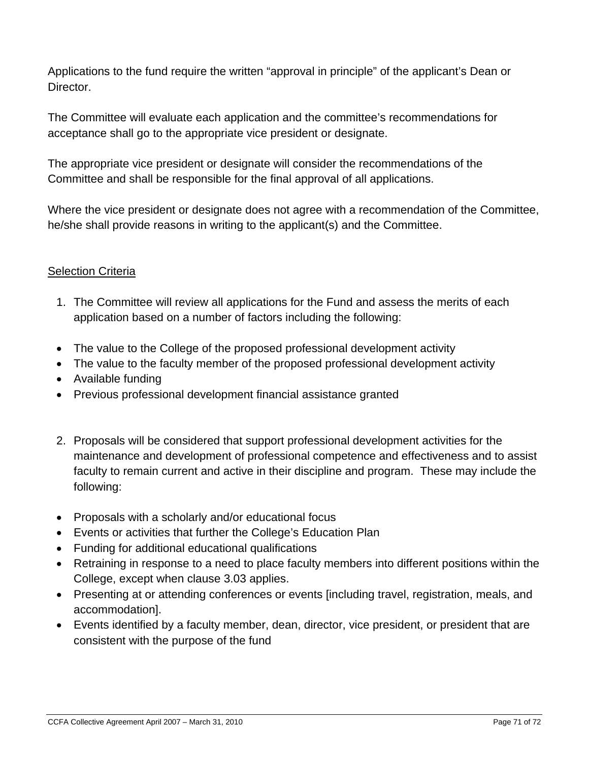Applications to the fund require the written "approval in principle" of the applicant's Dean or Director.

The Committee will evaluate each application and the committee's recommendations for acceptance shall go to the appropriate vice president or designate.

The appropriate vice president or designate will consider the recommendations of the Committee and shall be responsible for the final approval of all applications.

Where the vice president or designate does not agree with a recommendation of the Committee, he/she shall provide reasons in writing to the applicant(s) and the Committee.

<u>Selection Criteria</u>

1. The Committee will review all applications for the Fund and assess the merits of each application based on a number of factors including the following:

- The value to the College of the proposed professional development activity
- The value to the faculty member of the proposed professional development activity
- Available funding
- Previous professional development financial assistance granted

2. Proposals will be considered that support professional development activities for the maintenance and development of professional competence and effectiveness and to assist faculty to remain current and active in their discipline and program. These may include the following:

- Proposals with a scholarly and/or educational focus
- Events or activities that further the College's Education Plan
- Funding for additional educational qualifications
- Retraining in response to a need to place faculty members into different positions within the College, except when clause 3.03 applies.
- Presenting at or attending conferences or events [including travel, registration, meals, and accommodation].
- Events identified by a faculty member, dean, director, vice president, or president that are consistent with the purpose of the fund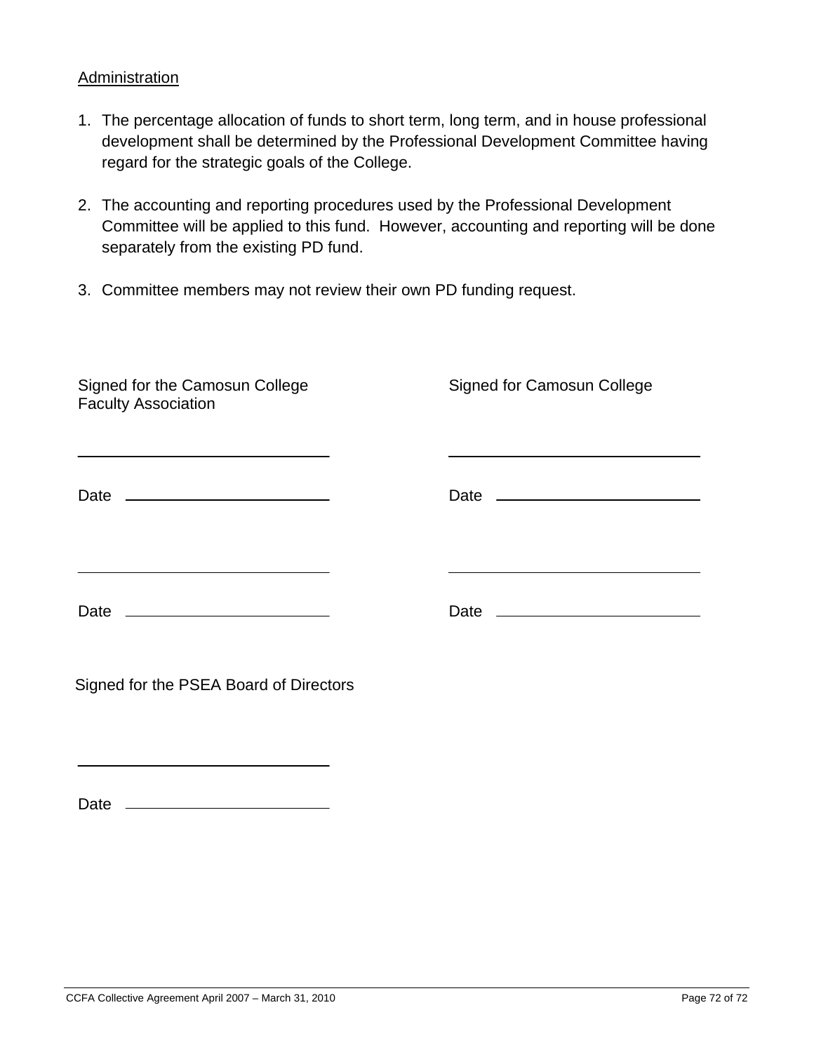Administration

1. The percentage allocation of funds to short term, long term, and in house professional development shall be determined by the Professional Development Committee having regard for the strategic goals of the College.

2. The accounting and reporting procedures used by the Professional Development Committee will be applied to this fund. However, accounting and reporting will be done separately from the existing PD fund.

3. Committee members may not review their own PD funding request.

Signed for the Camosun College Faculty Association

______________________________

Date ________________________

______________________________

Date ________________________

Signed for Camosun College

______________________________

Date ________________________

______________________________

Date ________________________

Signed for the PSEA Board of Directors

______________________________

Date ________________________